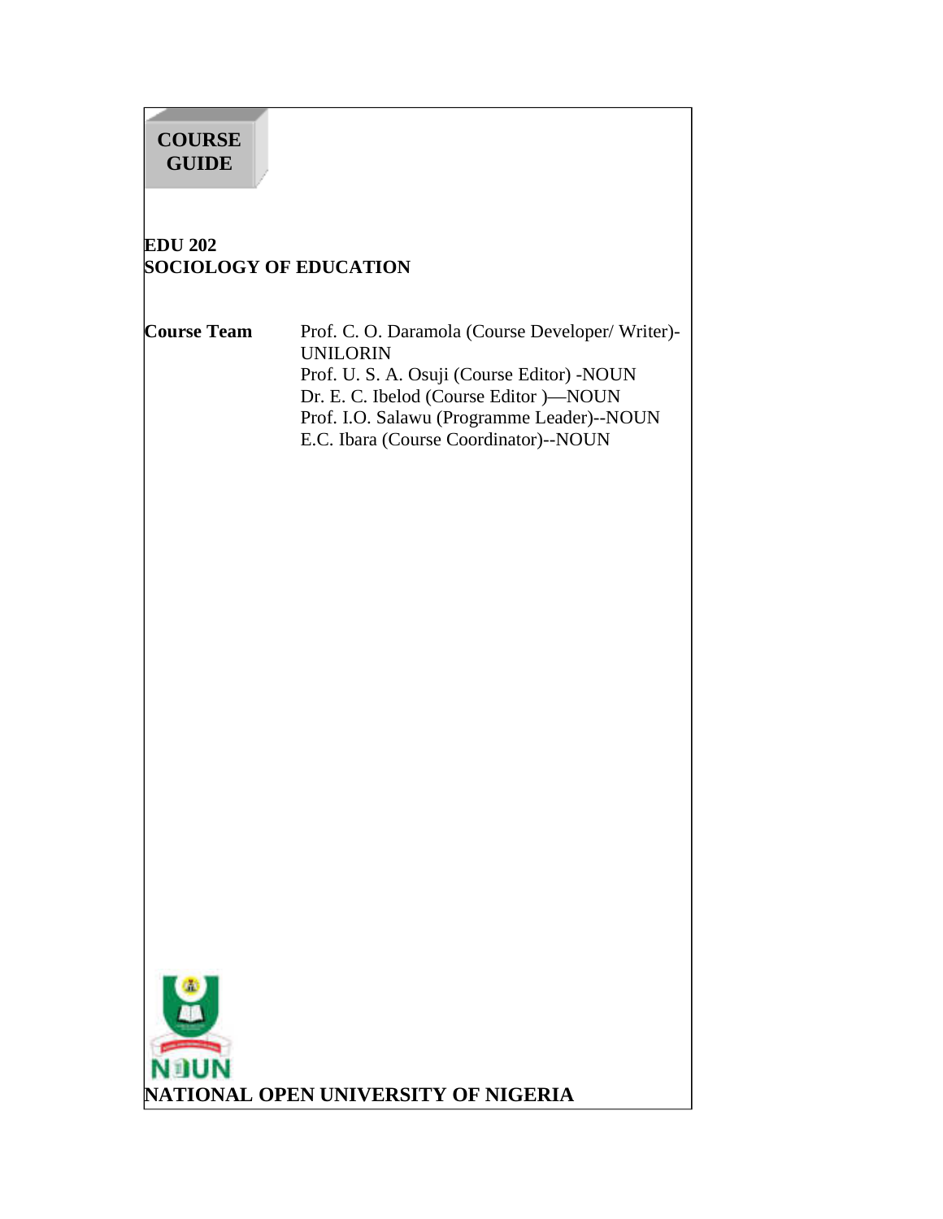**COURSE GUIDE**

# EDU 202
# SOCIOLOGY OF EDUCATION

| **Course Team** | Prof. C. O. Daramola (Course Developer/ Writer)-UNILORIN |
| --- | --- |
| | Prof. U. S. A. Osuji (Course Editor) -NOUN |
| | Dr. E. C. Ibelod (Course Editor )—NOUN |
| | Prof. I.O. Salawu (Programme Leader)--NOUN |
| | E.C. Ibara (Course Coordinator)--NOUN |

NOUN

**NATIONAL OPEN UNIVERSITY OF NIGERIA**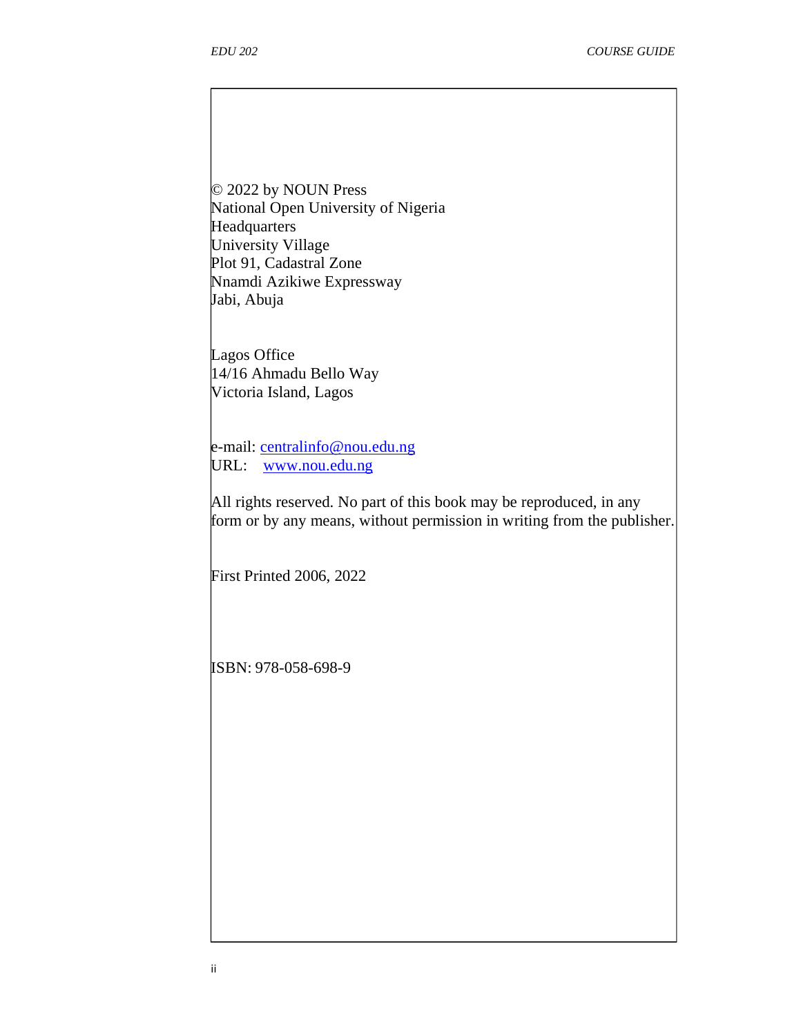© 2022 by NOUN Press
National Open University of Nigeria
Headquarters
University Village
Plot 91, Cadastral Zone
Nnamdi Azikiwe Expressway
Jabi, Abuja

Lagos Office
14/16 Ahmadu Bello Way
Victoria Island, Lagos

e-mail: centralinfo@nou.edu.ng
URL: www.nou.edu.ng

All rights reserved. No part of this book may be reproduced, in any form or by any means, without permission in writing from the publisher.

First Printed 2006, 2022

ISBN: 978-058-698-9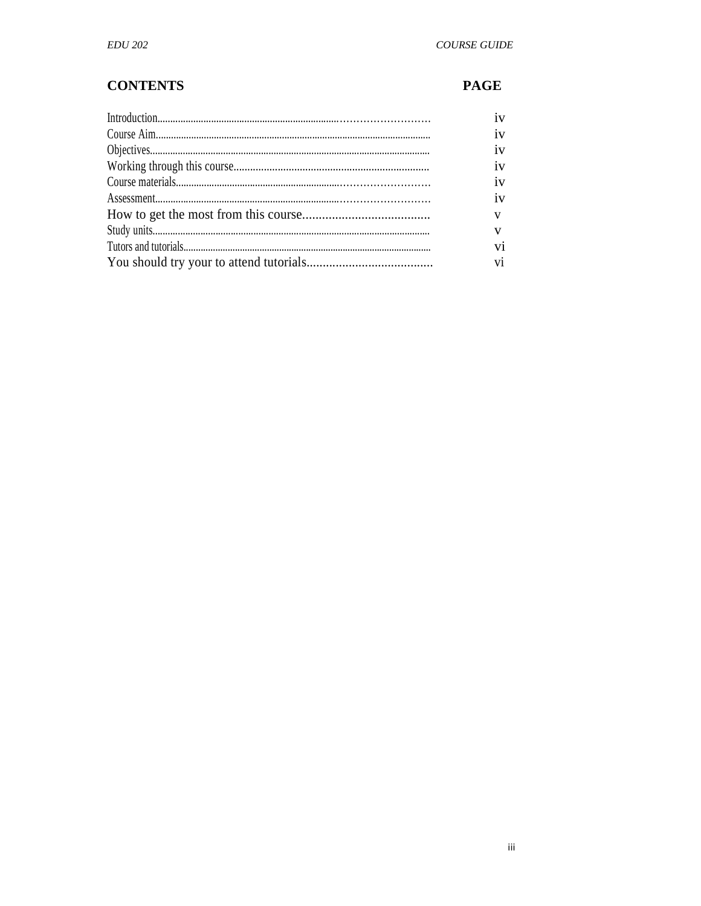| CONTENTS | PAGE |
|---|---|
| Introduction | iv |
| Course Aim | iv |
| Objectives | iv |
| Working through this course | iv |
| Course materials | iv |
| Assessment | iv |
| How to get the most from this course | v |
| Study units | v |
| Tutors and tutorials | vi |
| You should try your to attend tutorials | vi |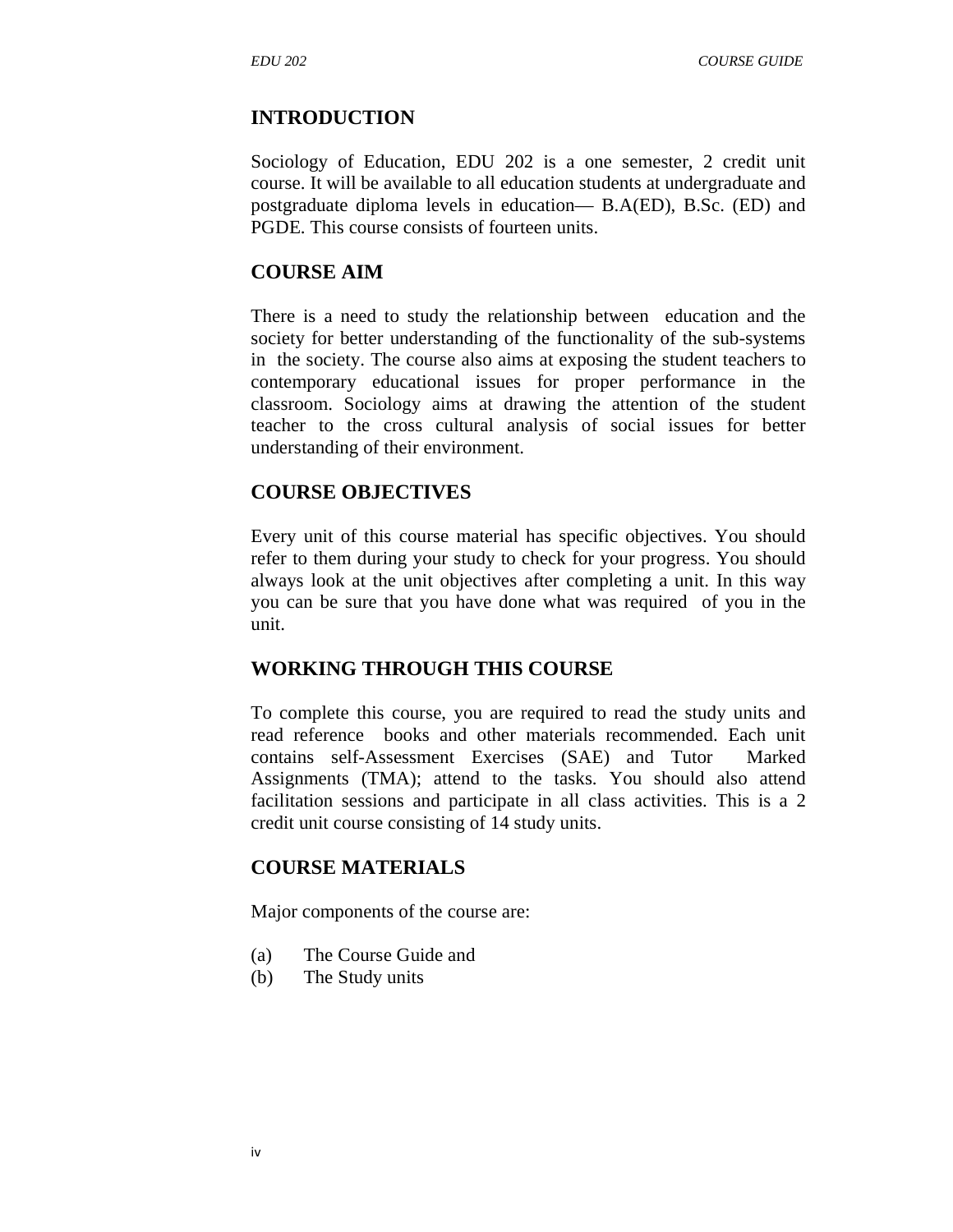## INTRODUCTION

Sociology of Education, EDU 202 is a one semester, 2 credit unit course. It will be available to all education students at undergraduate and postgraduate diploma levels in education— B.A(ED), B.Sc. (ED) and PGDE. This course consists of fourteen units.

## COURSE AIM

There is a need to study the relationship between education and the society for better understanding of the functionality of the sub-systems in the society. The course also aims at exposing the student teachers to contemporary educational issues for proper performance in the classroom. Sociology aims at drawing the attention of the student teacher to the cross cultural analysis of social issues for better understanding of their environment.

## COURSE OBJECTIVES

Every unit of this course material has specific objectives. You should refer to them during your study to check for your progress. You should always look at the unit objectives after completing a unit. In this way you can be sure that you have done what was required of you in the unit.

## WORKING THROUGH THIS COURSE

To complete this course, you are required to read the study units and read reference books and other materials recommended. Each unit contains self-Assessment Exercises (SAE) and Tutor Marked Assignments (TMA); attend to the tasks. You should also attend facilitation sessions and participate in all class activities. This is a 2 credit unit course consisting of 14 study units.

## COURSE MATERIALS

Major components of the course are:

(a) The Course Guide and
(b) The Study units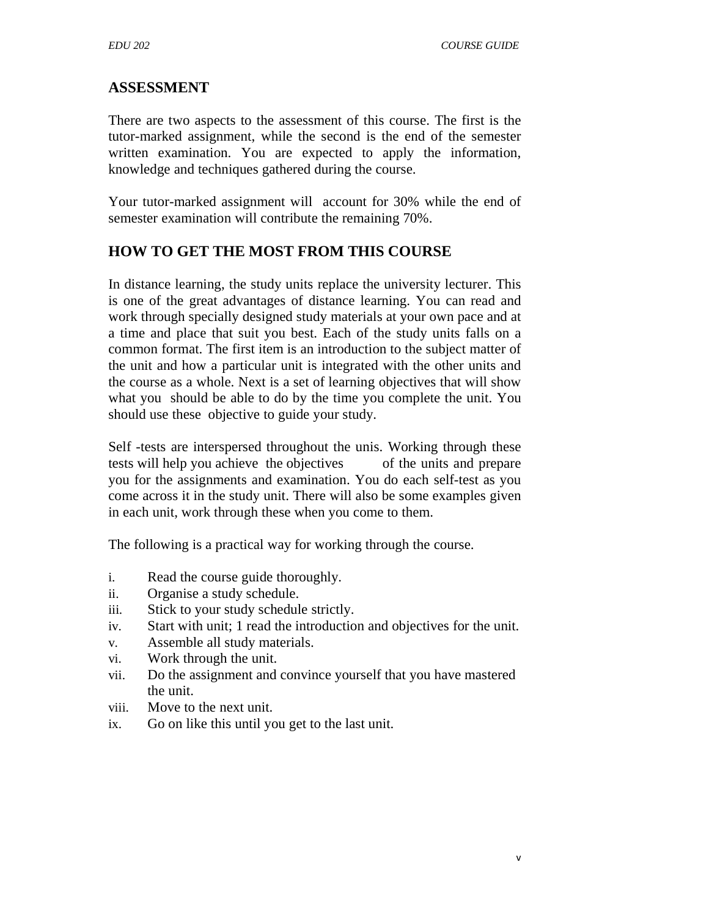## ASSESSMENT

There are two aspects to the assessment of this course. The first is the tutor-marked assignment, while the second is the end of the semester written examination. You are expected to apply the information, knowledge and techniques gathered during the course.

Your tutor-marked assignment will account for 30% while the end of semester examination will contribute the remaining 70%.

## HOW TO GET THE MOST FROM THIS COURSE

In distance learning, the study units replace the university lecturer. This is one of the great advantages of distance learning. You can read and work through specially designed study materials at your own pace and at a time and place that suit you best. Each of the study units falls on a common format. The first item is an introduction to the subject matter of the unit and how a particular unit is integrated with the other units and the course as a whole. Next is a set of learning objectives that will show what you should be able to do by the time you complete the unit. You should use these objective to guide your study.

Self -tests are interspersed throughout the unis. Working through these tests will help you achieve the objectives of the units and prepare you for the assignments and examination. You do each self-test as you come across it in the study unit. There will also be some examples given in each unit, work through these when you come to them.

The following is a practical way for working through the course.

i. Read the course guide thoroughly.
ii. Organise a study schedule.
iii. Stick to your study schedule strictly.
iv. Start with unit; 1 read the introduction and objectives for the unit.
v. Assemble all study materials.
vi. Work through the unit.
vii. Do the assignment and convince yourself that you have mastered the unit.
viii. Move to the next unit.
ix. Go on like this until you get to the last unit.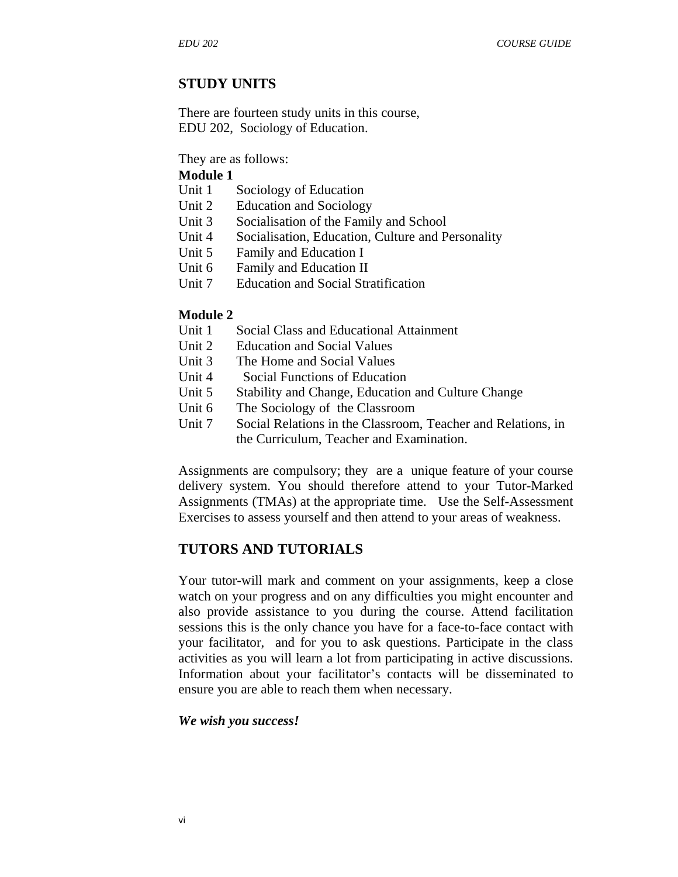## STUDY UNITS

There are fourteen study units in this course, EDU 202, Sociology of Education.

They are as follows:

**Module 1**

Unit 1 Sociology of Education
Unit 2 Education and Sociology
Unit 3 Socialisation of the Family and School
Unit 4 Socialisation, Education, Culture and Personality
Unit 5 Family and Education I
Unit 6 Family and Education II
Unit 7 Education and Social Stratification

**Module 2**

Unit 1 Social Class and Educational Attainment
Unit 2 Education and Social Values
Unit 3 The Home and Social Values
Unit 4 Social Functions of Education
Unit 5 Stability and Change, Education and Culture Change
Unit 6 The Sociology of the Classroom
Unit 7 Social Relations in the Classroom, Teacher and Relations, in the Curriculum, Teacher and Examination.

Assignments are compulsory; they are a unique feature of your course delivery system. You should therefore attend to your Tutor-Marked Assignments (TMAs) at the appropriate time. Use the Self-Assessment Exercises to assess yourself and then attend to your areas of weakness.

## TUTORS AND TUTORIALS

Your tutor-will mark and comment on your assignments, keep a close watch on your progress and on any difficulties you might encounter and also provide assistance to you during the course. Attend facilitation sessions this is the only chance you have for a face-to-face contact with your facilitator, and for you to ask questions. Participate in the class activities as you will learn a lot from participating in active discussions. Information about your facilitator's contacts will be disseminated to ensure you are able to reach them when necessary.

***We wish you success!***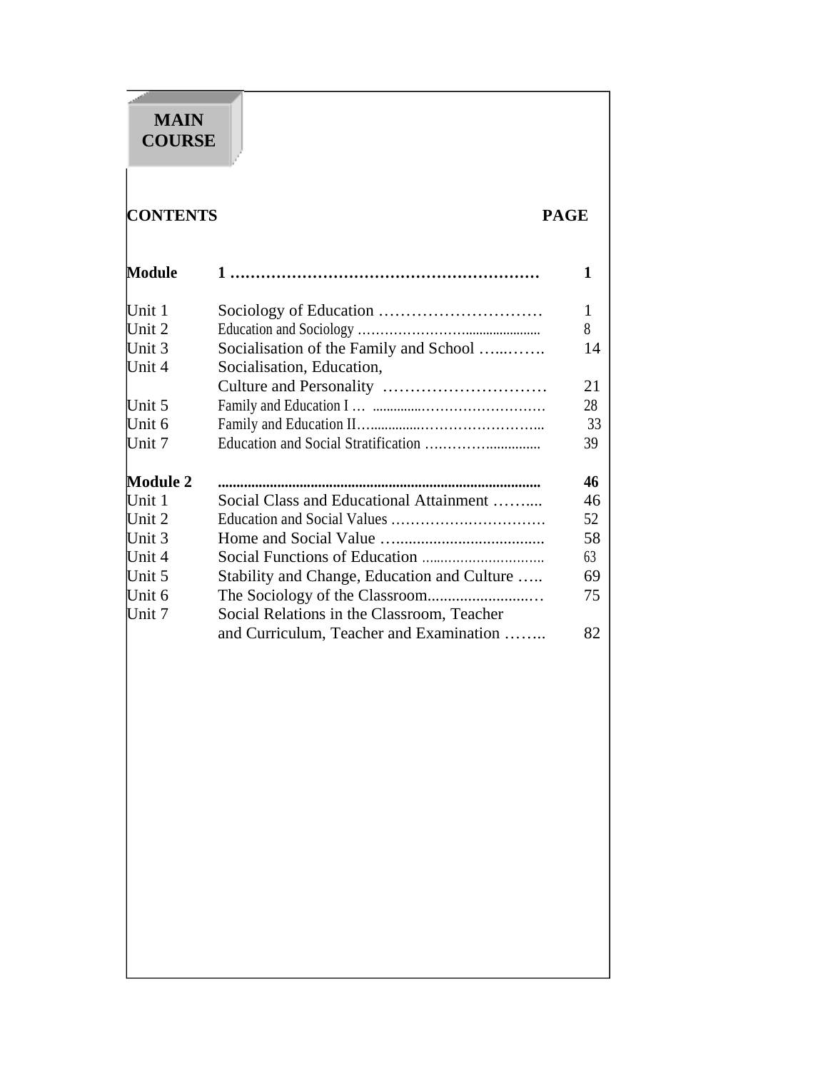# MAIN COURSE

| **CONTENTS** | | **PAGE** |
|---|---|---|
| **Module** | **1** | **1** |
| Unit 1 | Sociology of Education | 1 |
| Unit 2 | Education and Sociology | 8 |
| Unit 3 | Socialisation of the Family and School | 14 |
| Unit 4 | Socialisation, Education, Culture and Personality | 21 |
| Unit 5 | Family and Education I | 28 |
| Unit 6 | Family and Education II | 33 |
| Unit 7 | Education and Social Stratification | 39 |
| **Module 2** | | **46** |
| Unit 1 | Social Class and Educational Attainment | 46 |
| Unit 2 | Education and Social Values | 52 |
| Unit 3 | Home and Social Value | 58 |
| Unit 4 | Social Functions of Education | 63 |
| Unit 5 | Stability and Change, Education and Culture | 69 |
| Unit 6 | The Sociology of the Classroom | 75 |
| Unit 7 | Social Relations in the Classroom, Teacher and Curriculum, Teacher and Examination | 82 |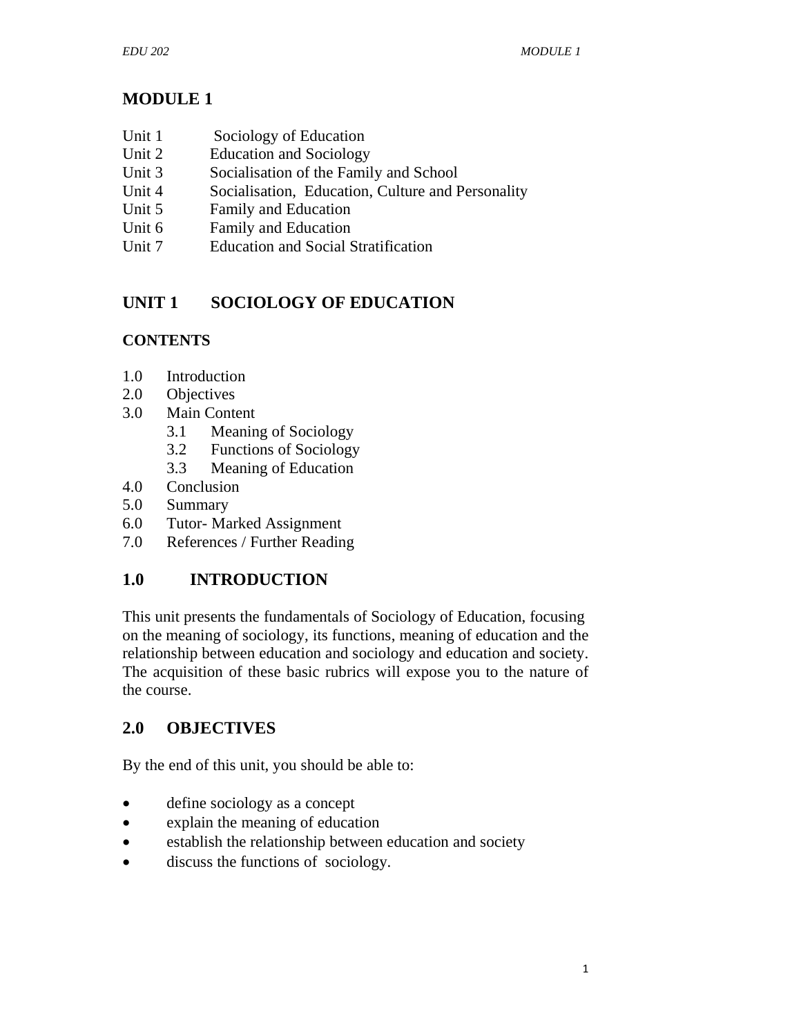# MODULE 1

Unit 1 Sociology of Education
Unit 2 Education and Sociology
Unit 3 Socialisation of the Family and School
Unit 4 Socialisation, Education, Culture and Personality
Unit 5 Family and Education
Unit 6 Family and Education
Unit 7 Education and Social Stratification

## UNIT 1 SOCIOLOGY OF EDUCATION

### CONTENTS

1.0 Introduction
2.0 Objectives
3.0 Main Content
 3.1 Meaning of Sociology
 3.2 Functions of Sociology
 3.3 Meaning of Education
4.0 Conclusion
5.0 Summary
6.0 Tutor- Marked Assignment
7.0 References / Further Reading

## 1.0 INTRODUCTION

This unit presents the fundamentals of Sociology of Education, focusing on the meaning of sociology, its functions, meaning of education and the relationship between education and sociology and education and society. The acquisition of these basic rubrics will expose you to the nature of the course.

## 2.0 OBJECTIVES

By the end of this unit, you should be able to:

- define sociology as a concept
- explain the meaning of education
- establish the relationship between education and society
- discuss the functions of sociology.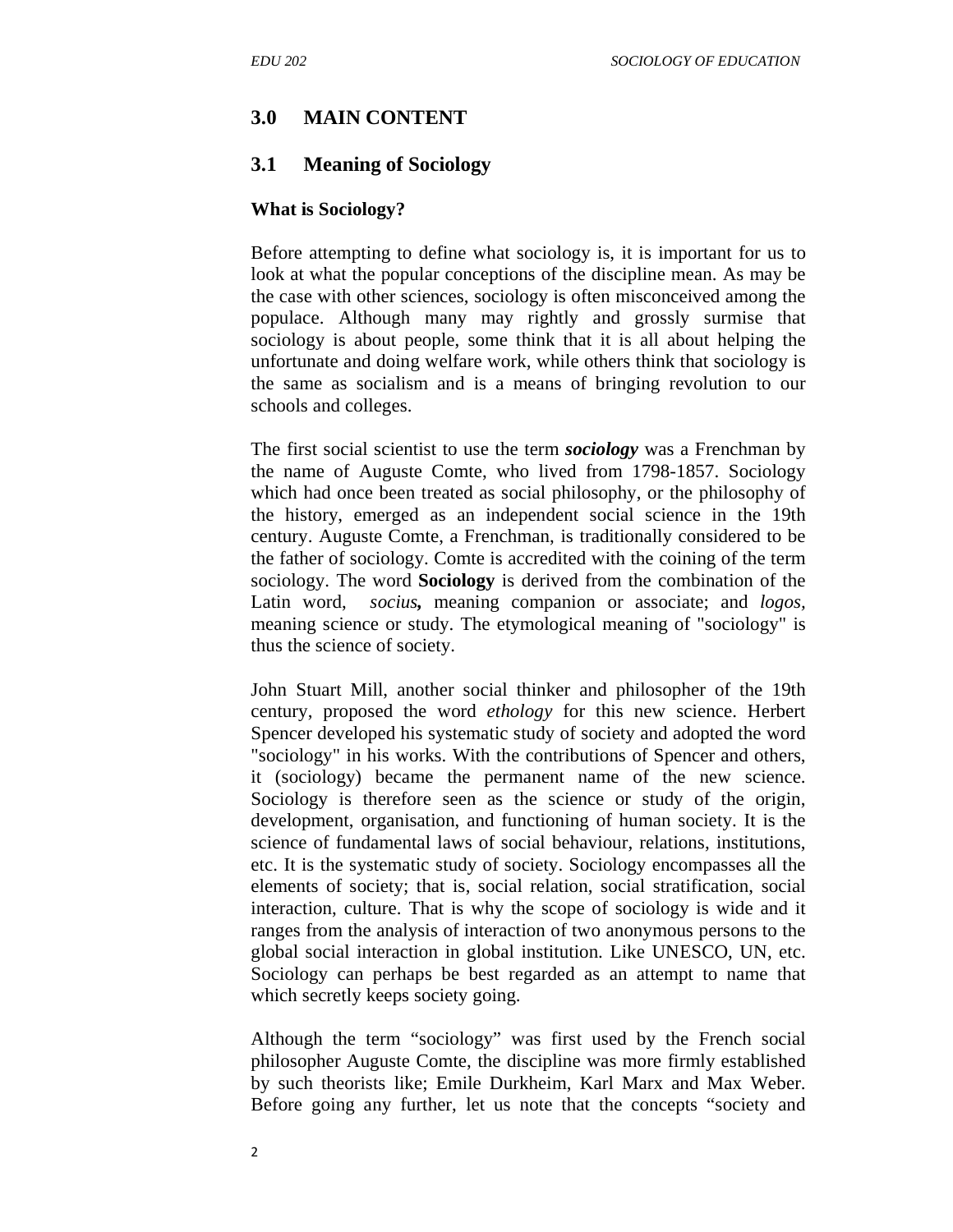## 3.0 MAIN CONTENT

### 3.1 Meaning of Sociology

**What is Sociology?**

Before attempting to define what sociology is, it is important for us to look at what the popular conceptions of the discipline mean. As may be the case with other sciences, sociology is often misconceived among the populace. Although many may rightly and grossly surmise that sociology is about people, some think that it is all about helping the unfortunate and doing welfare work, while others think that sociology is the same as socialism and is a means of bringing revolution to our schools and colleges.

The first social scientist to use the term ***sociology*** was a Frenchman by the name of Auguste Comte, who lived from 1798-1857. Sociology which had once been treated as social philosophy, or the philosophy of the history, emerged as an independent social science in the 19th century. Auguste Comte, a Frenchman, is traditionally considered to be the father of sociology. Comte is accredited with the coining of the term sociology. The word **Sociology** is derived from the combination of the Latin word, *socius***,** meaning companion or associate; and *logos*, meaning science or study. The etymological meaning of "sociology" is thus the science of society.

John Stuart Mill, another social thinker and philosopher of the 19th century, proposed the word *ethology* for this new science. Herbert Spencer developed his systematic study of society and adopted the word "sociology" in his works. With the contributions of Spencer and others, it (sociology) became the permanent name of the new science. Sociology is therefore seen as the science or study of the origin, development, organisation, and functioning of human society. It is the science of fundamental laws of social behaviour, relations, institutions, etc. It is the systematic study of society. Sociology encompasses all the elements of society; that is, social relation, social stratification, social interaction, culture. That is why the scope of sociology is wide and it ranges from the analysis of interaction of two anonymous persons to the global social interaction in global institution. Like UNESCO, UN, etc. Sociology can perhaps be best regarded as an attempt to name that which secretly keeps society going.

Although the term "sociology" was first used by the French social philosopher Auguste Comte, the discipline was more firmly established by such theorists like; Emile Durkheim, Karl Marx and Max Weber. Before going any further, let us note that the concepts "society and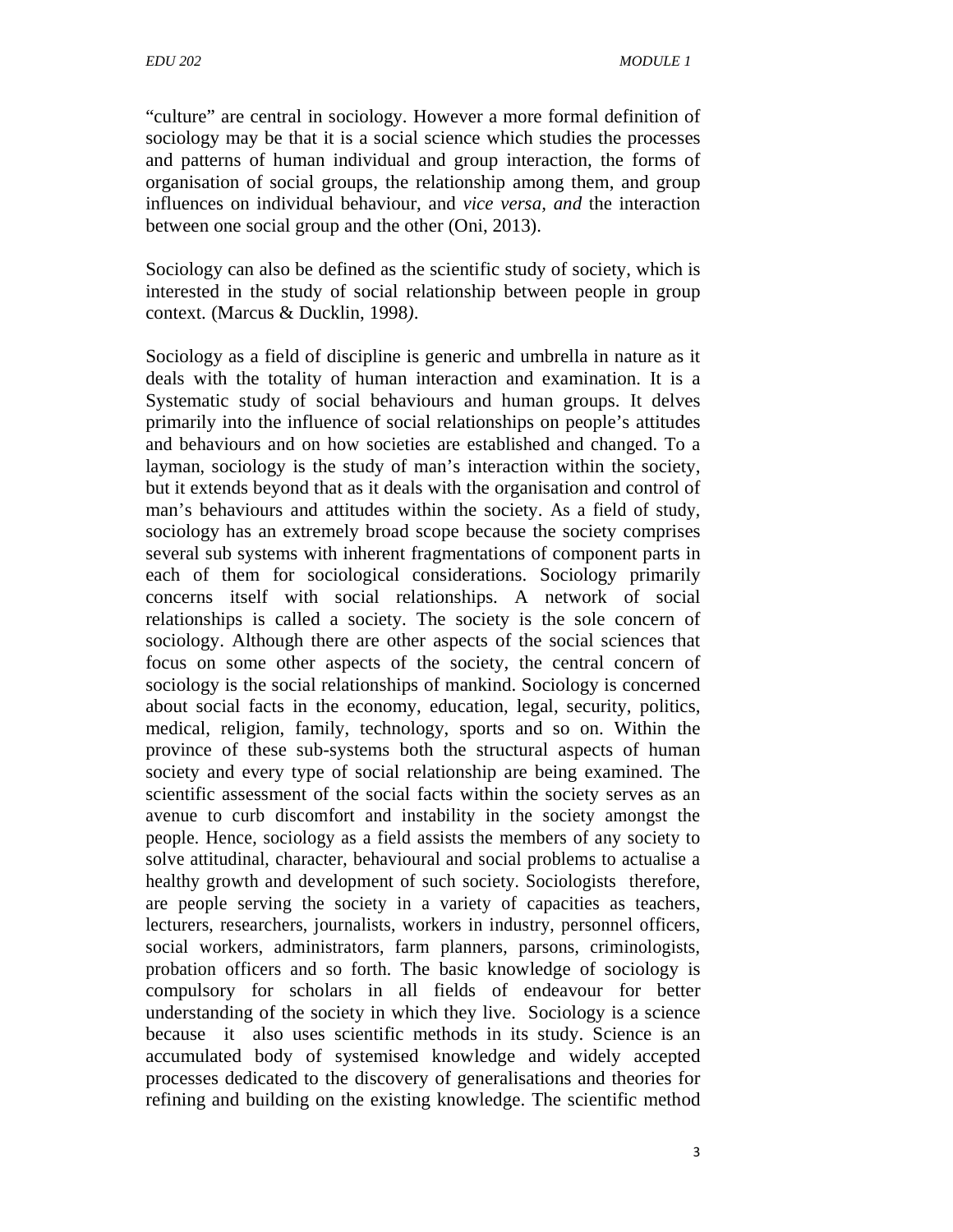"culture" are central in sociology. However a more formal definition of sociology may be that it is a social science which studies the processes and patterns of human individual and group interaction, the forms of organisation of social groups, the relationship among them, and group influences on individual behaviour, and *vice versa, and* the interaction between one social group and the other (Oni, 2013).

Sociology can also be defined as the scientific study of society, which is interested in the study of social relationship between people in group context. (Marcus & Ducklin, 1998*)*.

Sociology as a field of discipline is generic and umbrella in nature as it deals with the totality of human interaction and examination. It is a Systematic study of social behaviours and human groups. It delves primarily into the influence of social relationships on people's attitudes and behaviours and on how societies are established and changed. To a layman, sociology is the study of man's interaction within the society, but it extends beyond that as it deals with the organisation and control of man's behaviours and attitudes within the society. As a field of study, sociology has an extremely broad scope because the society comprises several sub systems with inherent fragmentations of component parts in each of them for sociological considerations. Sociology primarily concerns itself with social relationships. A network of social relationships is called a society. The society is the sole concern of sociology. Although there are other aspects of the social sciences that focus on some other aspects of the society, the central concern of sociology is the social relationships of mankind. Sociology is concerned about social facts in the economy, education, legal, security, politics, medical, religion, family, technology, sports and so on. Within the province of these sub-systems both the structural aspects of human society and every type of social relationship are being examined. The scientific assessment of the social facts within the society serves as an avenue to curb discomfort and instability in the society amongst the people. Hence, sociology as a field assists the members of any society to solve attitudinal, character, behavioural and social problems to actualise a healthy growth and development of such society. Sociologists therefore, are people serving the society in a variety of capacities as teachers, lecturers, researchers, journalists, workers in industry, personnel officers, social workers, administrators, farm planners, parsons, criminologists, probation officers and so forth. The basic knowledge of sociology is compulsory for scholars in all fields of endeavour for better understanding of the society in which they live. Sociology is a science because it also uses scientific methods in its study. Science is an accumulated body of systemised knowledge and widely accepted processes dedicated to the discovery of generalisations and theories for refining and building on the existing knowledge. The scientific method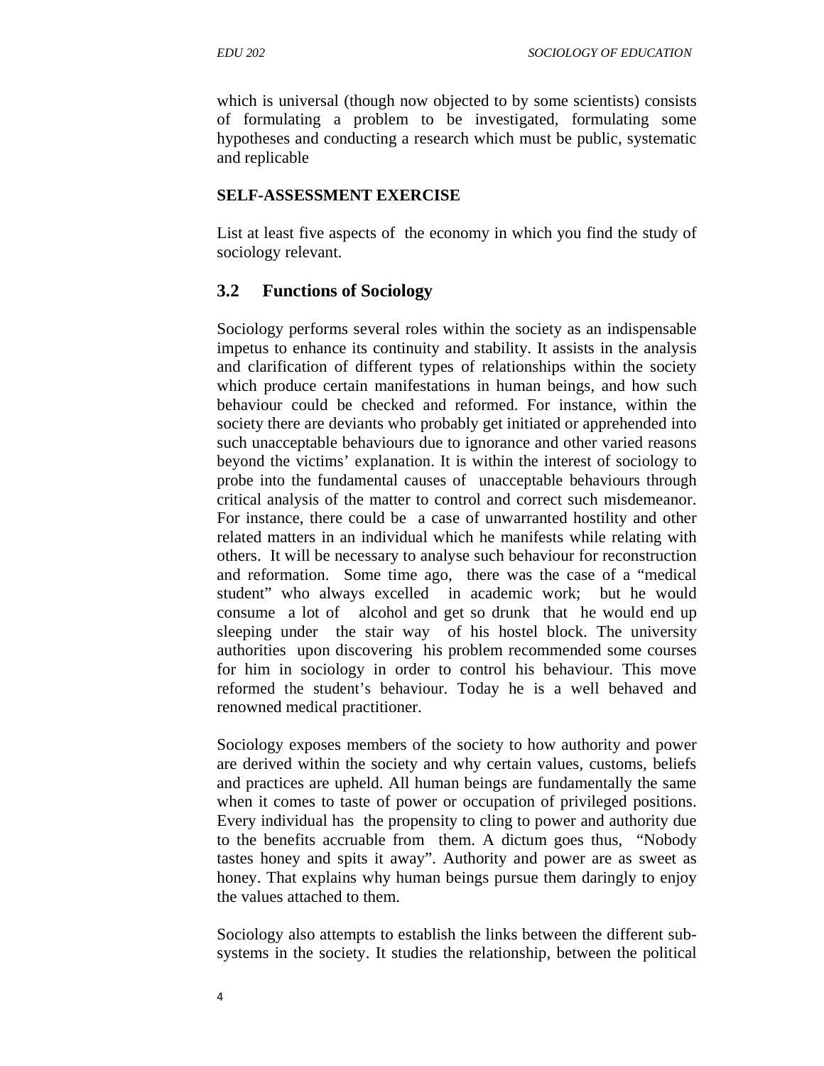which is universal (though now objected to by some scientists) consists of formulating a problem to be investigated, formulating some hypotheses and conducting a research which must be public, systematic and replicable

**SELF-ASSESSMENT EXERCISE**

List at least five aspects of the economy in which you find the study of sociology relevant.

## 3.2 Functions of Sociology

Sociology performs several roles within the society as an indispensable impetus to enhance its continuity and stability. It assists in the analysis and clarification of different types of relationships within the society which produce certain manifestations in human beings, and how such behaviour could be checked and reformed. For instance, within the society there are deviants who probably get initiated or apprehended into such unacceptable behaviours due to ignorance and other varied reasons beyond the victims' explanation. It is within the interest of sociology to probe into the fundamental causes of unacceptable behaviours through critical analysis of the matter to control and correct such misdemeanor. For instance, there could be a case of unwarranted hostility and other related matters in an individual which he manifests while relating with others. It will be necessary to analyse such behaviour for reconstruction and reformation. Some time ago, there was the case of a "medical student" who always excelled in academic work; but he would consume a lot of alcohol and get so drunk that he would end up sleeping under the stair way of his hostel block. The university authorities upon discovering his problem recommended some courses for him in sociology in order to control his behaviour. This move reformed the student's behaviour. Today he is a well behaved and renowned medical practitioner.

Sociology exposes members of the society to how authority and power are derived within the society and why certain values, customs, beliefs and practices are upheld. All human beings are fundamentally the same when it comes to taste of power or occupation of privileged positions. Every individual has the propensity to cling to power and authority due to the benefits accruable from them. A dictum goes thus, "Nobody tastes honey and spits it away". Authority and power are as sweet as honey. That explains why human beings pursue them daringly to enjoy the values attached to them.

Sociology also attempts to establish the links between the different sub-systems in the society. It studies the relationship, between the political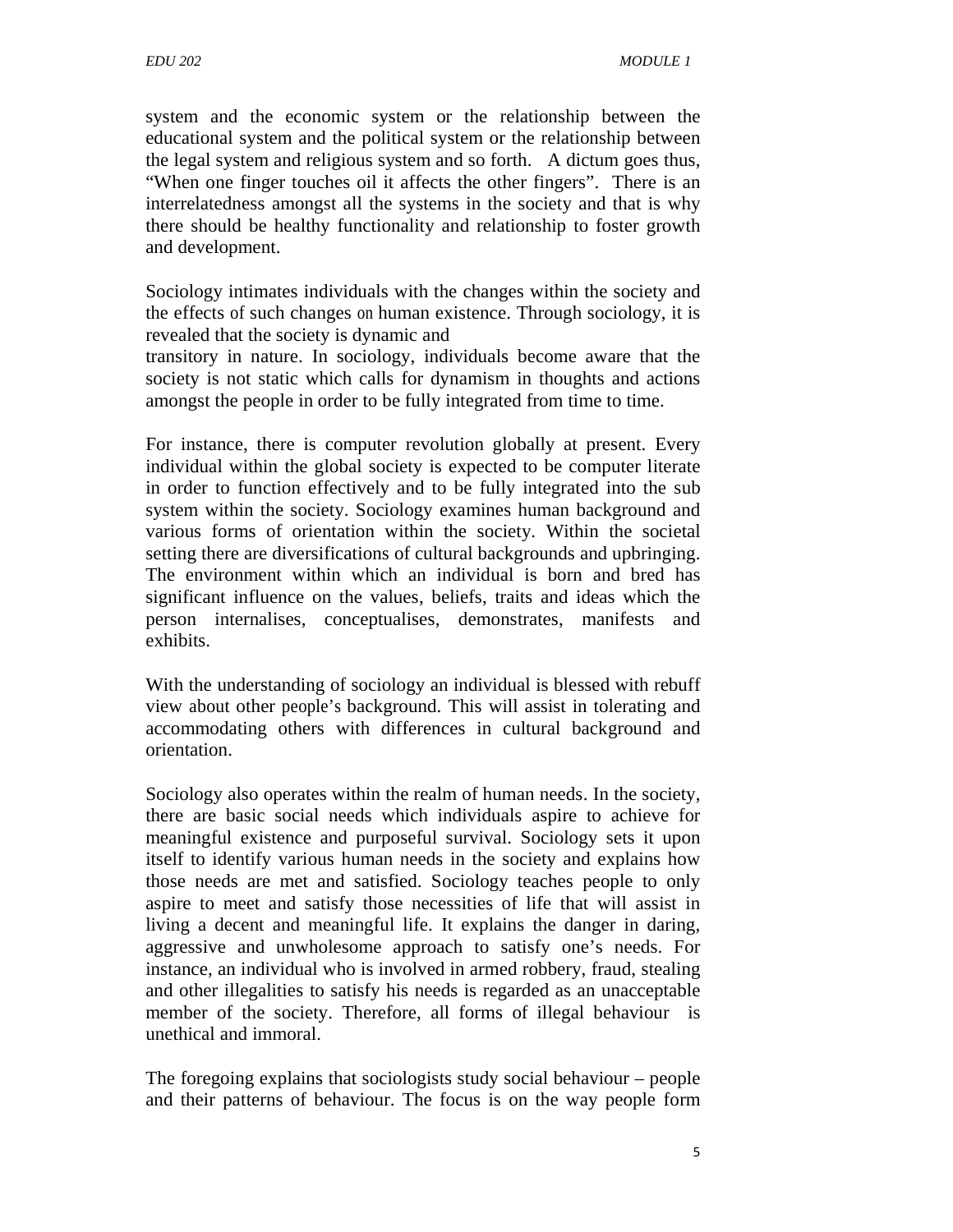system and the economic system or the relationship between the educational system and the political system or the relationship between the legal system and religious system and so forth. A dictum goes thus, "When one finger touches oil it affects the other fingers". There is an interrelatedness amongst all the systems in the society and that is why there should be healthy functionality and relationship to foster growth and development.

Sociology intimates individuals with the changes within the society and the effects of such changes on human existence. Through sociology, it is revealed that the society is dynamic and transitory in nature. In sociology, individuals become aware that the society is not static which calls for dynamism in thoughts and actions amongst the people in order to be fully integrated from time to time.

For instance, there is computer revolution globally at present. Every individual within the global society is expected to be computer literate in order to function effectively and to be fully integrated into the sub system within the society. Sociology examines human background and various forms of orientation within the society. Within the societal setting there are diversifications of cultural backgrounds and upbringing. The environment within which an individual is born and bred has significant influence on the values, beliefs, traits and ideas which the person internalises, conceptualises, demonstrates, manifests and exhibits.

With the understanding of sociology an individual is blessed with rebuff view about other people's background. This will assist in tolerating and accommodating others with differences in cultural background and orientation.

Sociology also operates within the realm of human needs. In the society, there are basic social needs which individuals aspire to achieve for meaningful existence and purposeful survival. Sociology sets it upon itself to identify various human needs in the society and explains how those needs are met and satisfied. Sociology teaches people to only aspire to meet and satisfy those necessities of life that will assist in living a decent and meaningful life. It explains the danger in daring, aggressive and unwholesome approach to satisfy one's needs. For instance, an individual who is involved in armed robbery, fraud, stealing and other illegalities to satisfy his needs is regarded as an unacceptable member of the society. Therefore, all forms of illegal behaviour is unethical and immoral.

The foregoing explains that sociologists study social behaviour – people and their patterns of behaviour. The focus is on the way people form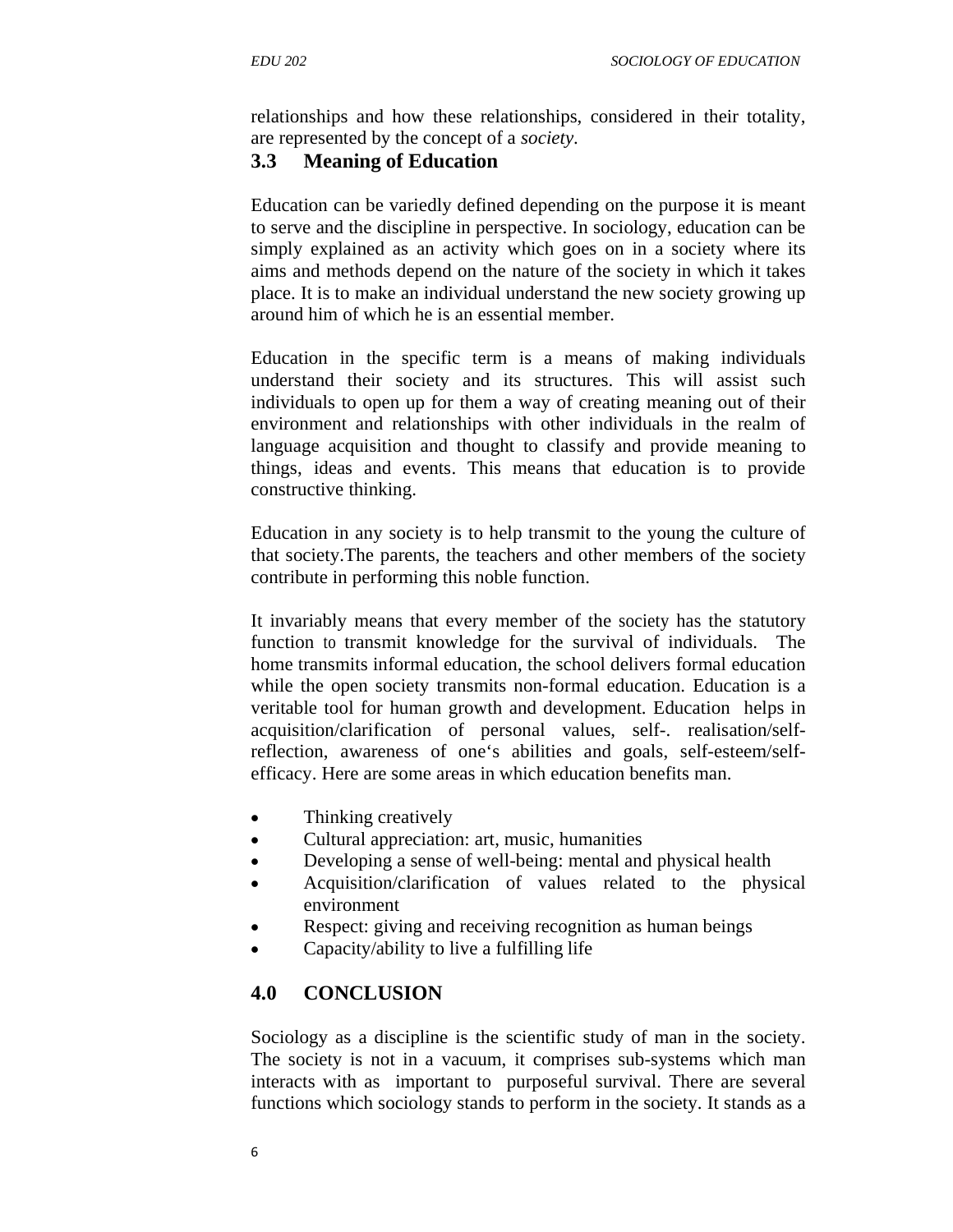relationships and how these relationships, considered in their totality, are represented by the concept of a *society*.

### 3.3 Meaning of Education

Education can be variedly defined depending on the purpose it is meant to serve and the discipline in perspective. In sociology, education can be simply explained as an activity which goes on in a society where its aims and methods depend on the nature of the society in which it takes place. It is to make an individual understand the new society growing up around him of which he is an essential member.

Education in the specific term is a means of making individuals understand their society and its structures. This will assist such individuals to open up for them a way of creating meaning out of their environment and relationships with other individuals in the realm of language acquisition and thought to classify and provide meaning to things, ideas and events. This means that education is to provide constructive thinking.

Education in any society is to help transmit to the young the culture of that society.The parents, the teachers and other members of the society contribute in performing this noble function.

It invariably means that every member of the society has the statutory function to transmit knowledge for the survival of individuals. The home transmits informal education, the school delivers formal education while the open society transmits non-formal education. Education is a veritable tool for human growth and development. Education helps in acquisition/clarification of personal values, self-. realisation/self-reflection, awareness of one‘s abilities and goals, self-esteem/self-efficacy. Here are some areas in which education benefits man.

- Thinking creatively
- Cultural appreciation: art, music, humanities
- Developing a sense of well-being: mental and physical health
- Acquisition/clarification of values related to the physical environment
- Respect: giving and receiving recognition as human beings
- Capacity/ability to live a fulfilling life

## 4.0 CONCLUSION

Sociology as a discipline is the scientific study of man in the society. The society is not in a vacuum, it comprises sub-systems which man interacts with as important to purposeful survival. There are several functions which sociology stands to perform in the society. It stands as a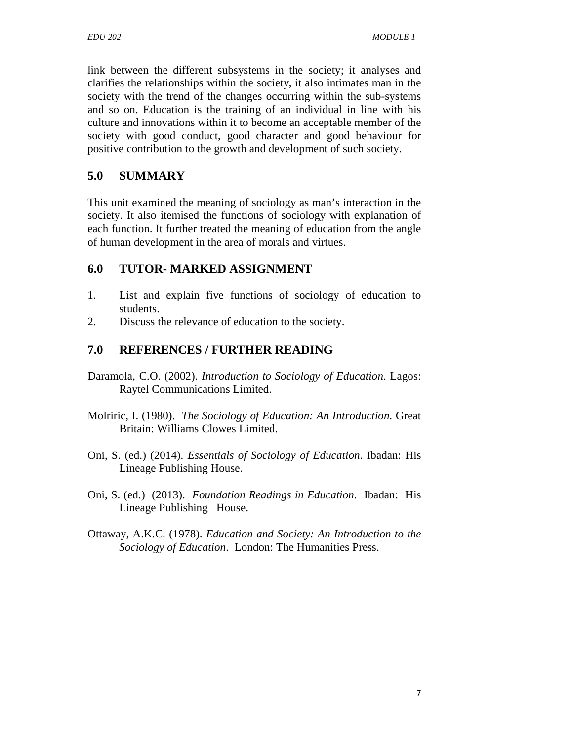link between the different subsystems in the society; it analyses and clarifies the relationships within the society, it also intimates man in the society with the trend of the changes occurring within the sub-systems and so on. Education is the training of an individual in line with his culture and innovations within it to become an acceptable member of the society with good conduct, good character and good behaviour for positive contribution to the growth and development of such society.

## 5.0 SUMMARY

This unit examined the meaning of sociology as man's interaction in the society. It also itemised the functions of sociology with explanation of each function. It further treated the meaning of education from the angle of human development in the area of morals and virtues.

## 6.0 TUTOR- MARKED ASSIGNMENT

1. List and explain five functions of sociology of education to students.
2. Discuss the relevance of education to the society.

## 7.0 REFERENCES / FURTHER READING

Daramola, C.O. (2002). *Introduction to Sociology of Education*. Lagos: Raytel Communications Limited.

Molriric, I. (1980). *The Sociology of Education: An Introduction.* Great Britain: Williams Clowes Limited.

Oni, S. (ed.) (2014). *Essentials of Sociology of Education*. Ibadan: His Lineage Publishing House.

Oni, S. (ed.) (2013). *Foundation Readings in Education*. Ibadan: His Lineage Publishing House.

Ottaway, A.K.C. (1978). *Education and Society: An Introduction to the Sociology of Education*. London: The Humanities Press.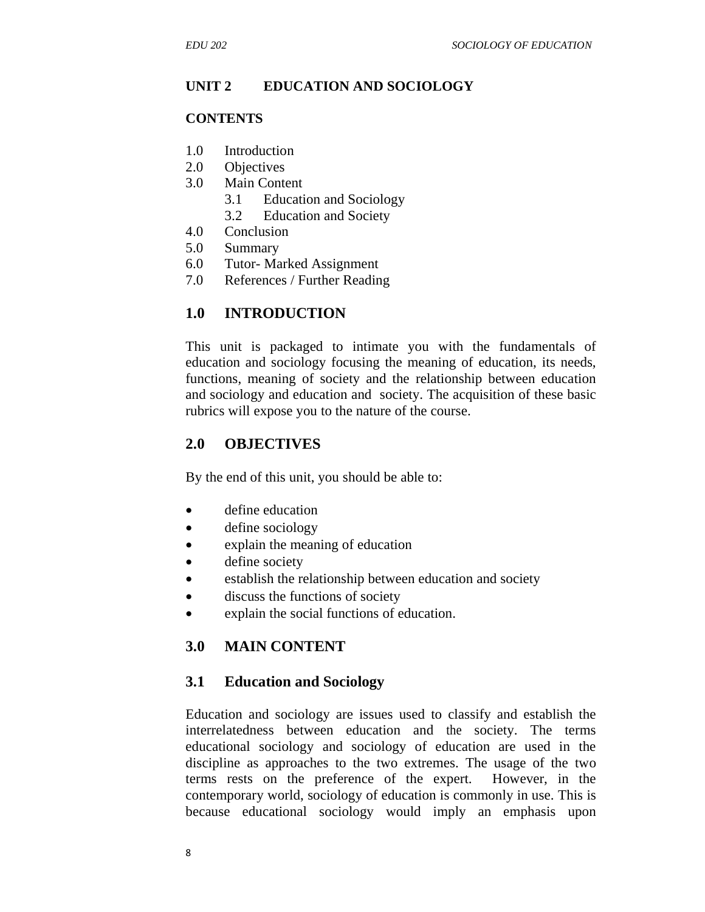## UNIT 2 EDUCATION AND SOCIOLOGY

### CONTENTS

1.0 Introduction
2.0 Objectives
3.0 Main Content
    3.1 Education and Sociology
    3.2 Education and Society
4.0 Conclusion
5.0 Summary
6.0 Tutor- Marked Assignment
7.0 References / Further Reading

## 1.0 INTRODUCTION

This unit is packaged to intimate you with the fundamentals of education and sociology focusing the meaning of education, its needs, functions, meaning of society and the relationship between education and sociology and education and society. The acquisition of these basic rubrics will expose you to the nature of the course.

## 2.0 OBJECTIVES

By the end of this unit, you should be able to:

- define education
- define sociology
- explain the meaning of education
- define society
- establish the relationship between education and society
- discuss the functions of society
- explain the social functions of education.

## 3.0 MAIN CONTENT

### 3.1 Education and Sociology

Education and sociology are issues used to classify and establish the interrelatedness between education and the society. The terms educational sociology and sociology of education are used in the discipline as approaches to the two extremes. The usage of the two terms rests on the preference of the expert. However, in the contemporary world, sociology of education is commonly in use. This is because educational sociology would imply an emphasis upon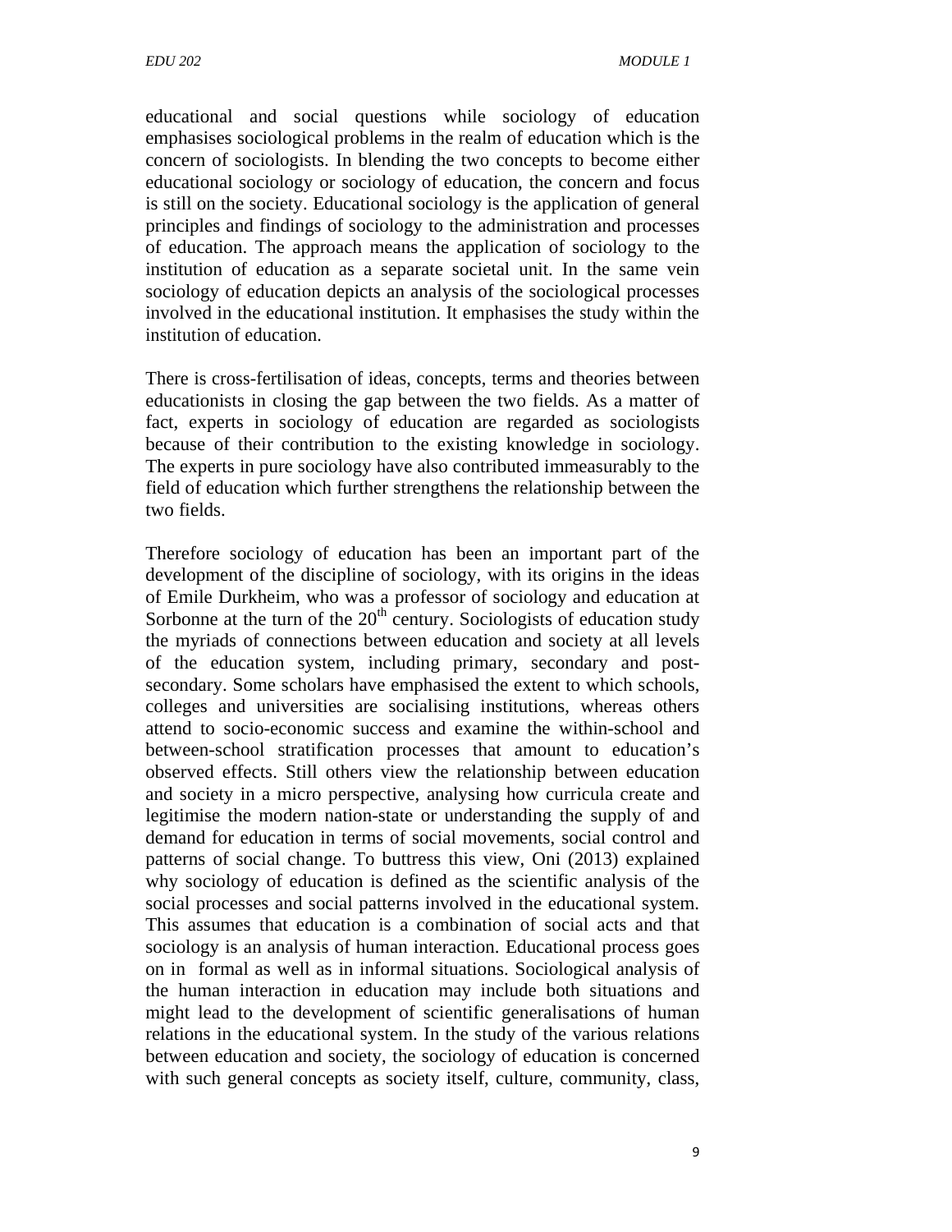educational and social questions while sociology of education emphasises sociological problems in the realm of education which is the concern of sociologists. In blending the two concepts to become either educational sociology or sociology of education, the concern and focus is still on the society. Educational sociology is the application of general principles and findings of sociology to the administration and processes of education. The approach means the application of sociology to the institution of education as a separate societal unit. In the same vein sociology of education depicts an analysis of the sociological processes involved in the educational institution. It emphasises the study within the institution of education.

There is cross-fertilisation of ideas, concepts, terms and theories between educationists in closing the gap between the two fields. As a matter of fact, experts in sociology of education are regarded as sociologists because of their contribution to the existing knowledge in sociology. The experts in pure sociology have also contributed immeasurably to the field of education which further strengthens the relationship between the two fields.

Therefore sociology of education has been an important part of the development of the discipline of sociology, with its origins in the ideas of Emile Durkheim, who was a professor of sociology and education at Sorbonne at the turn of the 20th century. Sociologists of education study the myriads of connections between education and society at all levels of the education system, including primary, secondary and post-secondary. Some scholars have emphasised the extent to which schools, colleges and universities are socialising institutions, whereas others attend to socio-economic success and examine the within-school and between-school stratification processes that amount to education's observed effects. Still others view the relationship between education and society in a micro perspective, analysing how curricula create and legitimise the modern nation-state or understanding the supply of and demand for education in terms of social movements, social control and patterns of social change. To buttress this view, Oni (2013) explained why sociology of education is defined as the scientific analysis of the social processes and social patterns involved in the educational system. This assumes that education is a combination of social acts and that sociology is an analysis of human interaction. Educational process goes on in formal as well as in informal situations. Sociological analysis of the human interaction in education may include both situations and might lead to the development of scientific generalisations of human relations in the educational system. In the study of the various relations between education and society, the sociology of education is concerned with such general concepts as society itself, culture, community, class,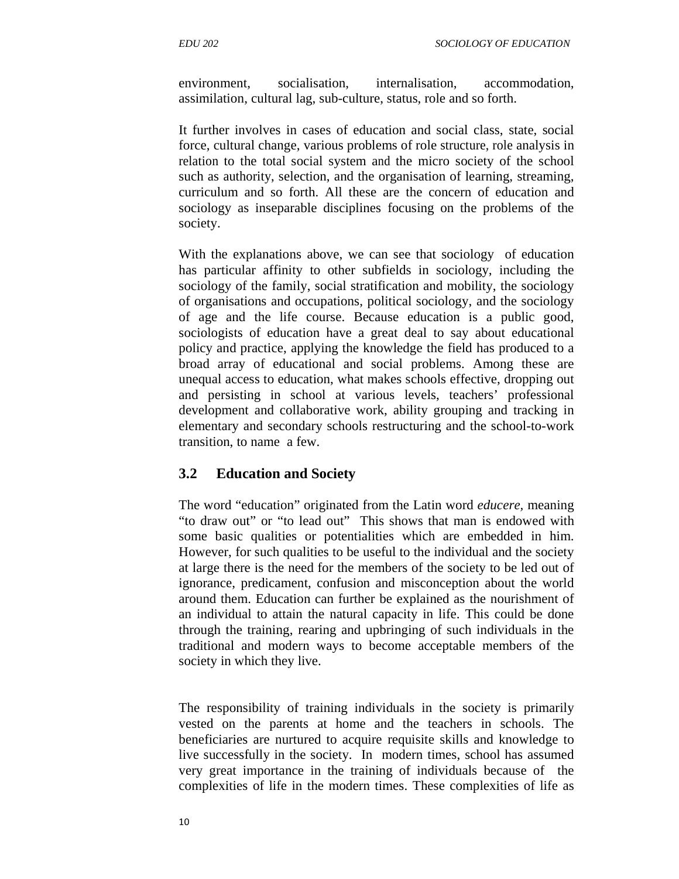environment, socialisation, internalisation, accommodation, assimilation, cultural lag, sub-culture, status, role and so forth.

It further involves in cases of education and social class, state, social force, cultural change, various problems of role structure, role analysis in relation to the total social system and the micro society of the school such as authority, selection, and the organisation of learning, streaming, curriculum and so forth. All these are the concern of education and sociology as inseparable disciplines focusing on the problems of the society.

With the explanations above, we can see that sociology of education has particular affinity to other subfields in sociology, including the sociology of the family, social stratification and mobility, the sociology of organisations and occupations, political sociology, and the sociology of age and the life course. Because education is a public good, sociologists of education have a great deal to say about educational policy and practice, applying the knowledge the field has produced to a broad array of educational and social problems. Among these are unequal access to education, what makes schools effective, dropping out and persisting in school at various levels, teachers' professional development and collaborative work, ability grouping and tracking in elementary and secondary schools restructuring and the school-to-work transition, to name a few.

## 3.2 Education and Society

The word "education" originated from the Latin word *educere,* meaning "to draw out" or "to lead out" This shows that man is endowed with some basic qualities or potentialities which are embedded in him. However, for such qualities to be useful to the individual and the society at large there is the need for the members of the society to be led out of ignorance, predicament, confusion and misconception about the world around them. Education can further be explained as the nourishment of an individual to attain the natural capacity in life. This could be done through the training, rearing and upbringing of such individuals in the traditional and modern ways to become acceptable members of the society in which they live.

The responsibility of training individuals in the society is primarily vested on the parents at home and the teachers in schools. The beneficiaries are nurtured to acquire requisite skills and knowledge to live successfully in the society. In modern times, school has assumed very great importance in the training of individuals because of the complexities of life in the modern times. These complexities of life as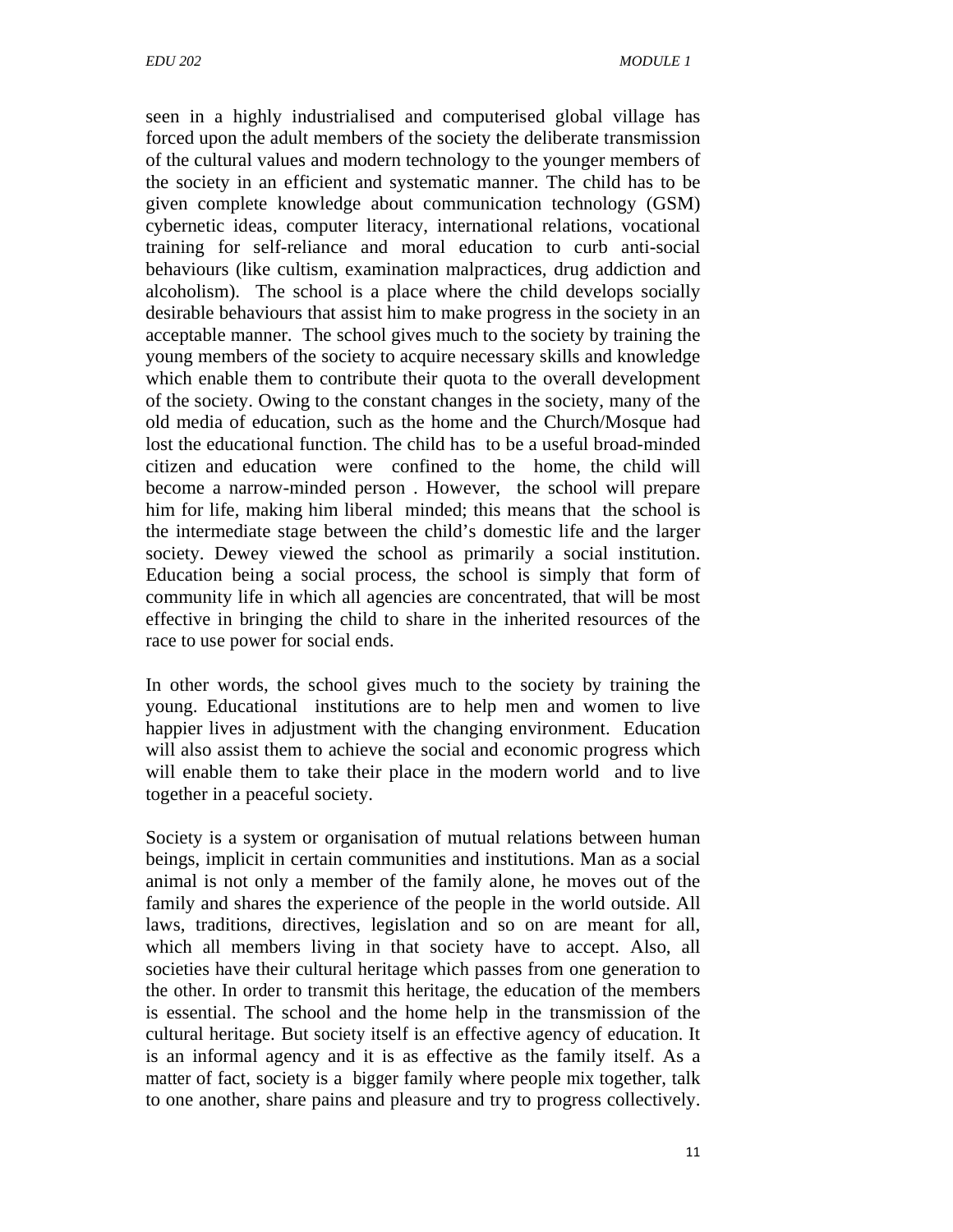seen in a highly industrialised and computerised global village has forced upon the adult members of the society the deliberate transmission of the cultural values and modern technology to the younger members of the society in an efficient and systematic manner. The child has to be given complete knowledge about communication technology (GSM) cybernetic ideas, computer literacy, international relations, vocational training for self-reliance and moral education to curb anti-social behaviours (like cultism, examination malpractices, drug addiction and alcoholism). The school is a place where the child develops socially desirable behaviours that assist him to make progress in the society in an acceptable manner. The school gives much to the society by training the young members of the society to acquire necessary skills and knowledge which enable them to contribute their quota to the overall development of the society. Owing to the constant changes in the society, many of the old media of education, such as the home and the Church/Mosque had lost the educational function. The child has to be a useful broad-minded citizen and education were confined to the home, the child will become a narrow-minded person . However, the school will prepare him for life, making him liberal minded; this means that the school is the intermediate stage between the child's domestic life and the larger society. Dewey viewed the school as primarily a social institution. Education being a social process, the school is simply that form of community life in which all agencies are concentrated, that will be most effective in bringing the child to share in the inherited resources of the race to use power for social ends.

In other words, the school gives much to the society by training the young. Educational institutions are to help men and women to live happier lives in adjustment with the changing environment. Education will also assist them to achieve the social and economic progress which will enable them to take their place in the modern world and to live together in a peaceful society.

Society is a system or organisation of mutual relations between human beings, implicit in certain communities and institutions. Man as a social animal is not only a member of the family alone, he moves out of the family and shares the experience of the people in the world outside. All laws, traditions, directives, legislation and so on are meant for all, which all members living in that society have to accept. Also, all societies have their cultural heritage which passes from one generation to the other. In order to transmit this heritage, the education of the members is essential. The school and the home help in the transmission of the cultural heritage. But society itself is an effective agency of education. It is an informal agency and it is as effective as the family itself. As a matter of fact, society is a bigger family where people mix together, talk to one another, share pains and pleasure and try to progress collectively.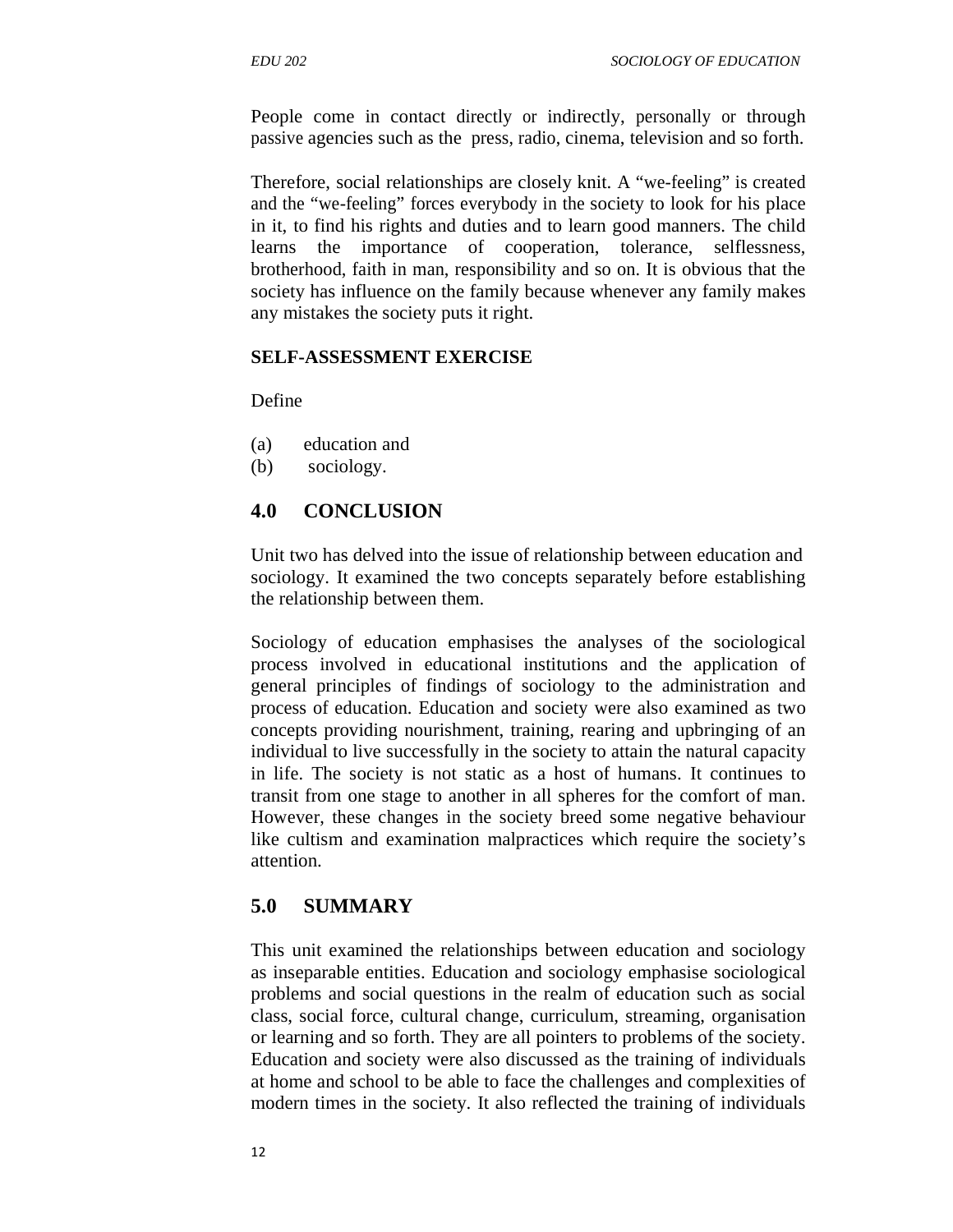People come in contact directly or indirectly, personally or through passive agencies such as the press, radio, cinema, television and so forth.

Therefore, social relationships are closely knit. A "we-feeling" is created and the "we-feeling" forces everybody in the society to look for his place in it, to find his rights and duties and to learn good manners. The child learns the importance of cooperation, tolerance, selflessness, brotherhood, faith in man, responsibility and so on. It is obvious that the society has influence on the family because whenever any family makes any mistakes the society puts it right.

**SELF-ASSESSMENT EXERCISE**

Define

(a) education and
(b) sociology.

## 4.0 CONCLUSION

Unit two has delved into the issue of relationship between education and sociology. It examined the two concepts separately before establishing the relationship between them.

Sociology of education emphasises the analyses of the sociological process involved in educational institutions and the application of general principles of findings of sociology to the administration and process of education. Education and society were also examined as two concepts providing nourishment, training, rearing and upbringing of an individual to live successfully in the society to attain the natural capacity in life. The society is not static as a host of humans. It continues to transit from one stage to another in all spheres for the comfort of man. However, these changes in the society breed some negative behaviour like cultism and examination malpractices which require the society's attention.

## 5.0 SUMMARY

This unit examined the relationships between education and sociology as inseparable entities. Education and sociology emphasise sociological problems and social questions in the realm of education such as social class, social force, cultural change, curriculum, streaming, organisation or learning and so forth. They are all pointers to problems of the society. Education and society were also discussed as the training of individuals at home and school to be able to face the challenges and complexities of modern times in the society. It also reflected the training of individuals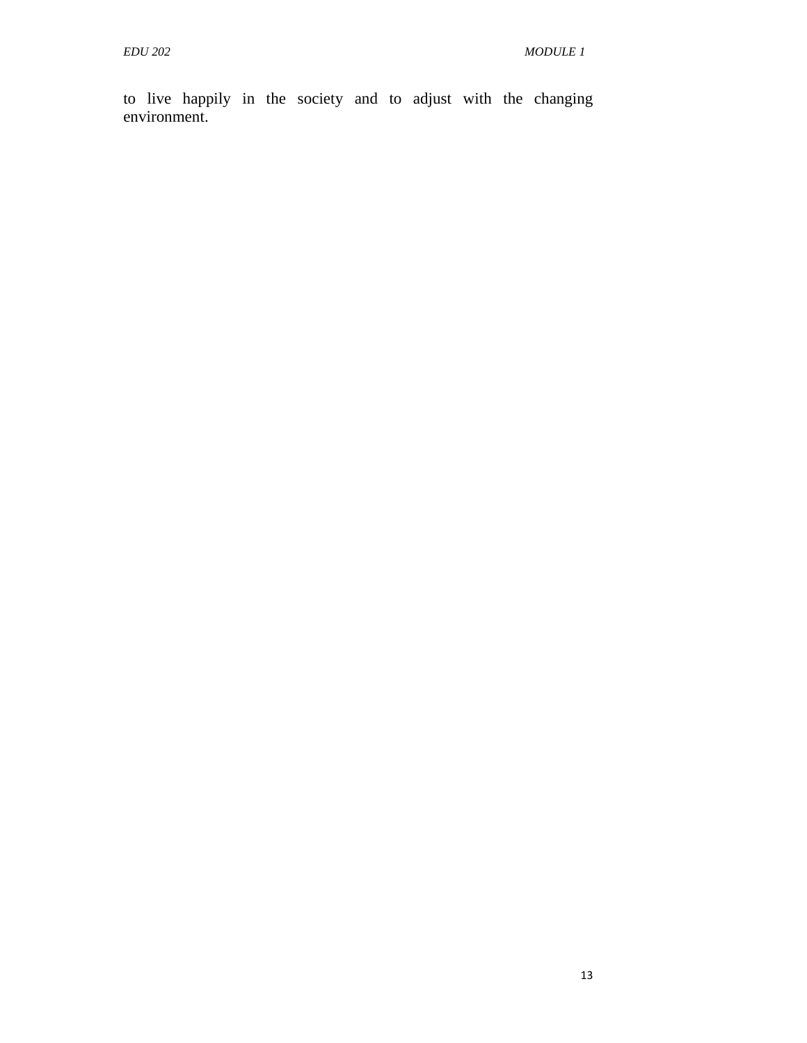to live happily in the society and to adjust with the changing environment.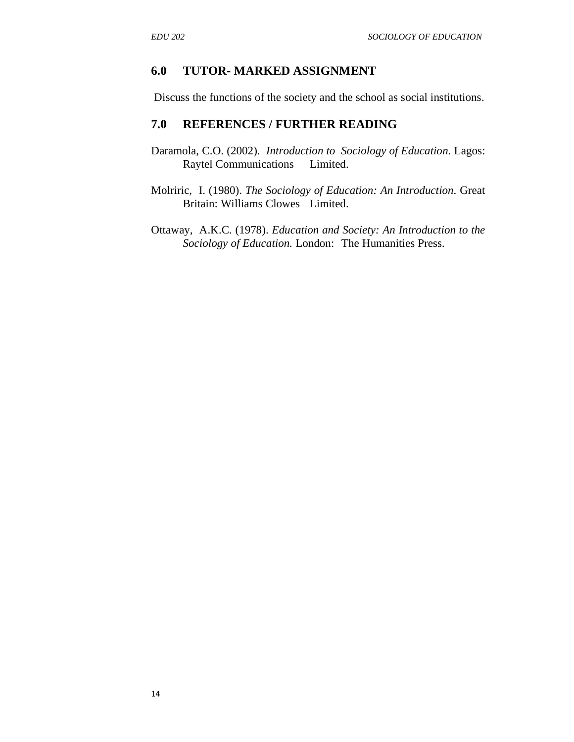## 6.0 TUTOR- MARKED ASSIGNMENT

Discuss the functions of the society and the school as social institutions.

## 7.0 REFERENCES / FURTHER READING

Daramola, C.O. (2002). *Introduction to Sociology of Education*. Lagos: Raytel Communications Limited.

Molriric, I. (1980). *The Sociology of Education: An Introduction*. Great Britain: Williams Clowes Limited.

Ottaway, A.K.C. (1978). *Education and Society: An Introduction to the Sociology of Education.* London: The Humanities Press.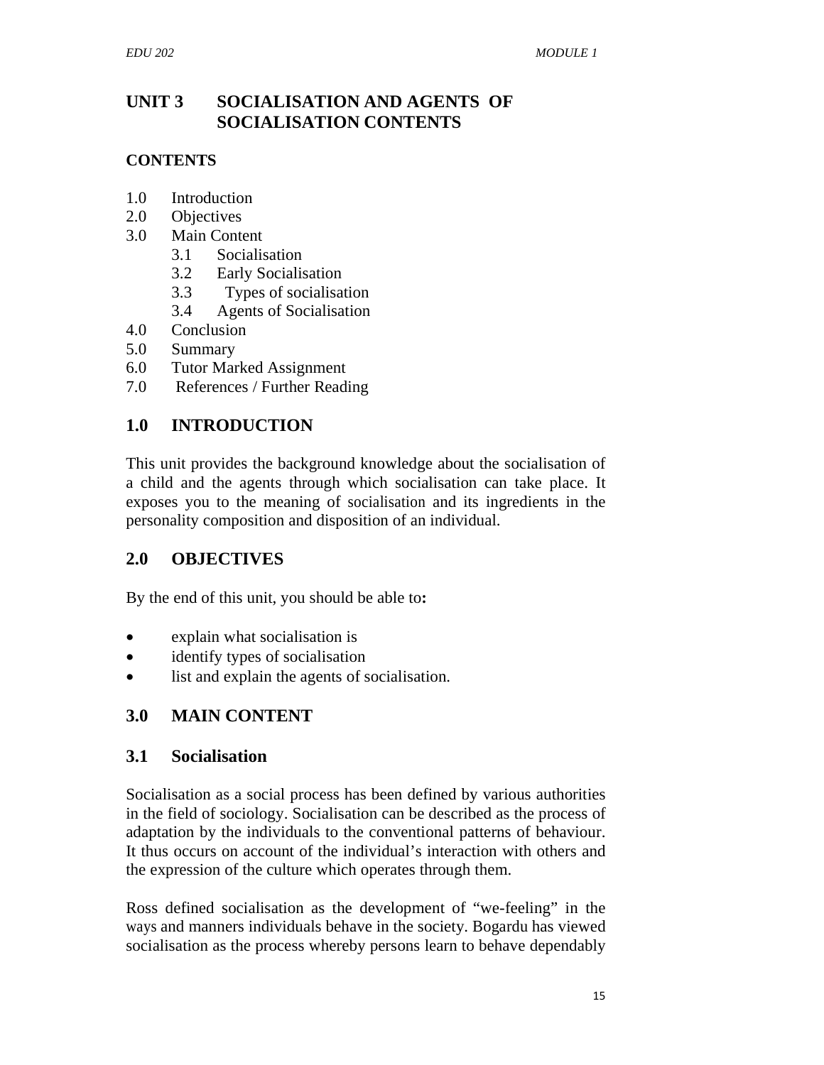# UNIT 3 SOCIALISATION AND AGENTS OF SOCIALISATION CONTENTS

## CONTENTS

1.0 Introduction
2.0 Objectives
3.0 Main Content
  3.1 Socialisation
  3.2 Early Socialisation
  3.3 Types of socialisation
  3.4 Agents of Socialisation
4.0 Conclusion
5.0 Summary
6.0 Tutor Marked Assignment
7.0 References / Further Reading

## 1.0 INTRODUCTION

This unit provides the background knowledge about the socialisation of a child and the agents through which socialisation can take place. It exposes you to the meaning of socialisation and its ingredients in the personality composition and disposition of an individual.

## 2.0 OBJECTIVES

By the end of this unit, you should be able to**:**

- explain what socialisation is
- identify types of socialisation
- list and explain the agents of socialisation.

## 3.0 MAIN CONTENT

### 3.1 Socialisation

Socialisation as a social process has been defined by various authorities in the field of sociology. Socialisation can be described as the process of adaptation by the individuals to the conventional patterns of behaviour. It thus occurs on account of the individual's interaction with others and the expression of the culture which operates through them.

Ross defined socialisation as the development of "we-feeling" in the ways and manners individuals behave in the society. Bogardu has viewed socialisation as the process whereby persons learn to behave dependably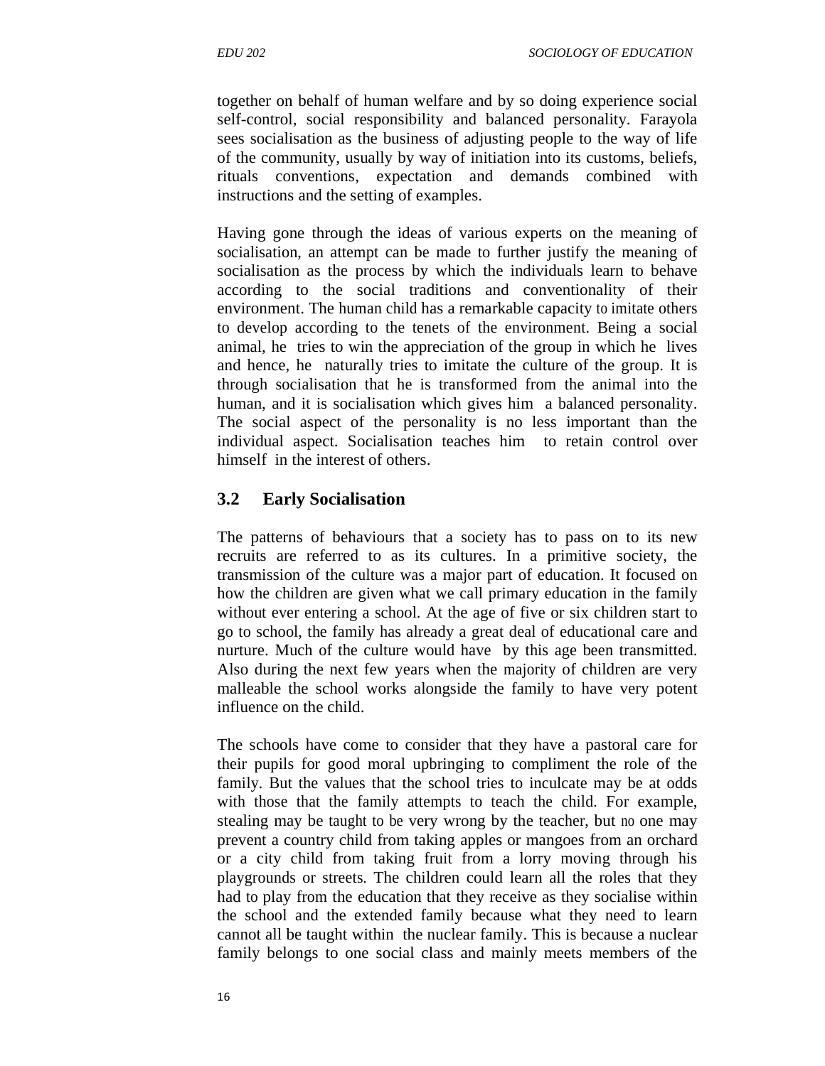together on behalf of human welfare and by so doing experience social self-control, social responsibility and balanced personality. Farayola sees socialisation as the business of adjusting people to the way of life of the community, usually by way of initiation into its customs, beliefs, rituals conventions, expectation and demands combined with instructions and the setting of examples.

Having gone through the ideas of various experts on the meaning of socialisation, an attempt can be made to further justify the meaning of socialisation as the process by which the individuals learn to behave according to the social traditions and conventionality of their environment. The human child has a remarkable capacity to imitate others to develop according to the tenets of the environment. Being a social animal, he tries to win the appreciation of the group in which he lives and hence, he naturally tries to imitate the culture of the group. It is through socialisation that he is transformed from the animal into the human, and it is socialisation which gives him a balanced personality. The social aspect of the personality is no less important than the individual aspect. Socialisation teaches him to retain control over himself in the interest of others.

## 3.2 Early Socialisation

The patterns of behaviours that a society has to pass on to its new recruits are referred to as its cultures. In a primitive society, the transmission of the culture was a major part of education. It focused on how the children are given what we call primary education in the family without ever entering a school. At the age of five or six children start to go to school, the family has already a great deal of educational care and nurture. Much of the culture would have by this age been transmitted. Also during the next few years when the majority of children are very malleable the school works alongside the family to have very potent influence on the child.

The schools have come to consider that they have a pastoral care for their pupils for good moral upbringing to compliment the role of the family. But the values that the school tries to inculcate may be at odds with those that the family attempts to teach the child. For example, stealing may be taught to be very wrong by the teacher, but no one may prevent a country child from taking apples or mangoes from an orchard or a city child from taking fruit from a lorry moving through his playgrounds or streets. The children could learn all the roles that they had to play from the education that they receive as they socialise within the school and the extended family because what they need to learn cannot all be taught within the nuclear family. This is because a nuclear family belongs to one social class and mainly meets members of the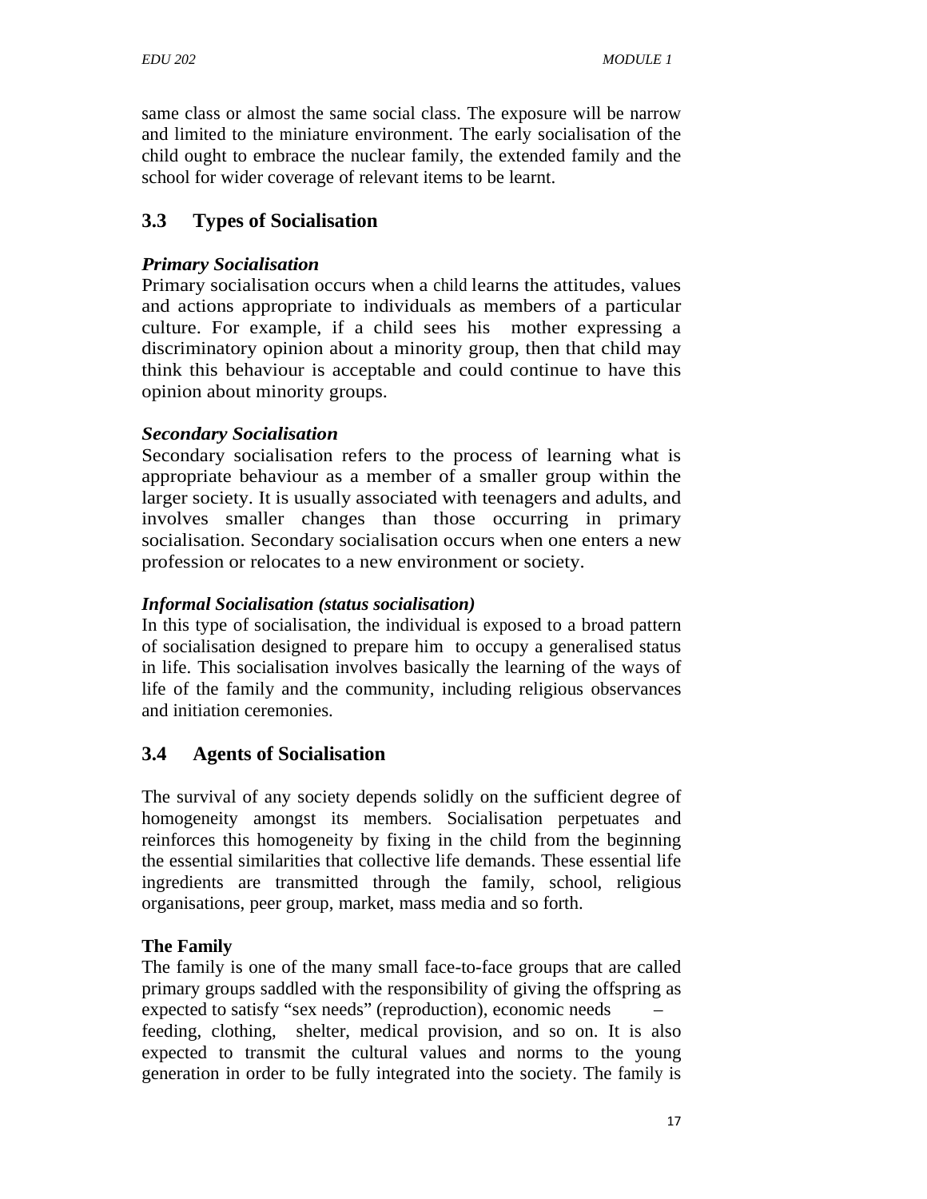same class or almost the same social class. The exposure will be narrow and limited to the miniature environment. The early socialisation of the child ought to embrace the nuclear family, the extended family and the school for wider coverage of relevant items to be learnt.

## 3.3 Types of Socialisation

***Primary Socialisation***

Primary socialisation occurs when a child learns the attitudes, values and actions appropriate to individuals as members of a particular culture. For example, if a child sees his mother expressing a discriminatory opinion about a minority group, then that child may think this behaviour is acceptable and could continue to have this opinion about minority groups.

***Secondary Socialisation***

Secondary socialisation refers to the process of learning what is appropriate behaviour as a member of a smaller group within the larger society. It is usually associated with teenagers and adults, and involves smaller changes than those occurring in primary socialisation. Secondary socialisation occurs when one enters a new profession or relocates to a new environment or society.

***Informal Socialisation (status socialisation)***

In this type of socialisation, the individual is exposed to a broad pattern of socialisation designed to prepare him to occupy a generalised status in life. This socialisation involves basically the learning of the ways of life of the family and the community, including religious observances and initiation ceremonies.

## 3.4 Agents of Socialisation

The survival of any society depends solidly on the sufficient degree of homogeneity amongst its members. Socialisation perpetuates and reinforces this homogeneity by fixing in the child from the beginning the essential similarities that collective life demands. These essential life ingredients are transmitted through the family, school, religious organisations, peer group, market, mass media and so forth.

**The Family**

The family is one of the many small face-to-face groups that are called primary groups saddled with the responsibility of giving the offspring as expected to satisfy "sex needs" (reproduction), economic needs – feeding, clothing, shelter, medical provision, and so on. It is also expected to transmit the cultural values and norms to the young generation in order to be fully integrated into the society. The family is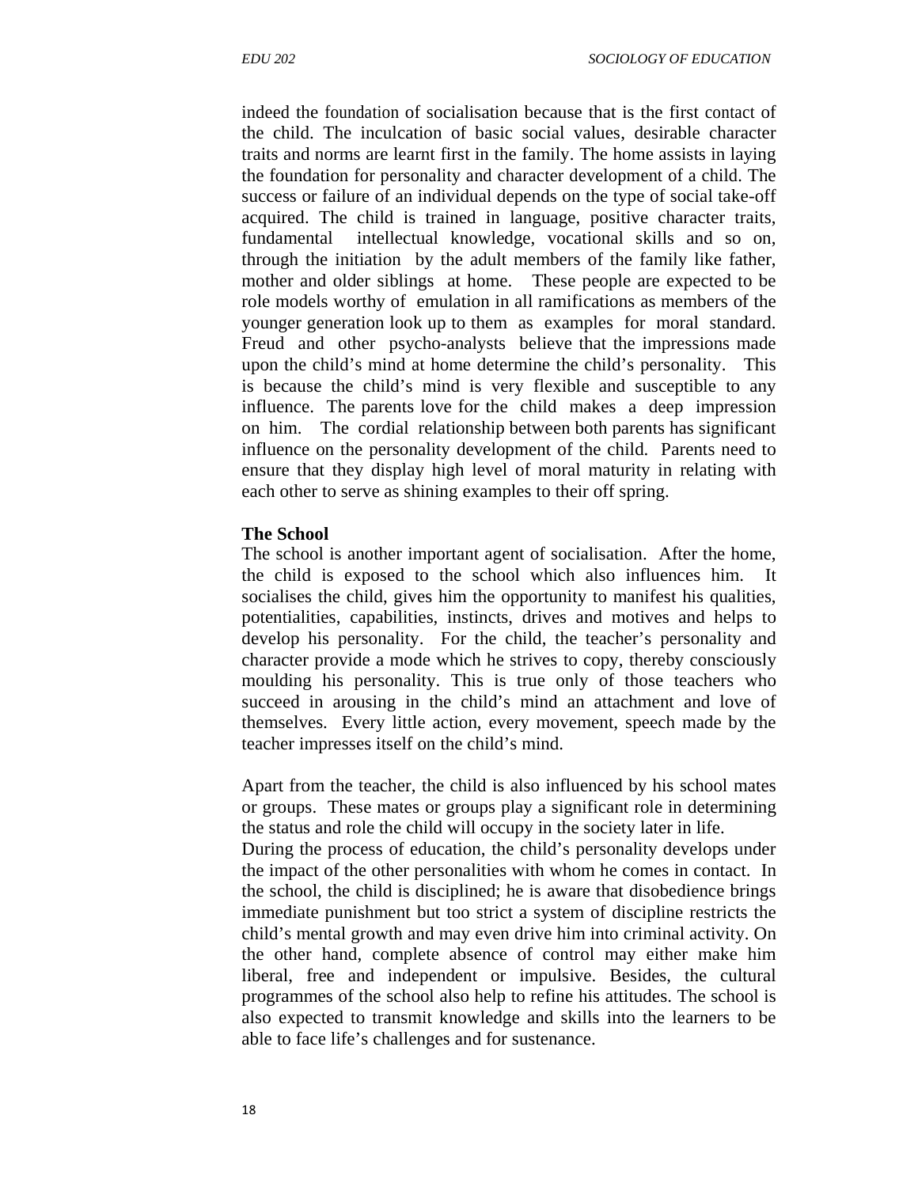indeed the foundation of socialisation because that is the first contact of the child. The inculcation of basic social values, desirable character traits and norms are learnt first in the family. The home assists in laying the foundation for personality and character development of a child. The success or failure of an individual depends on the type of social take-off acquired. The child is trained in language, positive character traits, fundamental intellectual knowledge, vocational skills and so on, through the initiation by the adult members of the family like father, mother and older siblings at home. These people are expected to be role models worthy of emulation in all ramifications as members of the younger generation look up to them as examples for moral standard. Freud and other psycho-analysts believe that the impressions made upon the child's mind at home determine the child's personality. This is because the child's mind is very flexible and susceptible to any influence. The parents love for the child makes a deep impression on him. The cordial relationship between both parents has significant influence on the personality development of the child. Parents need to ensure that they display high level of moral maturity in relating with each other to serve as shining examples to their off spring.

**The School**

The school is another important agent of socialisation. After the home, the child is exposed to the school which also influences him. It socialises the child, gives him the opportunity to manifest his qualities, potentialities, capabilities, instincts, drives and motives and helps to develop his personality. For the child, the teacher's personality and character provide a mode which he strives to copy, thereby consciously moulding his personality. This is true only of those teachers who succeed in arousing in the child's mind an attachment and love of themselves. Every little action, every movement, speech made by the teacher impresses itself on the child's mind.

Apart from the teacher, the child is also influenced by his school mates or groups. These mates or groups play a significant role in determining the status and role the child will occupy in the society later in life.
During the process of education, the child's personality develops under the impact of the other personalities with whom he comes in contact. In the school, the child is disciplined; he is aware that disobedience brings immediate punishment but too strict a system of discipline restricts the child's mental growth and may even drive him into criminal activity. On the other hand, complete absence of control may either make him liberal, free and independent or impulsive. Besides, the cultural programmes of the school also help to refine his attitudes. The school is also expected to transmit knowledge and skills into the learners to be able to face life's challenges and for sustenance.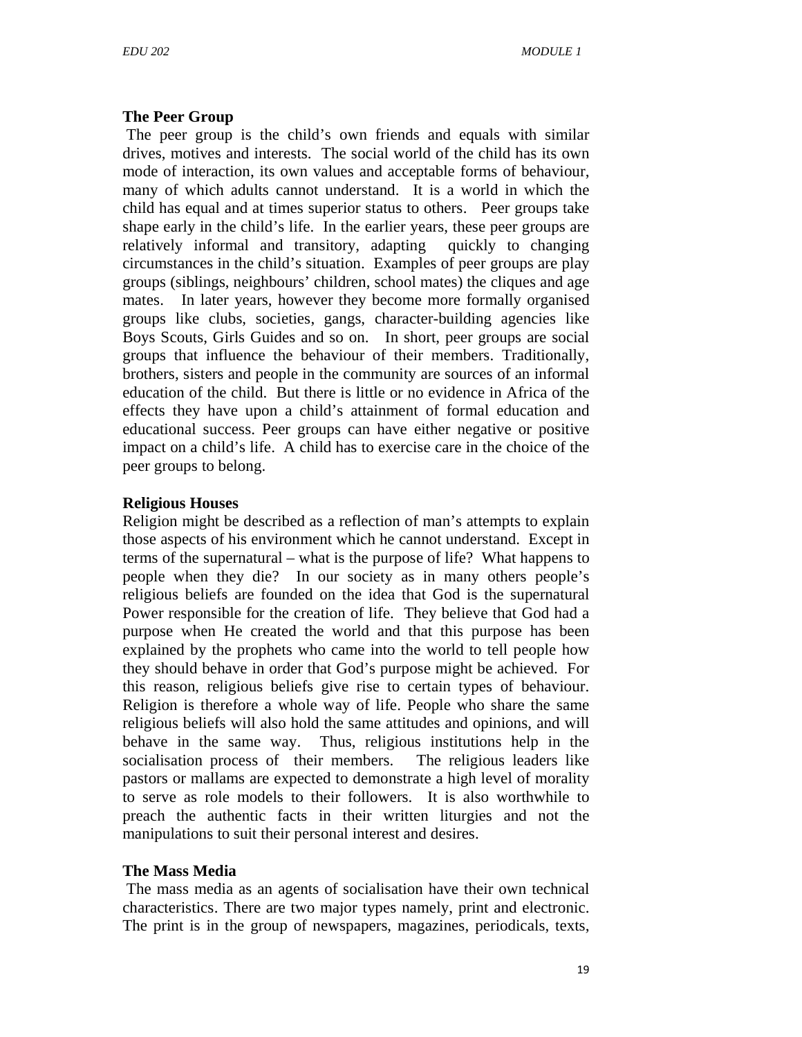**The Peer Group**

The peer group is the child's own friends and equals with similar drives, motives and interests. The social world of the child has its own mode of interaction, its own values and acceptable forms of behaviour, many of which adults cannot understand. It is a world in which the child has equal and at times superior status to others. Peer groups take shape early in the child's life. In the earlier years, these peer groups are relatively informal and transitory, adapting quickly to changing circumstances in the child's situation. Examples of peer groups are play groups (siblings, neighbours' children, school mates) the cliques and age mates. In later years, however they become more formally organised groups like clubs, societies, gangs, character-building agencies like Boys Scouts, Girls Guides and so on. In short, peer groups are social groups that influence the behaviour of their members. Traditionally, brothers, sisters and people in the community are sources of an informal education of the child. But there is little or no evidence in Africa of the effects they have upon a child's attainment of formal education and educational success. Peer groups can have either negative or positive impact on a child's life. A child has to exercise care in the choice of the peer groups to belong.

**Religious Houses**

Religion might be described as a reflection of man's attempts to explain those aspects of his environment which he cannot understand. Except in terms of the supernatural – what is the purpose of life? What happens to people when they die? In our society as in many others people's religious beliefs are founded on the idea that God is the supernatural Power responsible for the creation of life. They believe that God had a purpose when He created the world and that this purpose has been explained by the prophets who came into the world to tell people how they should behave in order that God's purpose might be achieved. For this reason, religious beliefs give rise to certain types of behaviour. Religion is therefore a whole way of life. People who share the same religious beliefs will also hold the same attitudes and opinions, and will behave in the same way. Thus, religious institutions help in the socialisation process of their members. The religious leaders like pastors or mallams are expected to demonstrate a high level of morality to serve as role models to their followers. It is also worthwhile to preach the authentic facts in their written liturgies and not the manipulations to suit their personal interest and desires.

**The Mass Media**

The mass media as an agents of socialisation have their own technical characteristics. There are two major types namely, print and electronic. The print is in the group of newspapers, magazines, periodicals, texts,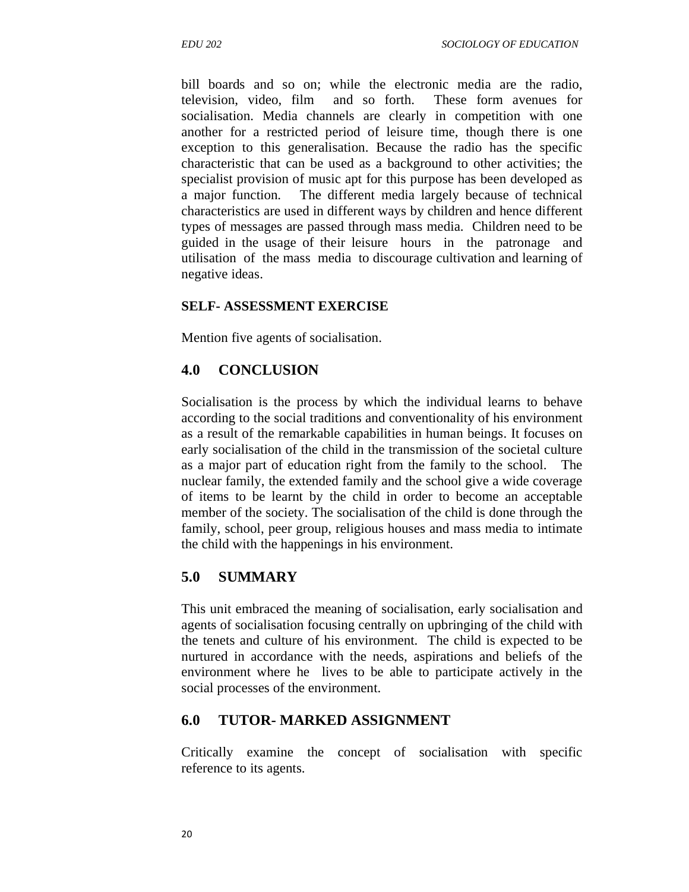bill boards and so on; while the electronic media are the radio, television, video, film and so forth. These form avenues for socialisation. Media channels are clearly in competition with one another for a restricted period of leisure time, though there is one exception to this generalisation. Because the radio has the specific characteristic that can be used as a background to other activities; the specialist provision of music apt for this purpose has been developed as a major function. The different media largely because of technical characteristics are used in different ways by children and hence different types of messages are passed through mass media. Children need to be guided in the usage of their leisure hours in the patronage and utilisation of the mass media to discourage cultivation and learning of negative ideas.

**SELF- ASSESSMENT EXERCISE**

Mention five agents of socialisation.

## 4.0 CONCLUSION

Socialisation is the process by which the individual learns to behave according to the social traditions and conventionality of his environment as a result of the remarkable capabilities in human beings. It focuses on early socialisation of the child in the transmission of the societal culture as a major part of education right from the family to the school. The nuclear family, the extended family and the school give a wide coverage of items to be learnt by the child in order to become an acceptable member of the society. The socialisation of the child is done through the family, school, peer group, religious houses and mass media to intimate the child with the happenings in his environment.

## 5.0 SUMMARY

This unit embraced the meaning of socialisation, early socialisation and agents of socialisation focusing centrally on upbringing of the child with the tenets and culture of his environment. The child is expected to be nurtured in accordance with the needs, aspirations and beliefs of the environment where he lives to be able to participate actively in the social processes of the environment.

## 6.0 TUTOR- MARKED ASSIGNMENT

Critically examine the concept of socialisation with specific reference to its agents.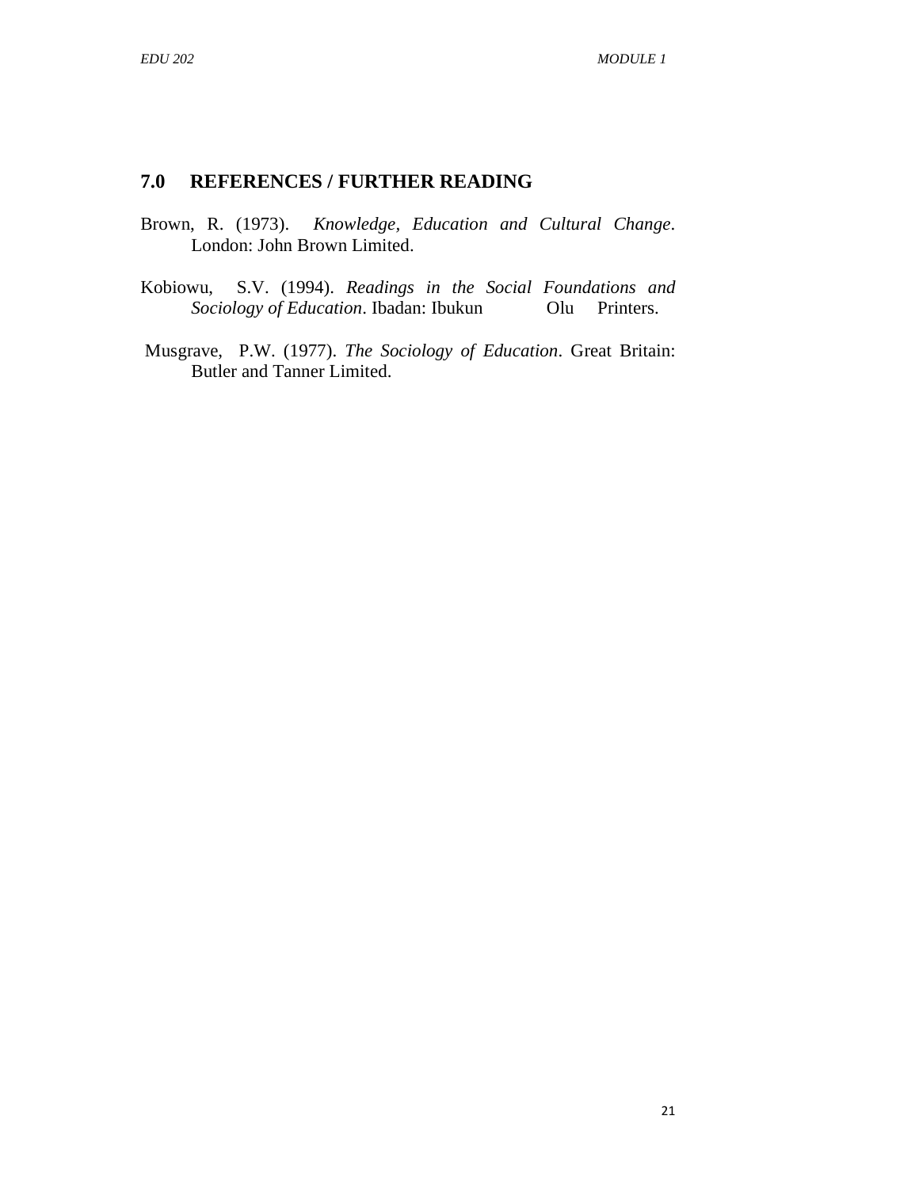## 7.0 REFERENCES / FURTHER READING

Brown, R. (1973). *Knowledge, Education and Cultural Change*. London: John Brown Limited.

Kobiowu, S.V. (1994). *Readings in the Social Foundations and Sociology of Education*. Ibadan: Ibukun Olu Printers.

Musgrave, P.W. (1977). *The Sociology of Education*. Great Britain: Butler and Tanner Limited.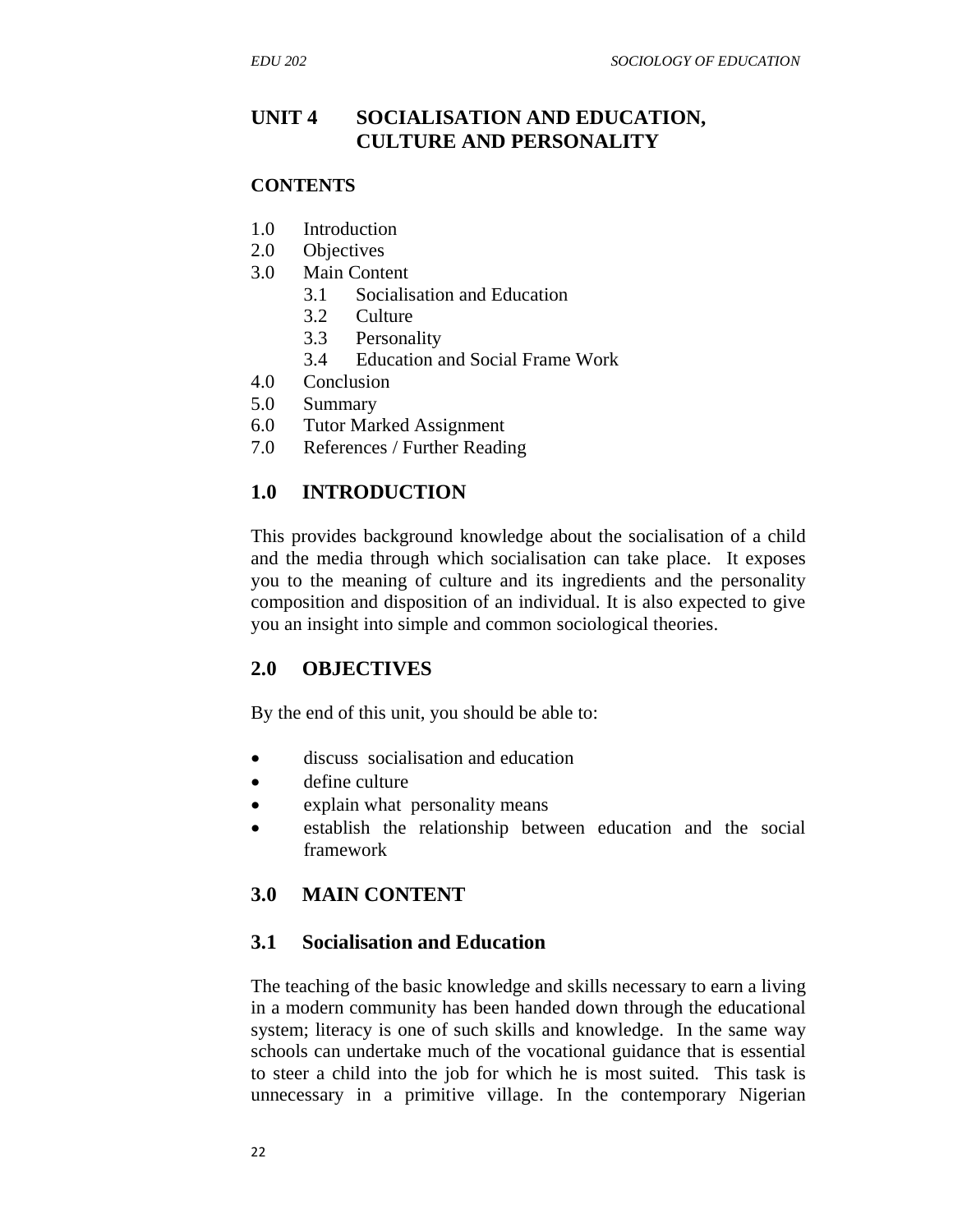# UNIT 4 SOCIALISATION AND EDUCATION, CULTURE AND PERSONALITY

**CONTENTS**

1.0 Introduction
2.0 Objectives
3.0 Main Content
   3.1 Socialisation and Education
   3.2 Culture
   3.3 Personality
   3.4 Education and Social Frame Work
4.0 Conclusion
5.0 Summary
6.0 Tutor Marked Assignment
7.0 References / Further Reading

## 1.0 INTRODUCTION

This provides background knowledge about the socialisation of a child and the media through which socialisation can take place. It exposes you to the meaning of culture and its ingredients and the personality composition and disposition of an individual. It is also expected to give you an insight into simple and common sociological theories.

## 2.0 OBJECTIVES

By the end of this unit, you should be able to:

- discuss socialisation and education
- define culture
- explain what personality means
- establish the relationship between education and the social framework

## 3.0 MAIN CONTENT

### 3.1 Socialisation and Education

The teaching of the basic knowledge and skills necessary to earn a living in a modern community has been handed down through the educational system; literacy is one of such skills and knowledge. In the same way schools can undertake much of the vocational guidance that is essential to steer a child into the job for which he is most suited. This task is unnecessary in a primitive village. In the contemporary Nigerian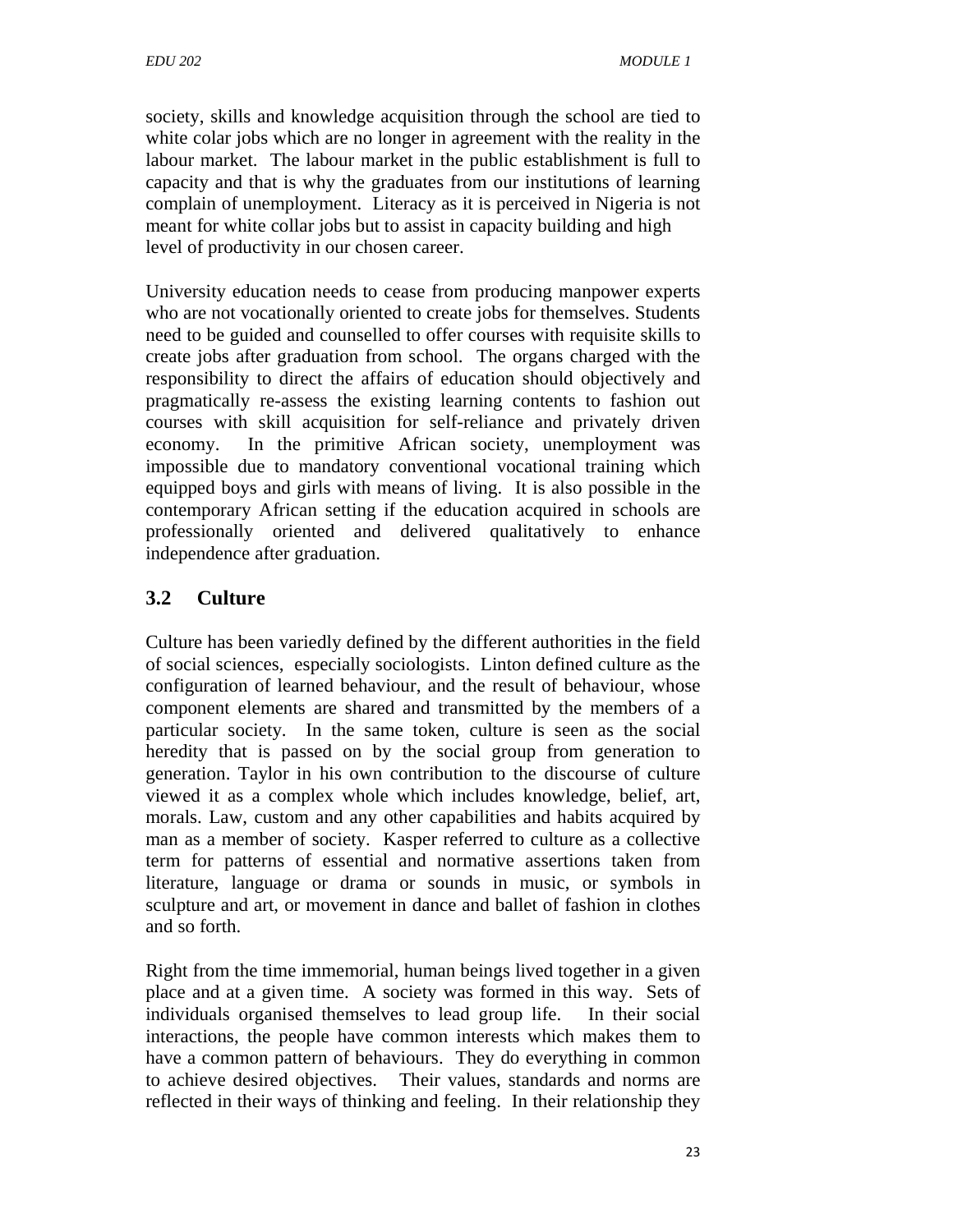society, skills and knowledge acquisition through the school are tied to white colar jobs which are no longer in agreement with the reality in the labour market. The labour market in the public establishment is full to capacity and that is why the graduates from our institutions of learning complain of unemployment. Literacy as it is perceived in Nigeria is not meant for white collar jobs but to assist in capacity building and high level of productivity in our chosen career.

University education needs to cease from producing manpower experts who are not vocationally oriented to create jobs for themselves. Students need to be guided and counselled to offer courses with requisite skills to create jobs after graduation from school. The organs charged with the responsibility to direct the affairs of education should objectively and pragmatically re-assess the existing learning contents to fashion out courses with skill acquisition for self-reliance and privately driven economy. In the primitive African society, unemployment was impossible due to mandatory conventional vocational training which equipped boys and girls with means of living. It is also possible in the contemporary African setting if the education acquired in schools are professionally oriented and delivered qualitatively to enhance independence after graduation.

## 3.2 Culture

Culture has been variedly defined by the different authorities in the field of social sciences, especially sociologists. Linton defined culture as the configuration of learned behaviour, and the result of behaviour, whose component elements are shared and transmitted by the members of a particular society. In the same token, culture is seen as the social heredity that is passed on by the social group from generation to generation. Taylor in his own contribution to the discourse of culture viewed it as a complex whole which includes knowledge, belief, art, morals. Law, custom and any other capabilities and habits acquired by man as a member of society. Kasper referred to culture as a collective term for patterns of essential and normative assertions taken from literature, language or drama or sounds in music, or symbols in sculpture and art, or movement in dance and ballet of fashion in clothes and so forth.

Right from the time immemorial, human beings lived together in a given place and at a given time. A society was formed in this way. Sets of individuals organised themselves to lead group life. In their social interactions, the people have common interests which makes them to have a common pattern of behaviours. They do everything in common to achieve desired objectives. Their values, standards and norms are reflected in their ways of thinking and feeling. In their relationship they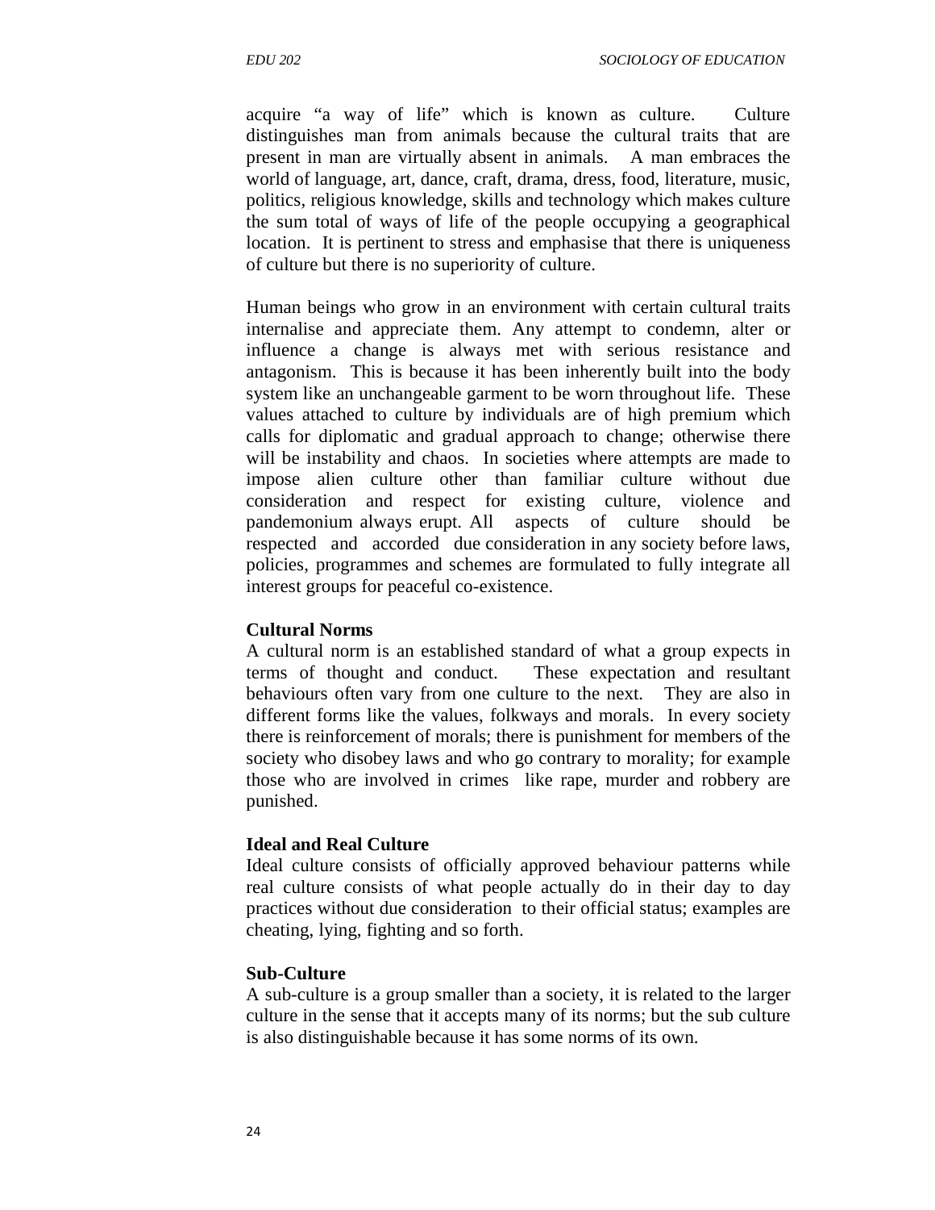acquire "a way of life" which is known as culture. Culture distinguishes man from animals because the cultural traits that are present in man are virtually absent in animals. A man embraces the world of language, art, dance, craft, drama, dress, food, literature, music, politics, religious knowledge, skills and technology which makes culture the sum total of ways of life of the people occupying a geographical location. It is pertinent to stress and emphasise that there is uniqueness of culture but there is no superiority of culture.

Human beings who grow in an environment with certain cultural traits internalise and appreciate them. Any attempt to condemn, alter or influence a change is always met with serious resistance and antagonism. This is because it has been inherently built into the body system like an unchangeable garment to be worn throughout life. These values attached to culture by individuals are of high premium which calls for diplomatic and gradual approach to change; otherwise there will be instability and chaos. In societies where attempts are made to impose alien culture other than familiar culture without due consideration and respect for existing culture, violence and pandemonium always erupt. All aspects of culture should be respected and accorded due consideration in any society before laws, policies, programmes and schemes are formulated to fully integrate all interest groups for peaceful co-existence.

**Cultural Norms**

A cultural norm is an established standard of what a group expects in terms of thought and conduct. These expectation and resultant behaviours often vary from one culture to the next. They are also in different forms like the values, folkways and morals. In every society there is reinforcement of morals; there is punishment for members of the society who disobey laws and who go contrary to morality; for example those who are involved in crimes like rape, murder and robbery are punished.

**Ideal and Real Culture**

Ideal culture consists of officially approved behaviour patterns while real culture consists of what people actually do in their day to day practices without due consideration to their official status; examples are cheating, lying, fighting and so forth.

**Sub-Culture**

A sub-culture is a group smaller than a society, it is related to the larger culture in the sense that it accepts many of its norms; but the sub culture is also distinguishable because it has some norms of its own.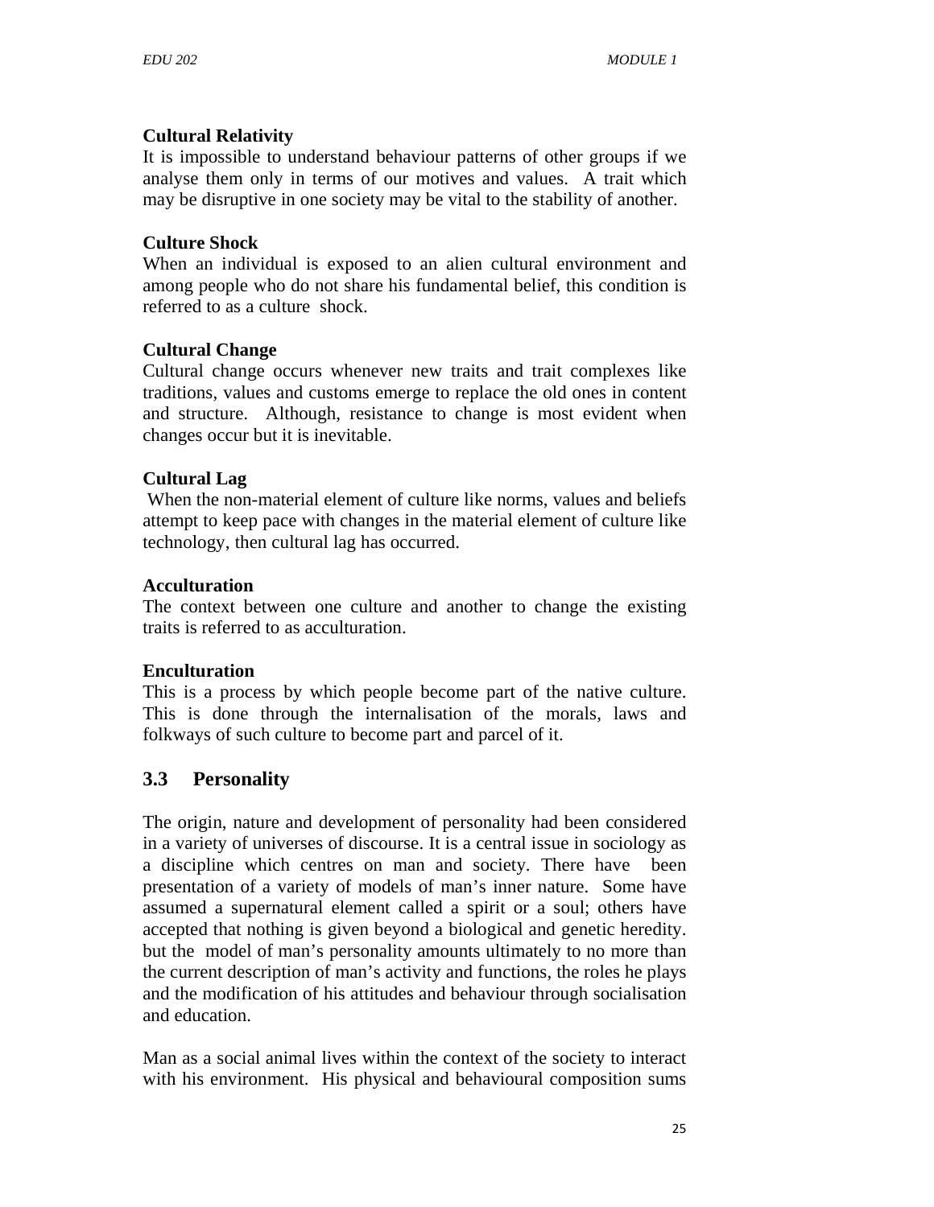**Cultural Relativity**
It is impossible to understand behaviour patterns of other groups if we analyse them only in terms of our motives and values. A trait which may be disruptive in one society may be vital to the stability of another.

**Culture Shock**
When an individual is exposed to an alien cultural environment and among people who do not share his fundamental belief, this condition is referred to as a culture shock.

**Cultural Change**
Cultural change occurs whenever new traits and trait complexes like traditions, values and customs emerge to replace the old ones in content and structure. Although, resistance to change is most evident when changes occur but it is inevitable.

**Cultural Lag**
When the non-material element of culture like norms, values and beliefs attempt to keep pace with changes in the material element of culture like technology, then cultural lag has occurred.

**Acculturation**
The context between one culture and another to change the existing traits is referred to as acculturation.

**Enculturation**
This is a process by which people become part of the native culture. This is done through the internalisation of the morals, laws and folkways of such culture to become part and parcel of it.

## 3.3 Personality

The origin, nature and development of personality had been considered in a variety of universes of discourse. It is a central issue in sociology as a discipline which centres on man and society. There have been presentation of a variety of models of man's inner nature. Some have assumed a supernatural element called a spirit or a soul; others have accepted that nothing is given beyond a biological and genetic heredity. but the model of man's personality amounts ultimately to no more than the current description of man's activity and functions, the roles he plays and the modification of his attitudes and behaviour through socialisation and education.

Man as a social animal lives within the context of the society to interact with his environment. His physical and behavioural composition sums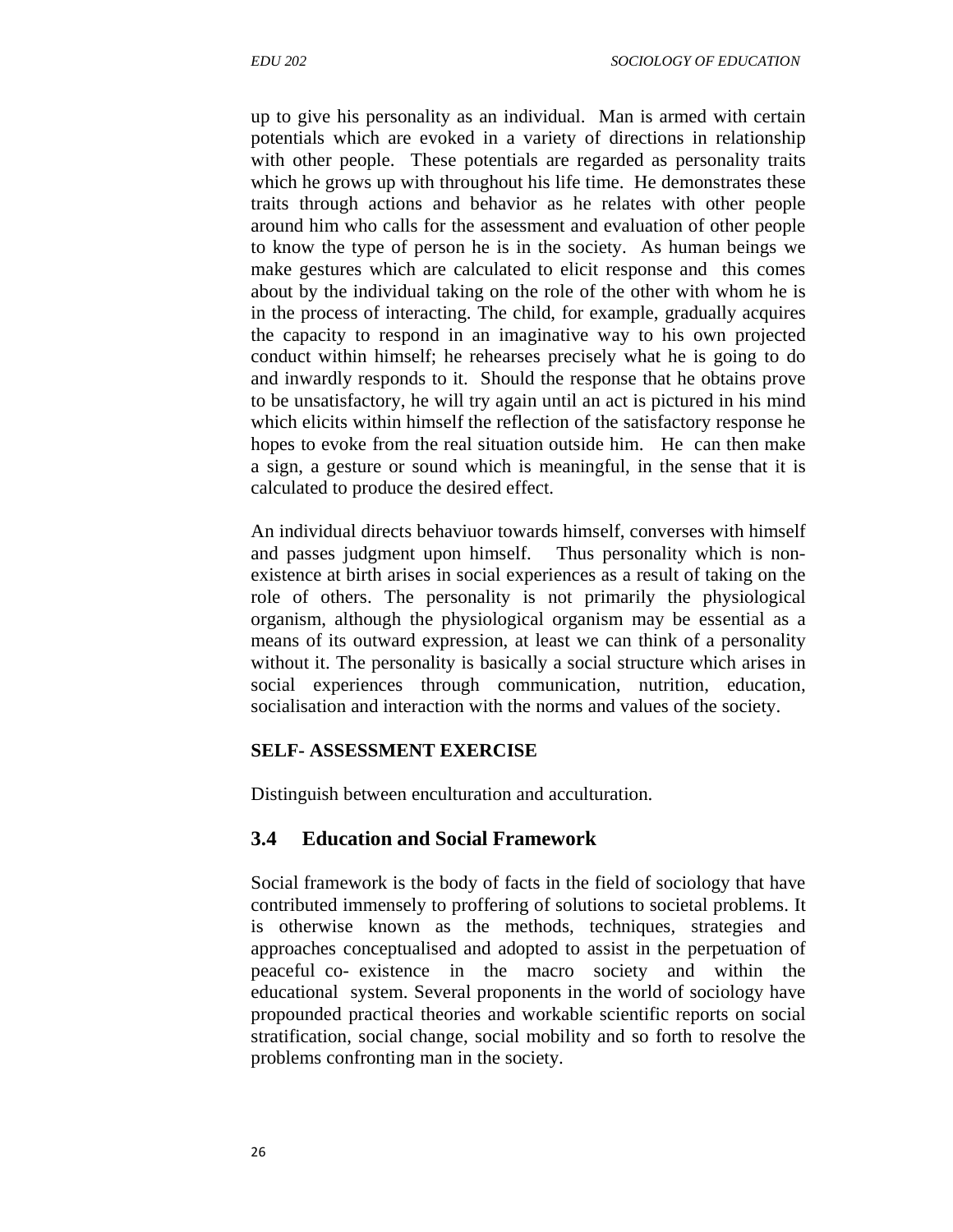up to give his personality as an individual. Man is armed with certain potentials which are evoked in a variety of directions in relationship with other people. These potentials are regarded as personality traits which he grows up with throughout his life time. He demonstrates these traits through actions and behavior as he relates with other people around him who calls for the assessment and evaluation of other people to know the type of person he is in the society. As human beings we make gestures which are calculated to elicit response and this comes about by the individual taking on the role of the other with whom he is in the process of interacting. The child, for example, gradually acquires the capacity to respond in an imaginative way to his own projected conduct within himself; he rehearses precisely what he is going to do and inwardly responds to it. Should the response that he obtains prove to be unsatisfactory, he will try again until an act is pictured in his mind which elicits within himself the reflection of the satisfactory response he hopes to evoke from the real situation outside him. He can then make a sign, a gesture or sound which is meaningful, in the sense that it is calculated to produce the desired effect.

An individual directs behaviuor towards himself, converses with himself and passes judgment upon himself. Thus personality which is non-existence at birth arises in social experiences as a result of taking on the role of others. The personality is not primarily the physiological organism, although the physiological organism may be essential as a means of its outward expression, at least we can think of a personality without it. The personality is basically a social structure which arises in social experiences through communication, nutrition, education, socialisation and interaction with the norms and values of the society.

**SELF- ASSESSMENT EXERCISE**

Distinguish between enculturation and acculturation.

## 3.4 Education and Social Framework

Social framework is the body of facts in the field of sociology that have contributed immensely to proffering of solutions to societal problems. It is otherwise known as the methods, techniques, strategies and approaches conceptualised and adopted to assist in the perpetuation of peaceful co- existence in the macro society and within the educational system. Several proponents in the world of sociology have propounded practical theories and workable scientific reports on social stratification, social change, social mobility and so forth to resolve the problems confronting man in the society.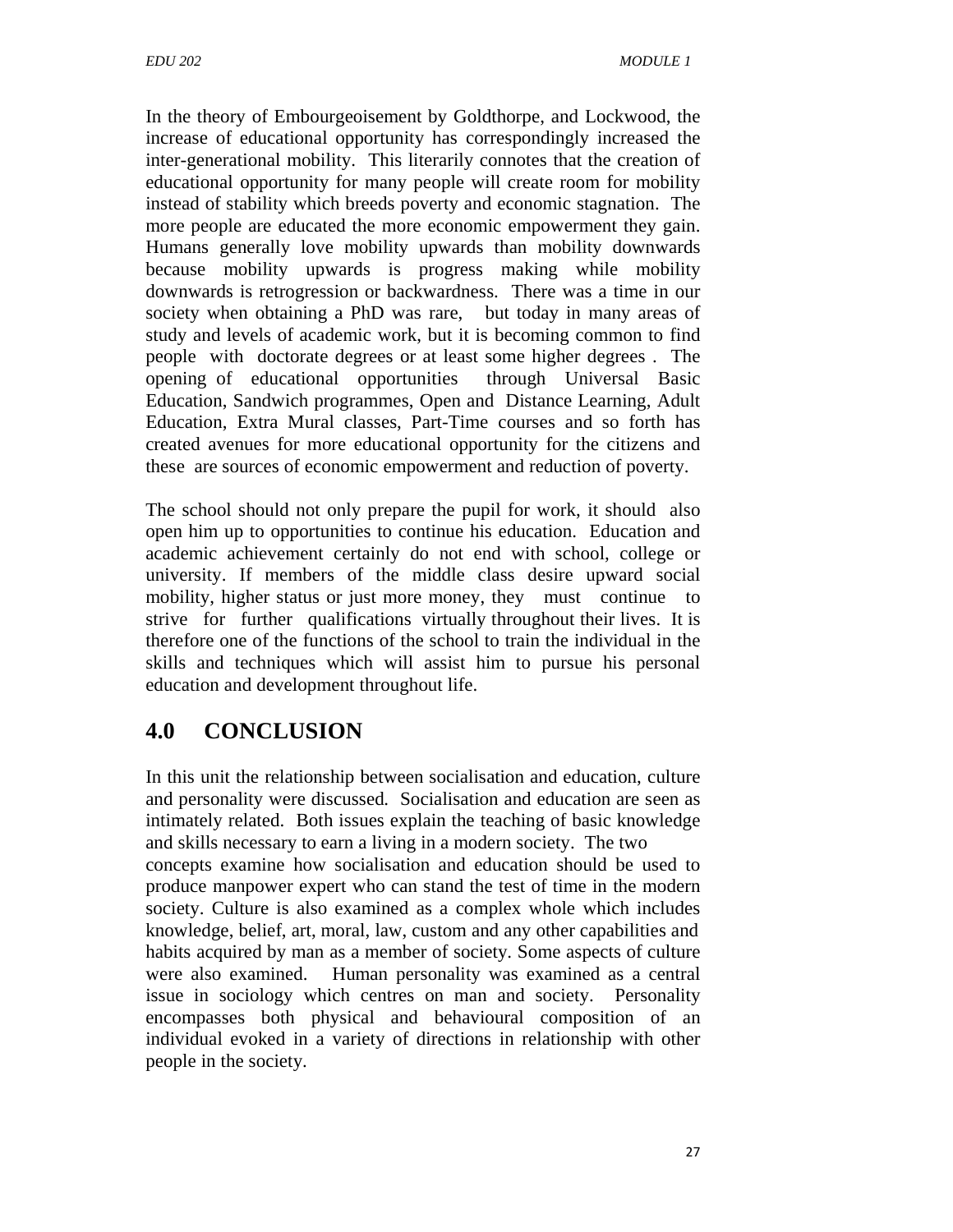In the theory of Embourgeoisement by Goldthorpe, and Lockwood, the increase of educational opportunity has correspondingly increased the inter-generational mobility. This literarily connotes that the creation of educational opportunity for many people will create room for mobility instead of stability which breeds poverty and economic stagnation. The more people are educated the more economic empowerment they gain. Humans generally love mobility upwards than mobility downwards because mobility upwards is progress making while mobility downwards is retrogression or backwardness. There was a time in our society when obtaining a PhD was rare, but today in many areas of study and levels of academic work, but it is becoming common to find people with doctorate degrees or at least some higher degrees . The opening of educational opportunities through Universal Basic Education, Sandwich programmes, Open and Distance Learning, Adult Education, Extra Mural classes, Part-Time courses and so forth has created avenues for more educational opportunity for the citizens and these are sources of economic empowerment and reduction of poverty.

The school should not only prepare the pupil for work, it should also open him up to opportunities to continue his education. Education and academic achievement certainly do not end with school, college or university. If members of the middle class desire upward social mobility, higher status or just more money, they must continue to strive for further qualifications virtually throughout their lives. It is therefore one of the functions of the school to train the individual in the skills and techniques which will assist him to pursue his personal education and development throughout life.

## 4.0 CONCLUSION

In this unit the relationship between socialisation and education, culture and personality were discussed. Socialisation and education are seen as intimately related. Both issues explain the teaching of basic knowledge and skills necessary to earn a living in a modern society. The two concepts examine how socialisation and education should be used to produce manpower expert who can stand the test of time in the modern society. Culture is also examined as a complex whole which includes knowledge, belief, art, moral, law, custom and any other capabilities and habits acquired by man as a member of society. Some aspects of culture were also examined. Human personality was examined as a central issue in sociology which centres on man and society. Personality encompasses both physical and behavioural composition of an individual evoked in a variety of directions in relationship with other people in the society.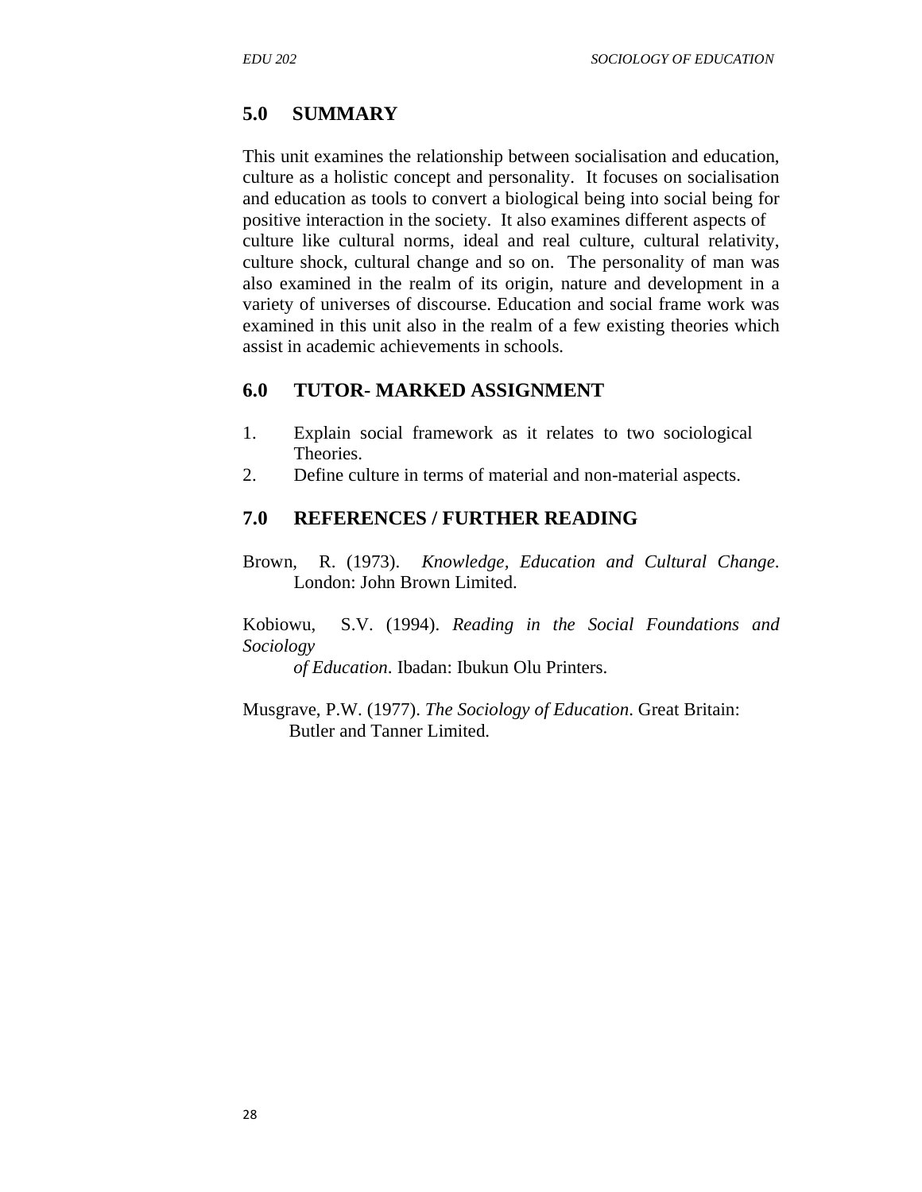## 5.0 SUMMARY

This unit examines the relationship between socialisation and education, culture as a holistic concept and personality. It focuses on socialisation and education as tools to convert a biological being into social being for positive interaction in the society. It also examines different aspects of culture like cultural norms, ideal and real culture, cultural relativity, culture shock, cultural change and so on. The personality of man was also examined in the realm of its origin, nature and development in a variety of universes of discourse. Education and social frame work was examined in this unit also in the realm of a few existing theories which assist in academic achievements in schools.

## 6.0 TUTOR- MARKED ASSIGNMENT

1. Explain social framework as it relates to two sociological Theories.
2. Define culture in terms of material and non-material aspects.

## 7.0 REFERENCES / FURTHER READING

Brown, R. (1973). *Knowledge, Education and Cultural Change*. London: John Brown Limited.

Kobiowu, S.V. (1994). *Reading in the Social Foundations and Sociology of Education*. Ibadan: Ibukun Olu Printers.

Musgrave, P.W. (1977). *The Sociology of Education*. Great Britain: Butler and Tanner Limited.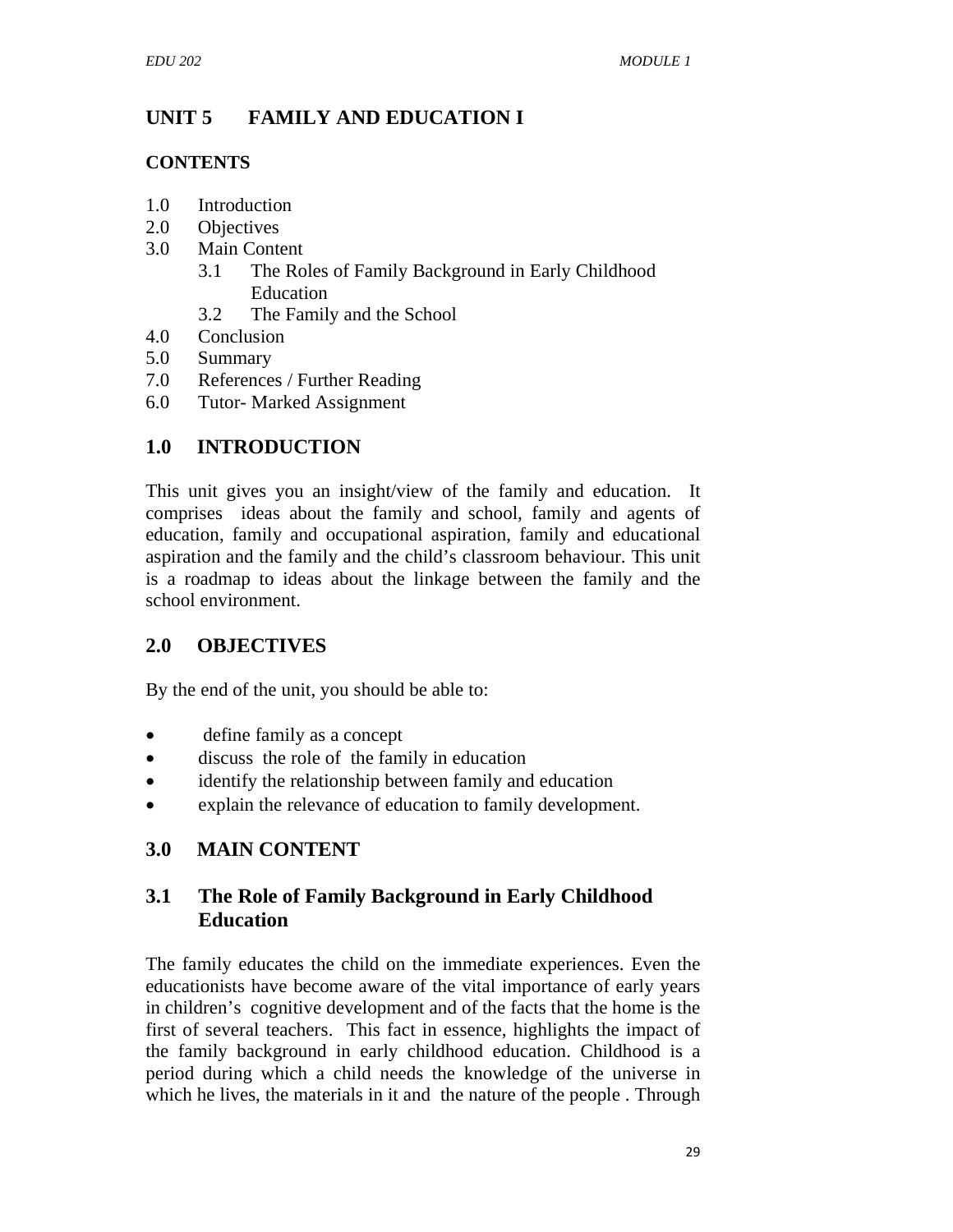# UNIT 5 FAMILY AND EDUCATION I

## CONTENTS

1.0 Introduction
2.0 Objectives
3.0 Main Content
  3.1 The Roles of Family Background in Early Childhood Education
  3.2 The Family and the School
4.0 Conclusion
5.0 Summary
7.0 References / Further Reading
6.0 Tutor- Marked Assignment

## 1.0 INTRODUCTION

This unit gives you an insight/view of the family and education. It comprises ideas about the family and school, family and agents of education, family and occupational aspiration, family and educational aspiration and the family and the child's classroom behaviour. This unit is a roadmap to ideas about the linkage between the family and the school environment.

## 2.0 OBJECTIVES

By the end of the unit, you should be able to:

- define family as a concept
- discuss the role of the family in education
- identify the relationship between family and education
- explain the relevance of education to family development.

## 3.0 MAIN CONTENT

### 3.1 The Role of Family Background in Early Childhood Education

The family educates the child on the immediate experiences. Even the educationists have become aware of the vital importance of early years in children's cognitive development and of the facts that the home is the first of several teachers. This fact in essence, highlights the impact of the family background in early childhood education. Childhood is a period during which a child needs the knowledge of the universe in which he lives, the materials in it and the nature of the people . Through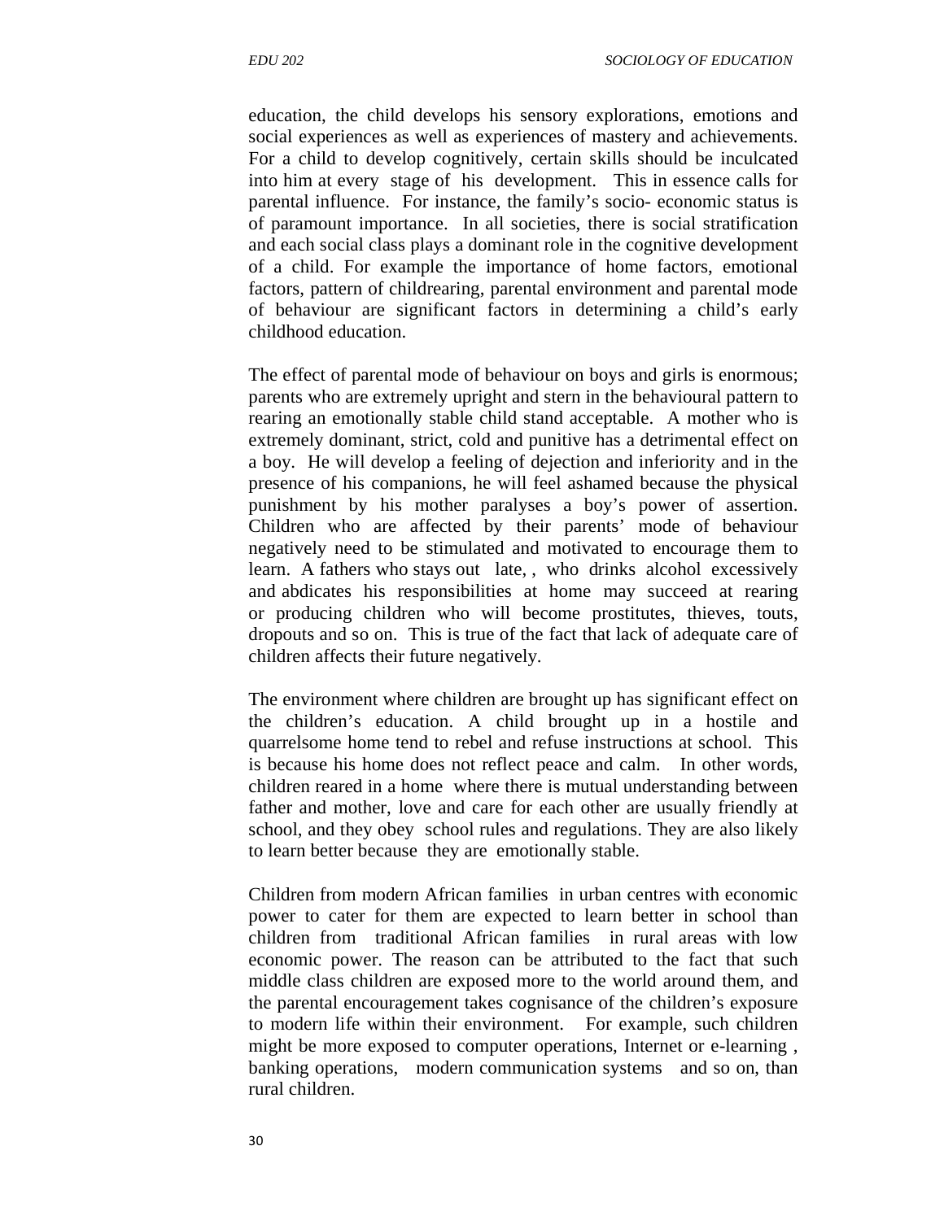education, the child develops his sensory explorations, emotions and social experiences as well as experiences of mastery and achievements. For a child to develop cognitively, certain skills should be inculcated into him at every stage of his development. This in essence calls for parental influence. For instance, the family's socio- economic status is of paramount importance. In all societies, there is social stratification and each social class plays a dominant role in the cognitive development of a child. For example the importance of home factors, emotional factors, pattern of childrearing, parental environment and parental mode of behaviour are significant factors in determining a child's early childhood education.

The effect of parental mode of behaviour on boys and girls is enormous; parents who are extremely upright and stern in the behavioural pattern to rearing an emotionally stable child stand acceptable. A mother who is extremely dominant, strict, cold and punitive has a detrimental effect on a boy. He will develop a feeling of dejection and inferiority and in the presence of his companions, he will feel ashamed because the physical punishment by his mother paralyses a boy's power of assertion. Children who are affected by their parents' mode of behaviour negatively need to be stimulated and motivated to encourage them to learn. A fathers who stays out late, , who drinks alcohol excessively and abdicates his responsibilities at home may succeed at rearing or producing children who will become prostitutes, thieves, touts, dropouts and so on. This is true of the fact that lack of adequate care of children affects their future negatively.

The environment where children are brought up has significant effect on the children's education. A child brought up in a hostile and quarrelsome home tend to rebel and refuse instructions at school. This is because his home does not reflect peace and calm. In other words, children reared in a home where there is mutual understanding between father and mother, love and care for each other are usually friendly at school, and they obey school rules and regulations. They are also likely to learn better because they are emotionally stable.

Children from modern African families in urban centres with economic power to cater for them are expected to learn better in school than children from traditional African families in rural areas with low economic power. The reason can be attributed to the fact that such middle class children are exposed more to the world around them, and the parental encouragement takes cognisance of the children's exposure to modern life within their environment. For example, such children might be more exposed to computer operations, Internet or e-learning , banking operations, modern communication systems and so on, than rural children.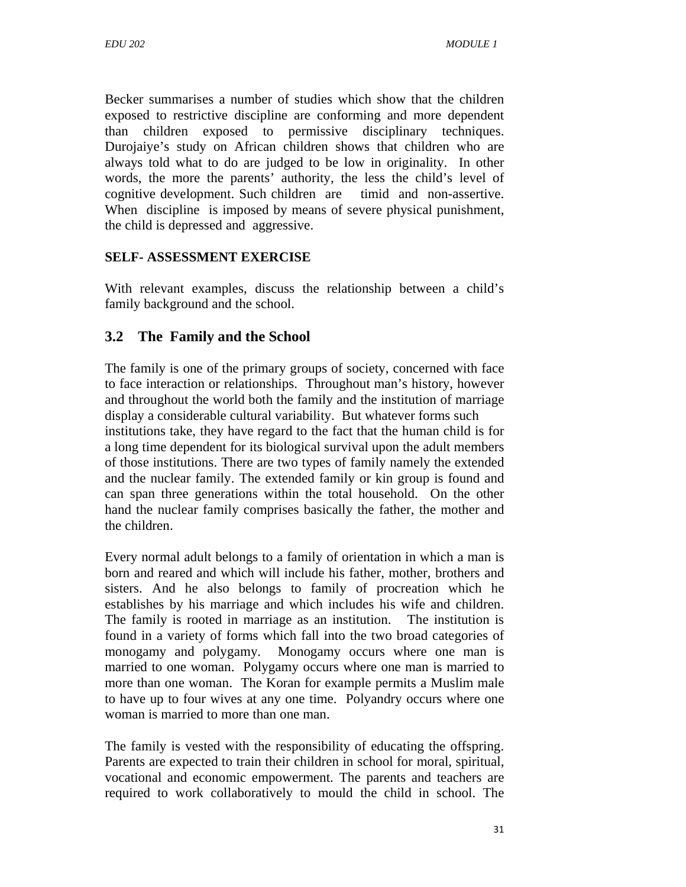Becker summarises a number of studies which show that the children exposed to restrictive discipline are conforming and more dependent than children exposed to permissive disciplinary techniques. Durojaiye's study on African children shows that children who are always told what to do are judged to be low in originality. In other words, the more the parents' authority, the less the child's level of cognitive development. Such children are timid and non-assertive. When discipline is imposed by means of severe physical punishment, the child is depressed and aggressive.

**SELF- ASSESSMENT EXERCISE**

With relevant examples, discuss the relationship between a child's family background and the school.

## 3.2 The Family and the School

The family is one of the primary groups of society, concerned with face to face interaction or relationships. Throughout man's history, however and throughout the world both the family and the institution of marriage display a considerable cultural variability. But whatever forms such institutions take, they have regard to the fact that the human child is for a long time dependent for its biological survival upon the adult members of those institutions. There are two types of family namely the extended and the nuclear family. The extended family or kin group is found and can span three generations within the total household. On the other hand the nuclear family comprises basically the father, the mother and the children.

Every normal adult belongs to a family of orientation in which a man is born and reared and which will include his father, mother, brothers and sisters. And he also belongs to family of procreation which he establishes by his marriage and which includes his wife and children. The family is rooted in marriage as an institution. The institution is found in a variety of forms which fall into the two broad categories of monogamy and polygamy. Monogamy occurs where one man is married to one woman. Polygamy occurs where one man is married to more than one woman. The Koran for example permits a Muslim male to have up to four wives at any one time. Polyandry occurs where one woman is married to more than one man.

The family is vested with the responsibility of educating the offspring. Parents are expected to train their children in school for moral, spiritual, vocational and economic empowerment. The parents and teachers are required to work collaboratively to mould the child in school. The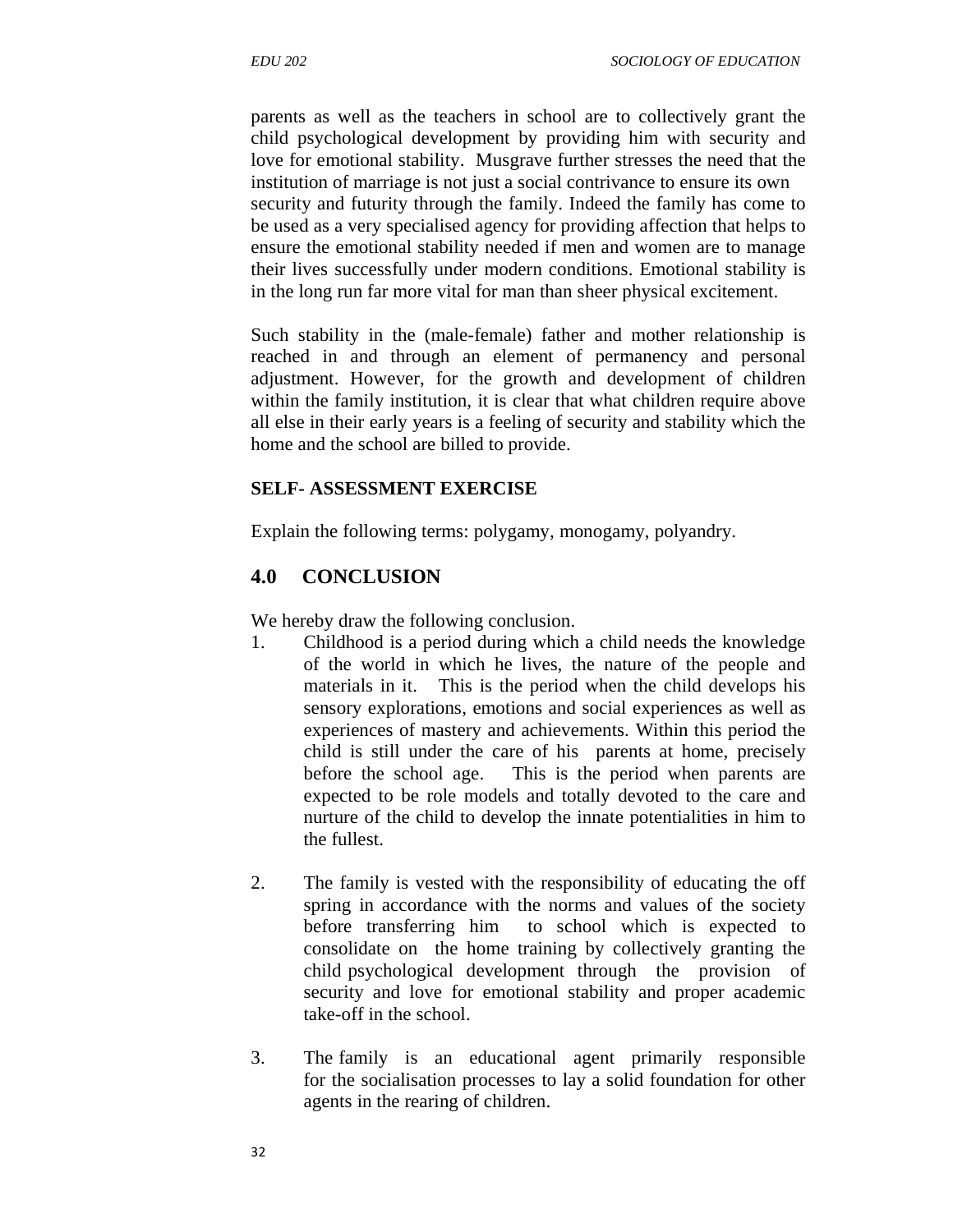parents as well as the teachers in school are to collectively grant the child psychological development by providing him with security and love for emotional stability. Musgrave further stresses the need that the institution of marriage is not just a social contrivance to ensure its own security and futurity through the family. Indeed the family has come to be used as a very specialised agency for providing affection that helps to ensure the emotional stability needed if men and women are to manage their lives successfully under modern conditions. Emotional stability is in the long run far more vital for man than sheer physical excitement.

Such stability in the (male-female) father and mother relationship is reached in and through an element of permanency and personal adjustment. However, for the growth and development of children within the family institution, it is clear that what children require above all else in their early years is a feeling of security and stability which the home and the school are billed to provide.

**SELF- ASSESSMENT EXERCISE**

Explain the following terms: polygamy, monogamy, polyandry.

## 4.0 CONCLUSION

We hereby draw the following conclusion.

1. Childhood is a period during which a child needs the knowledge of the world in which he lives, the nature of the people and materials in it. This is the period when the child develops his sensory explorations, emotions and social experiences as well as experiences of mastery and achievements. Within this period the child is still under the care of his parents at home, precisely before the school age. This is the period when parents are expected to be role models and totally devoted to the care and nurture of the child to develop the innate potentialities in him to the fullest.

2. The family is vested with the responsibility of educating the off spring in accordance with the norms and values of the society before transferring him to school which is expected to consolidate on the home training by collectively granting the child psychological development through the provision of security and love for emotional stability and proper academic take-off in the school.

3. The family is an educational agent primarily responsible for the socialisation processes to lay a solid foundation for other agents in the rearing of children.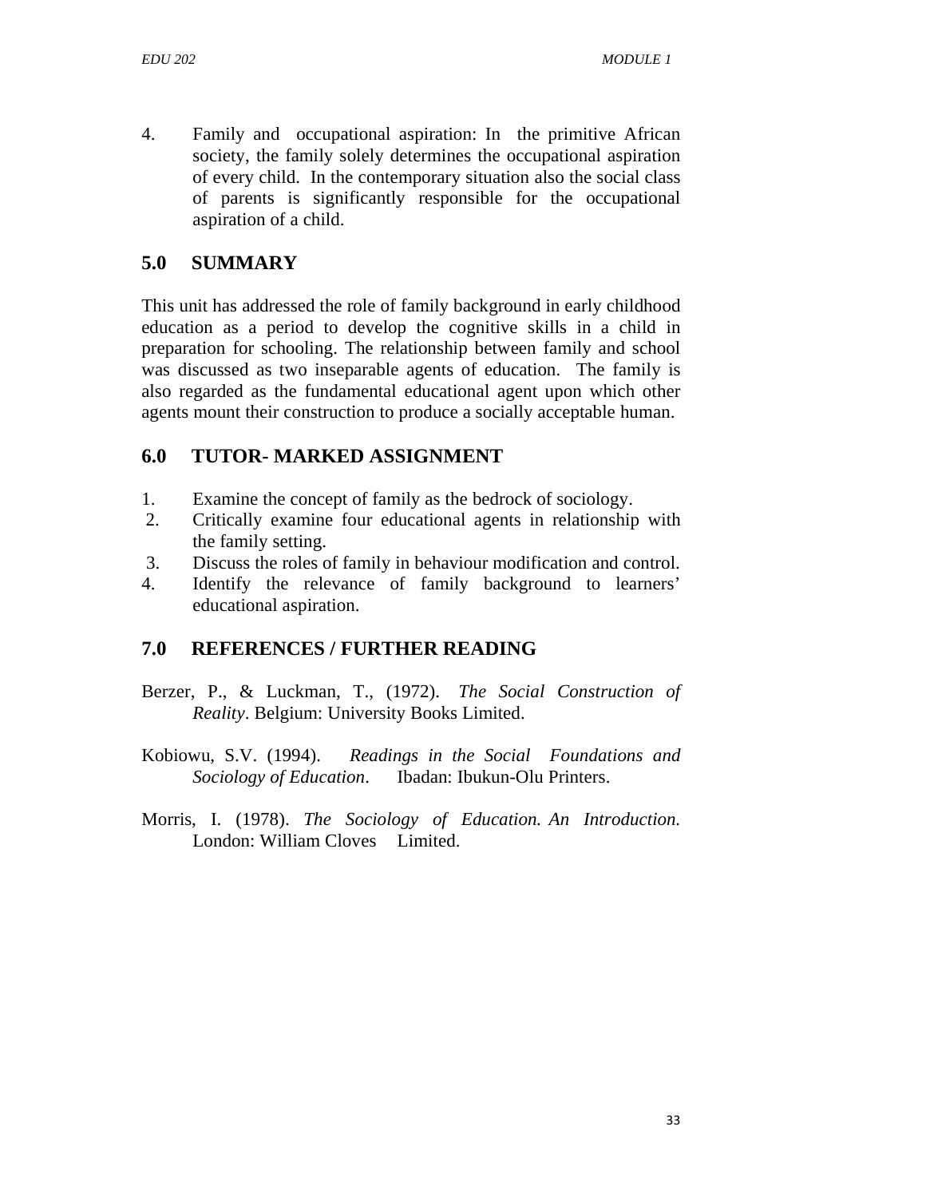4. Family and occupational aspiration: In the primitive African society, the family solely determines the occupational aspiration of every child. In the contemporary situation also the social class of parents is significantly responsible for the occupational aspiration of a child.

## 5.0 SUMMARY

This unit has addressed the role of family background in early childhood education as a period to develop the cognitive skills in a child in preparation for schooling. The relationship between family and school was discussed as two inseparable agents of education. The family is also regarded as the fundamental educational agent upon which other agents mount their construction to produce a socially acceptable human.

## 6.0 TUTOR- MARKED ASSIGNMENT

1. Examine the concept of family as the bedrock of sociology.
2. Critically examine four educational agents in relationship with the family setting.
3. Discuss the roles of family in behaviour modification and control.
4. Identify the relevance of family background to learners' educational aspiration.

## 7.0 REFERENCES / FURTHER READING

Berzer, P., & Luckman, T., (1972). *The Social Construction of Reality*. Belgium: University Books Limited.

Kobiowu, S.V. (1994). *Readings in the Social Foundations and Sociology of Education*. Ibadan: Ibukun-Olu Printers.

Morris, I. (1978). *The Sociology of Education. An Introduction*. London: William Cloves Limited.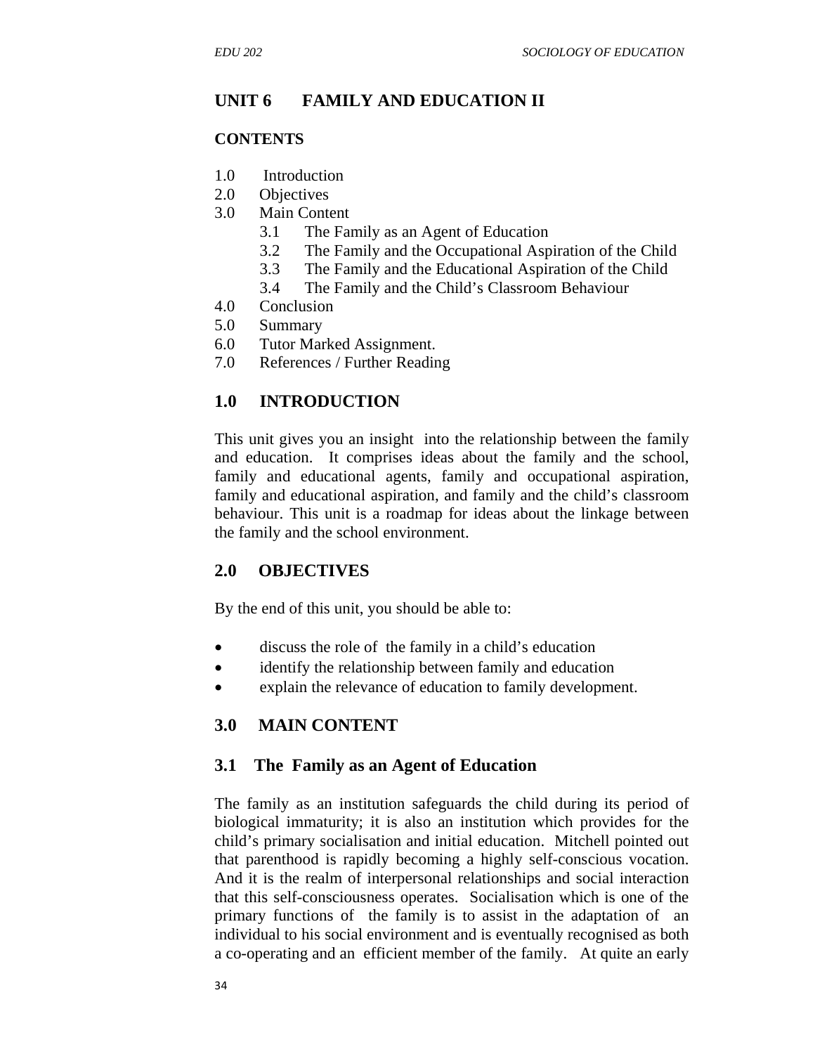## UNIT 6 FAMILY AND EDUCATION II

**CONTENTS**

1.0 Introduction
2.0 Objectives
3.0 Main Content
   3.1 The Family as an Agent of Education
   3.2 The Family and the Occupational Aspiration of the Child
   3.3 The Family and the Educational Aspiration of the Child
   3.4 The Family and the Child's Classroom Behaviour
4.0 Conclusion
5.0 Summary
6.0 Tutor Marked Assignment.
7.0 References / Further Reading

## 1.0 INTRODUCTION

This unit gives you an insight into the relationship between the family and education. It comprises ideas about the family and the school, family and educational agents, family and occupational aspiration, family and educational aspiration, and family and the child's classroom behaviour. This unit is a roadmap for ideas about the linkage between the family and the school environment.

## 2.0 OBJECTIVES

By the end of this unit, you should be able to:

- discuss the role of the family in a child's education
- identify the relationship between family and education
- explain the relevance of education to family development.

## 3.0 MAIN CONTENT

### 3.1 The Family as an Agent of Education

The family as an institution safeguards the child during its period of biological immaturity; it is also an institution which provides for the child's primary socialisation and initial education. Mitchell pointed out that parenthood is rapidly becoming a highly self-conscious vocation. And it is the realm of interpersonal relationships and social interaction that this self-consciousness operates. Socialisation which is one of the primary functions of the family is to assist in the adaptation of an individual to his social environment and is eventually recognised as both a co-operating and an efficient member of the family. At quite an early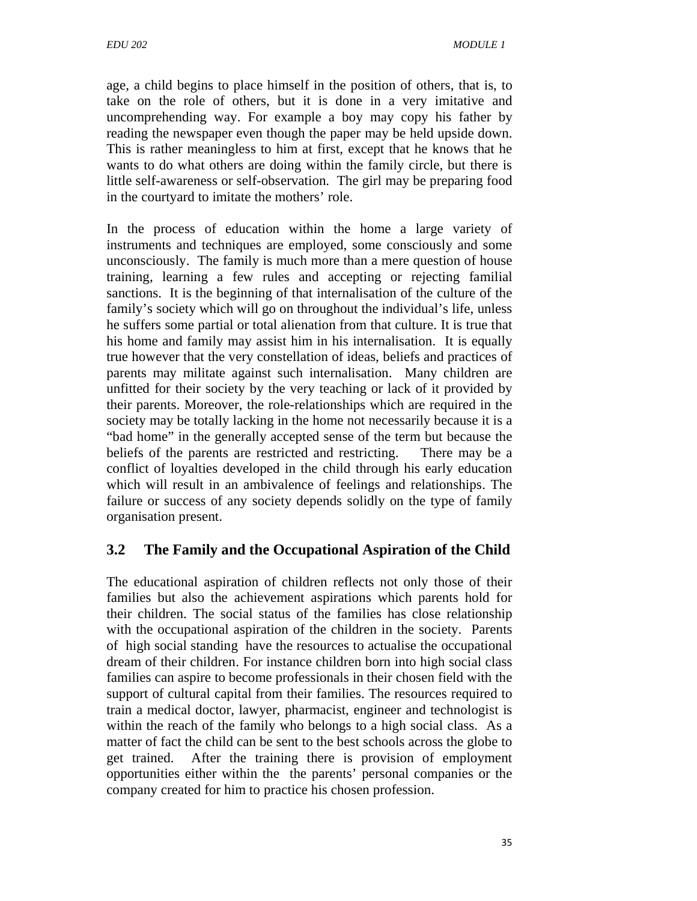age, a child begins to place himself in the position of others, that is, to take on the role of others, but it is done in a very imitative and uncomprehending way. For example a boy may copy his father by reading the newspaper even though the paper may be held upside down. This is rather meaningless to him at first, except that he knows that he wants to do what others are doing within the family circle, but there is little self-awareness or self-observation. The girl may be preparing food in the courtyard to imitate the mothers' role.

In the process of education within the home a large variety of instruments and techniques are employed, some consciously and some unconsciously. The family is much more than a mere question of house training, learning a few rules and accepting or rejecting familial sanctions. It is the beginning of that internalisation of the culture of the family's society which will go on throughout the individual's life, unless he suffers some partial or total alienation from that culture. It is true that his home and family may assist him in his internalisation. It is equally true however that the very constellation of ideas, beliefs and practices of parents may militate against such internalisation. Many children are unfitted for their society by the very teaching or lack of it provided by their parents. Moreover, the role-relationships which are required in the society may be totally lacking in the home not necessarily because it is a "bad home" in the generally accepted sense of the term but because the beliefs of the parents are restricted and restricting. There may be a conflict of loyalties developed in the child through his early education which will result in an ambivalence of feelings and relationships. The failure or success of any society depends solidly on the type of family organisation present.

## 3.2 The Family and the Occupational Aspiration of the Child

The educational aspiration of children reflects not only those of their families but also the achievement aspirations which parents hold for their children. The social status of the families has close relationship with the occupational aspiration of the children in the society. Parents of high social standing have the resources to actualise the occupational dream of their children. For instance children born into high social class families can aspire to become professionals in their chosen field with the support of cultural capital from their families. The resources required to train a medical doctor, lawyer, pharmacist, engineer and technologist is within the reach of the family who belongs to a high social class. As a matter of fact the child can be sent to the best schools across the globe to get trained. After the training there is provision of employment opportunities either within the the parents' personal companies or the company created for him to practice his chosen profession.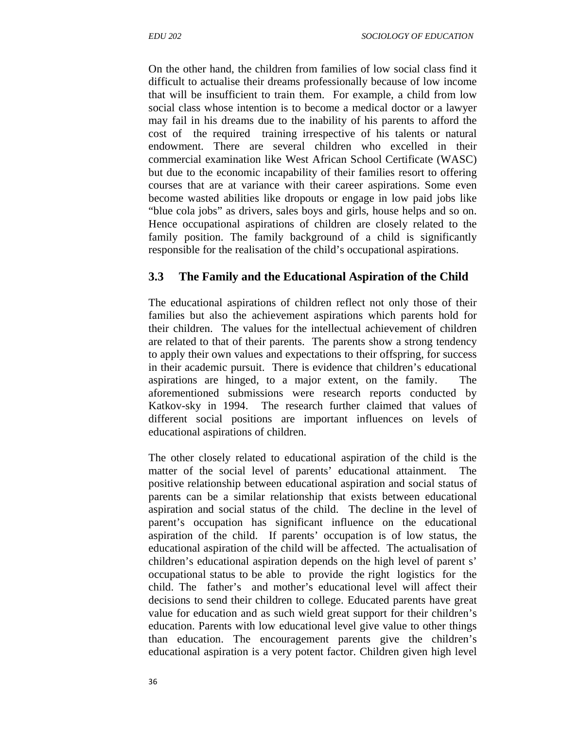On the other hand, the children from families of low social class find it difficult to actualise their dreams professionally because of low income that will be insufficient to train them. For example, a child from low social class whose intention is to become a medical doctor or a lawyer may fail in his dreams due to the inability of his parents to afford the cost of the required training irrespective of his talents or natural endowment. There are several children who excelled in their commercial examination like West African School Certificate (WASC) but due to the economic incapability of their families resort to offering courses that are at variance with their career aspirations. Some even become wasted abilities like dropouts or engage in low paid jobs like "blue cola jobs" as drivers, sales boys and girls, house helps and so on. Hence occupational aspirations of children are closely related to the family position. The family background of a child is significantly responsible for the realisation of the child's occupational aspirations.

## 3.3 The Family and the Educational Aspiration of the Child

The educational aspirations of children reflect not only those of their families but also the achievement aspirations which parents hold for their children. The values for the intellectual achievement of children are related to that of their parents. The parents show a strong tendency to apply their own values and expectations to their offspring, for success in their academic pursuit. There is evidence that children's educational aspirations are hinged, to a major extent, on the family. The aforementioned submissions were research reports conducted by Katkov-sky in 1994. The research further claimed that values of different social positions are important influences on levels of educational aspirations of children.

The other closely related to educational aspiration of the child is the matter of the social level of parents' educational attainment. The positive relationship between educational aspiration and social status of parents can be a similar relationship that exists between educational aspiration and social status of the child. The decline in the level of parent's occupation has significant influence on the educational aspiration of the child. If parents' occupation is of low status, the educational aspiration of the child will be affected. The actualisation of children's educational aspiration depends on the high level of parent s' occupational status to be able to provide the right logistics for the child. The father's and mother's educational level will affect their decisions to send their children to college. Educated parents have great value for education and as such wield great support for their children's education. Parents with low educational level give value to other things than education. The encouragement parents give the children's educational aspiration is a very potent factor. Children given high level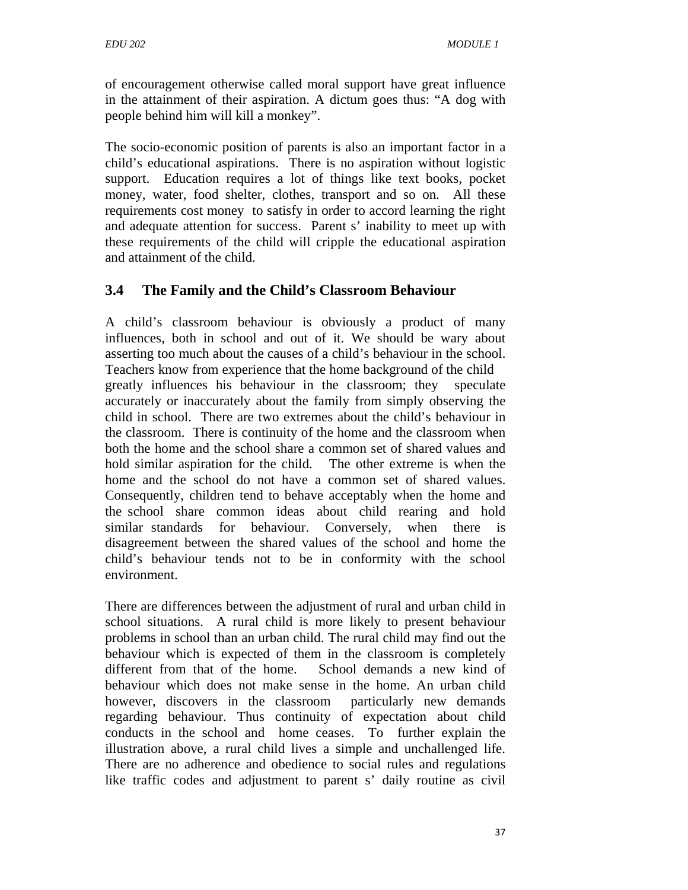of encouragement otherwise called moral support have great influence in the attainment of their aspiration. A dictum goes thus: "A dog with people behind him will kill a monkey".

The socio-economic position of parents is also an important factor in a child's educational aspirations. There is no aspiration without logistic support. Education requires a lot of things like text books, pocket money, water, food shelter, clothes, transport and so on. All these requirements cost money to satisfy in order to accord learning the right and adequate attention for success. Parent s' inability to meet up with these requirements of the child will cripple the educational aspiration and attainment of the child.

### 3.4 The Family and the Child's Classroom Behaviour

A child's classroom behaviour is obviously a product of many influences, both in school and out of it. We should be wary about asserting too much about the causes of a child's behaviour in the school. Teachers know from experience that the home background of the child greatly influences his behaviour in the classroom; they speculate accurately or inaccurately about the family from simply observing the child in school. There are two extremes about the child's behaviour in the classroom. There is continuity of the home and the classroom when both the home and the school share a common set of shared values and hold similar aspiration for the child. The other extreme is when the home and the school do not have a common set of shared values. Consequently, children tend to behave acceptably when the home and the school share common ideas about child rearing and hold similar standards for behaviour. Conversely, when there is disagreement between the shared values of the school and home the child's behaviour tends not to be in conformity with the school environment.

There are differences between the adjustment of rural and urban child in school situations. A rural child is more likely to present behaviour problems in school than an urban child. The rural child may find out the behaviour which is expected of them in the classroom is completely different from that of the home. School demands a new kind of behaviour which does not make sense in the home. An urban child however, discovers in the classroom particularly new demands regarding behaviour. Thus continuity of expectation about child conducts in the school and home ceases. To further explain the illustration above, a rural child lives a simple and unchallenged life. There are no adherence and obedience to social rules and regulations like traffic codes and adjustment to parent s' daily routine as civil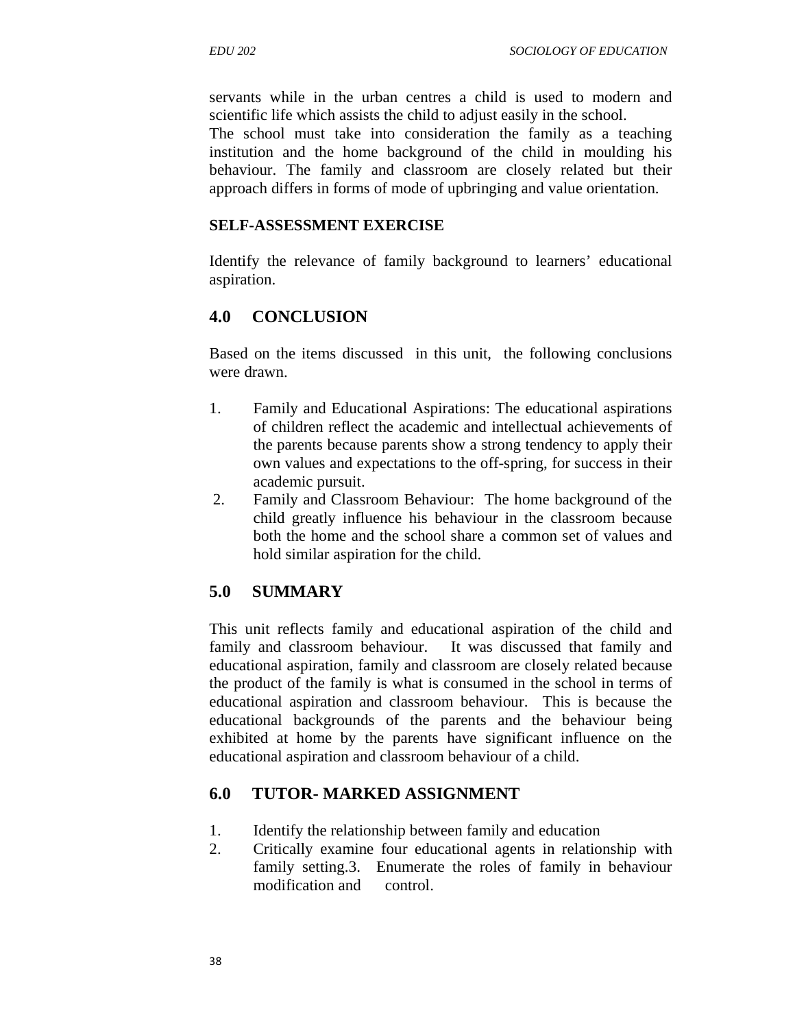servants while in the urban centres a child is used to modern and scientific life which assists the child to adjust easily in the school.
The school must take into consideration the family as a teaching institution and the home background of the child in moulding his behaviour. The family and classroom are closely related but their approach differs in forms of mode of upbringing and value orientation.

**SELF-ASSESSMENT EXERCISE**

Identify the relevance of family background to learners' educational aspiration.

## 4.0 CONCLUSION

Based on the items discussed in this unit, the following conclusions were drawn.

1. Family and Educational Aspirations: The educational aspirations of children reflect the academic and intellectual achievements of the parents because parents show a strong tendency to apply their own values and expectations to the off-spring, for success in their academic pursuit.
2. Family and Classroom Behaviour: The home background of the child greatly influence his behaviour in the classroom because both the home and the school share a common set of values and hold similar aspiration for the child.

## 5.0 SUMMARY

This unit reflects family and educational aspiration of the child and family and classroom behaviour. It was discussed that family and educational aspiration, family and classroom are closely related because the product of the family is what is consumed in the school in terms of educational aspiration and classroom behaviour. This is because the educational backgrounds of the parents and the behaviour being exhibited at home by the parents have significant influence on the educational aspiration and classroom behaviour of a child.

## 6.0 TUTOR- MARKED ASSIGNMENT

1. Identify the relationship between family and education
2. Critically examine four educational agents in relationship with family setting.3. Enumerate the roles of family in behaviour modification and control.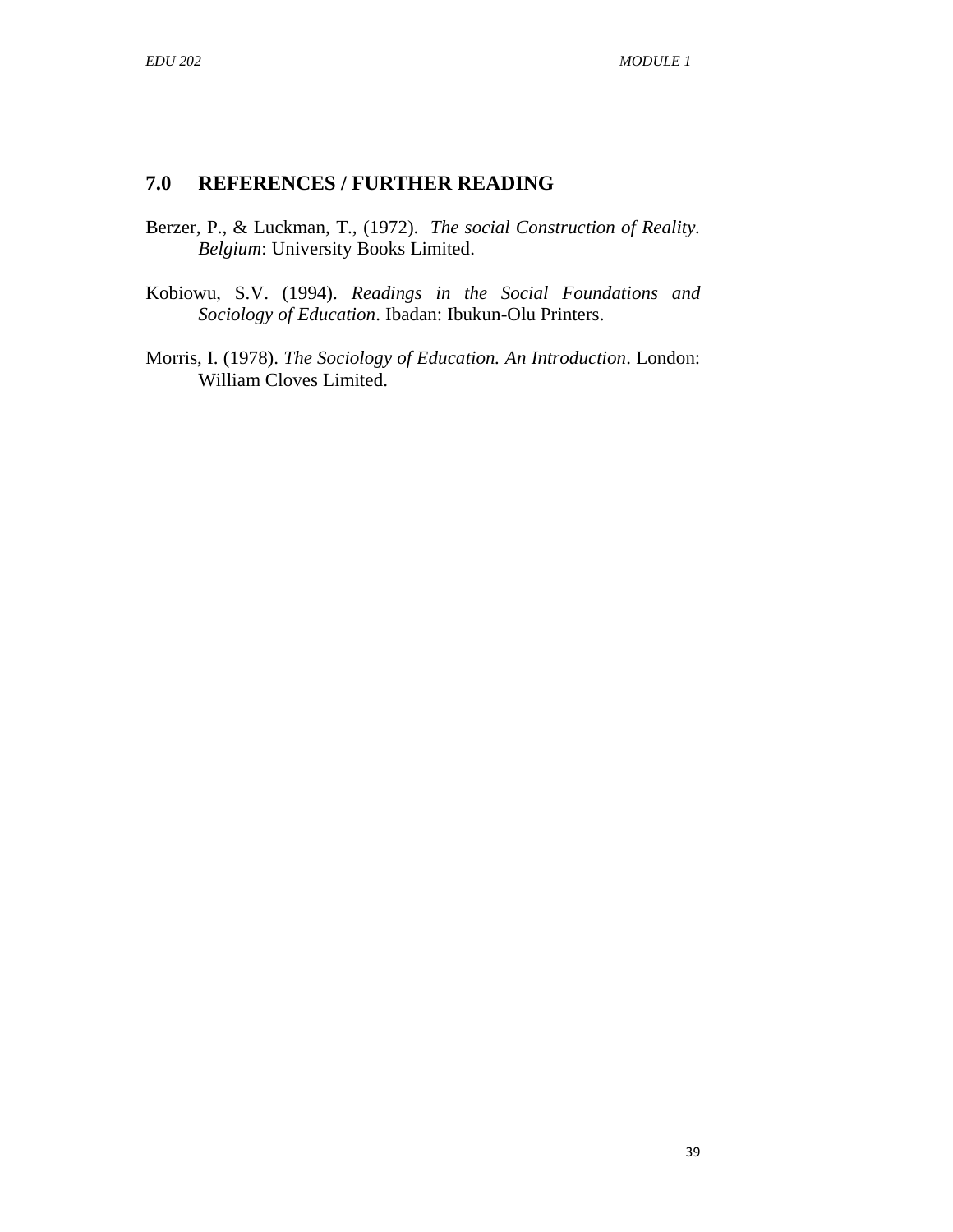## 7.0 REFERENCES / FURTHER READING

Berzer, P., & Luckman, T., (1972). *The social Construction of Reality. Belgium*: University Books Limited.

Kobiowu, S.V. (1994). *Readings in the Social Foundations and Sociology of Education*. Ibadan: Ibukun-Olu Printers.

Morris, I. (1978). *The Sociology of Education. An Introduction*. London: William Cloves Limited.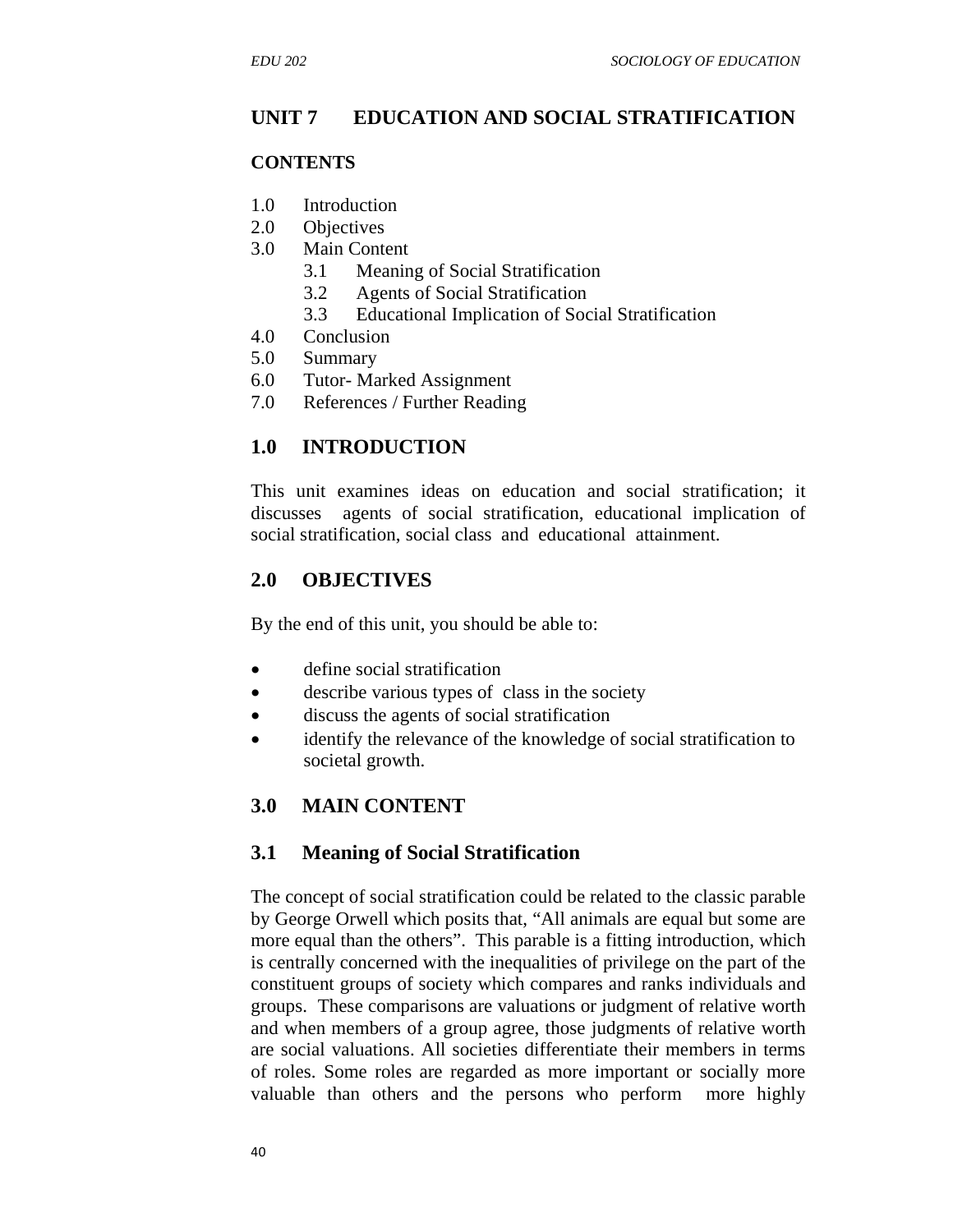## UNIT 7 EDUCATION AND SOCIAL STRATIFICATION

**CONTENTS**

1.0 Introduction
2.0 Objectives
3.0 Main Content
  3.1 Meaning of Social Stratification
  3.2 Agents of Social Stratification
  3.3 Educational Implication of Social Stratification
4.0 Conclusion
5.0 Summary
6.0 Tutor- Marked Assignment
7.0 References / Further Reading

### 1.0 INTRODUCTION

This unit examines ideas on education and social stratification; it discusses agents of social stratification, educational implication of social stratification, social class and educational attainment.

### 2.0 OBJECTIVES

By the end of this unit, you should be able to:

- define social stratification
- describe various types of class in the society
- discuss the agents of social stratification
- identify the relevance of the knowledge of social stratification to societal growth.

### 3.0 MAIN CONTENT

### 3.1 Meaning of Social Stratification

The concept of social stratification could be related to the classic parable by George Orwell which posits that, "All animals are equal but some are more equal than the others". This parable is a fitting introduction, which is centrally concerned with the inequalities of privilege on the part of the constituent groups of society which compares and ranks individuals and groups. These comparisons are valuations or judgment of relative worth and when members of a group agree, those judgments of relative worth are social valuations. All societies differentiate their members in terms of roles. Some roles are regarded as more important or socially more valuable than others and the persons who perform more highly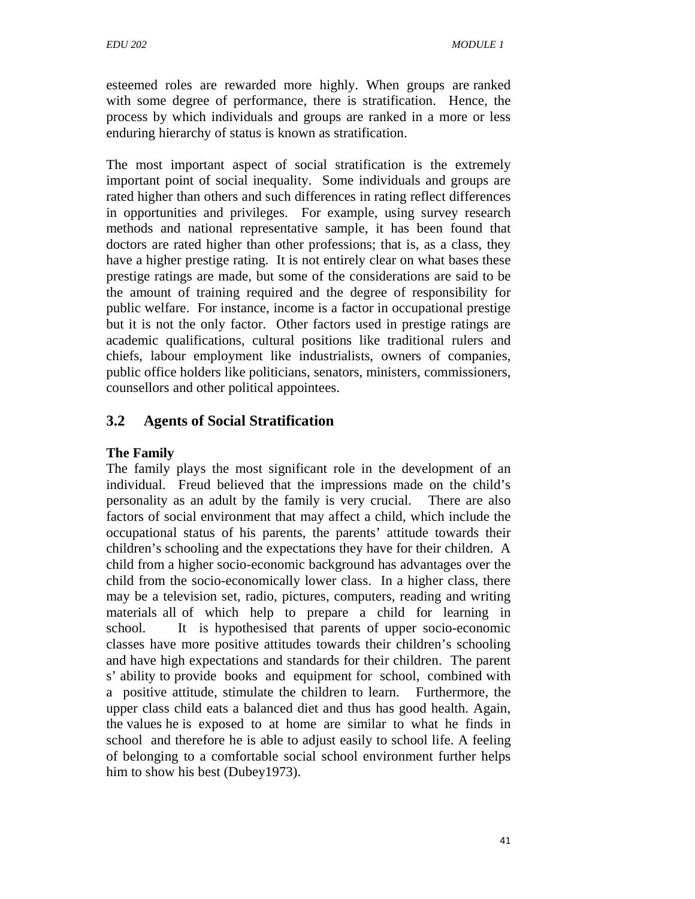esteemed roles are rewarded more highly. When groups are ranked with some degree of performance, there is stratification. Hence, the process by which individuals and groups are ranked in a more or less enduring hierarchy of status is known as stratification.

The most important aspect of social stratification is the extremely important point of social inequality. Some individuals and groups are rated higher than others and such differences in rating reflect differences in opportunities and privileges. For example, using survey research methods and national representative sample, it has been found that doctors are rated higher than other professions; that is, as a class, they have a higher prestige rating. It is not entirely clear on what bases these prestige ratings are made, but some of the considerations are said to be the amount of training required and the degree of responsibility for public welfare. For instance, income is a factor in occupational prestige but it is not the only factor. Other factors used in prestige ratings are academic qualifications, cultural positions like traditional rulers and chiefs, labour employment like industrialists, owners of companies, public office holders like politicians, senators, ministers, commissioners, counsellors and other political appointees.

## 3.2 Agents of Social Stratification

**The Family**

The family plays the most significant role in the development of an individual. Freud believed that the impressions made on the child's personality as an adult by the family is very crucial. There are also factors of social environment that may affect a child, which include the occupational status of his parents, the parents' attitude towards their children's schooling and the expectations they have for their children. A child from a higher socio-economic background has advantages over the child from the socio-economically lower class. In a higher class, there may be a television set, radio, pictures, computers, reading and writing materials all of which help to prepare a child for learning in school. It is hypothesised that parents of upper socio-economic classes have more positive attitudes towards their children's schooling and have high expectations and standards for their children. The parent s' ability to provide books and equipment for school, combined with a positive attitude, stimulate the children to learn. Furthermore, the upper class child eats a balanced diet and thus has good health. Again, the values he is exposed to at home are similar to what he finds in school and therefore he is able to adjust easily to school life. A feeling of belonging to a comfortable social school environment further helps him to show his best (Dubey1973).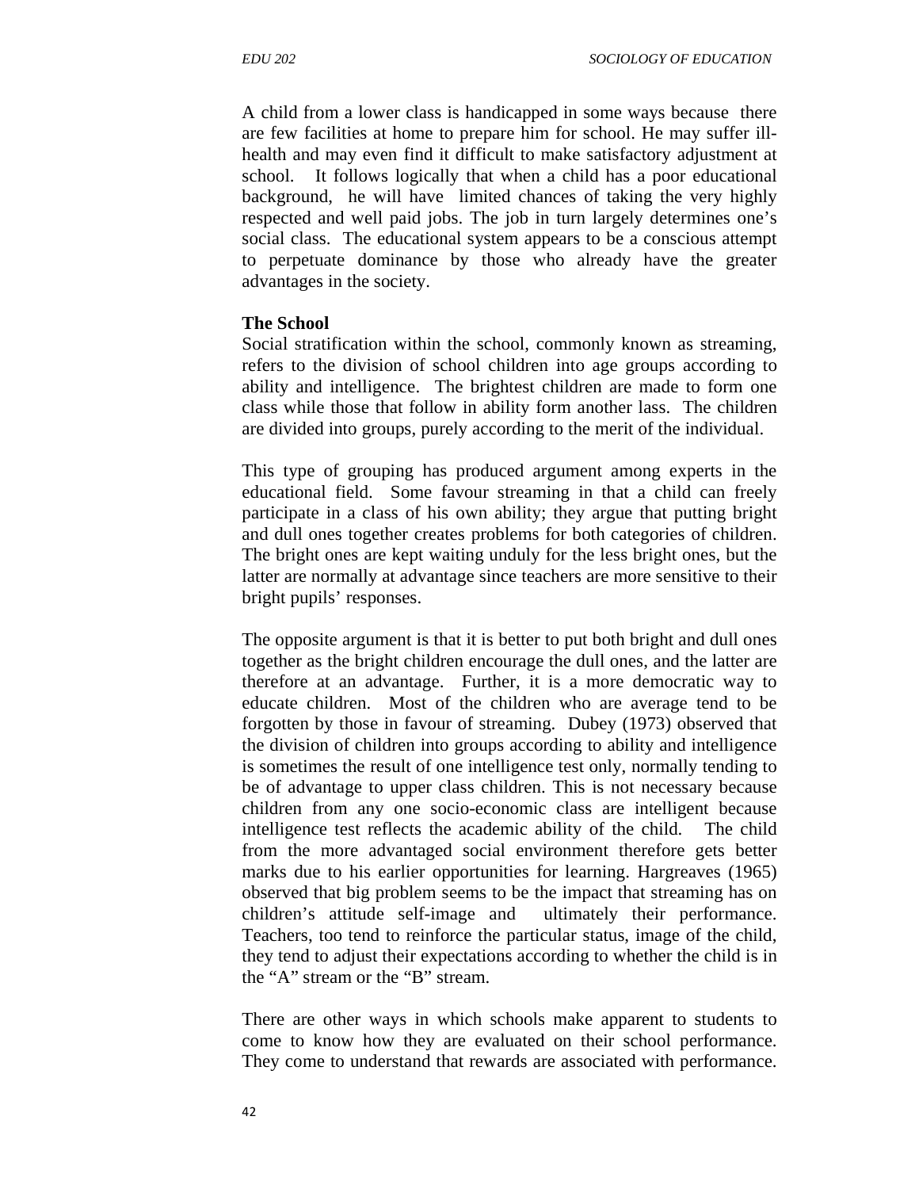A child from a lower class is handicapped in some ways because there are few facilities at home to prepare him for school. He may suffer ill-health and may even find it difficult to make satisfactory adjustment at school. It follows logically that when a child has a poor educational background, he will have limited chances of taking the very highly respected and well paid jobs. The job in turn largely determines one's social class. The educational system appears to be a conscious attempt to perpetuate dominance by those who already have the greater advantages in the society.

**The School**

Social stratification within the school, commonly known as streaming, refers to the division of school children into age groups according to ability and intelligence. The brightest children are made to form one class while those that follow in ability form another lass. The children are divided into groups, purely according to the merit of the individual.

This type of grouping has produced argument among experts in the educational field. Some favour streaming in that a child can freely participate in a class of his own ability; they argue that putting bright and dull ones together creates problems for both categories of children. The bright ones are kept waiting unduly for the less bright ones, but the latter are normally at advantage since teachers are more sensitive to their bright pupils' responses.

The opposite argument is that it is better to put both bright and dull ones together as the bright children encourage the dull ones, and the latter are therefore at an advantage. Further, it is a more democratic way to educate children. Most of the children who are average tend to be forgotten by those in favour of streaming. Dubey (1973) observed that the division of children into groups according to ability and intelligence is sometimes the result of one intelligence test only, normally tending to be of advantage to upper class children. This is not necessary because children from any one socio-economic class are intelligent because intelligence test reflects the academic ability of the child. The child from the more advantaged social environment therefore gets better marks due to his earlier opportunities for learning. Hargreaves (1965) observed that big problem seems to be the impact that streaming has on children's attitude self-image and ultimately their performance. Teachers, too tend to reinforce the particular status, image of the child, they tend to adjust their expectations according to whether the child is in the "A" stream or the "B" stream.

There are other ways in which schools make apparent to students to come to know how they are evaluated on their school performance. They come to understand that rewards are associated with performance.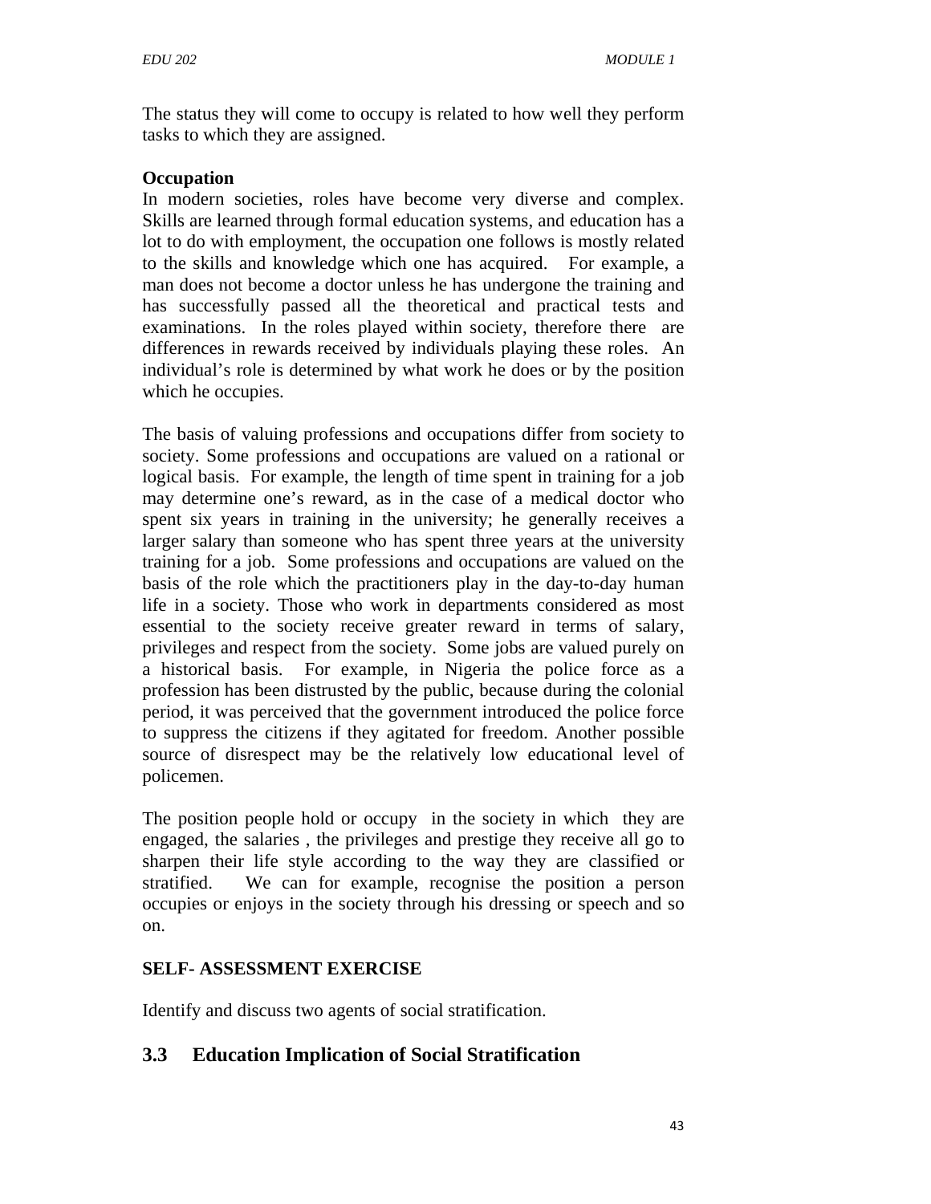The status they will come to occupy is related to how well they perform tasks to which they are assigned.

**Occupation**

In modern societies, roles have become very diverse and complex. Skills are learned through formal education systems, and education has a lot to do with employment, the occupation one follows is mostly related to the skills and knowledge which one has acquired. For example, a man does not become a doctor unless he has undergone the training and has successfully passed all the theoretical and practical tests and examinations. In the roles played within society, therefore there are differences in rewards received by individuals playing these roles. An individual's role is determined by what work he does or by the position which he occupies.

The basis of valuing professions and occupations differ from society to society. Some professions and occupations are valued on a rational or logical basis. For example, the length of time spent in training for a job may determine one's reward, as in the case of a medical doctor who spent six years in training in the university; he generally receives a larger salary than someone who has spent three years at the university training for a job. Some professions and occupations are valued on the basis of the role which the practitioners play in the day-to-day human life in a society. Those who work in departments considered as most essential to the society receive greater reward in terms of salary, privileges and respect from the society. Some jobs are valued purely on a historical basis. For example, in Nigeria the police force as a profession has been distrusted by the public, because during the colonial period, it was perceived that the government introduced the police force to suppress the citizens if they agitated for freedom. Another possible source of disrespect may be the relatively low educational level of policemen.

The position people hold or occupy in the society in which they are engaged, the salaries , the privileges and prestige they receive all go to sharpen their life style according to the way they are classified or stratified. We can for example, recognise the position a person occupies or enjoys in the society through his dressing or speech and so on.

**SELF- ASSESSMENT EXERCISE**

Identify and discuss two agents of social stratification.

## 3.3 Education Implication of Social Stratification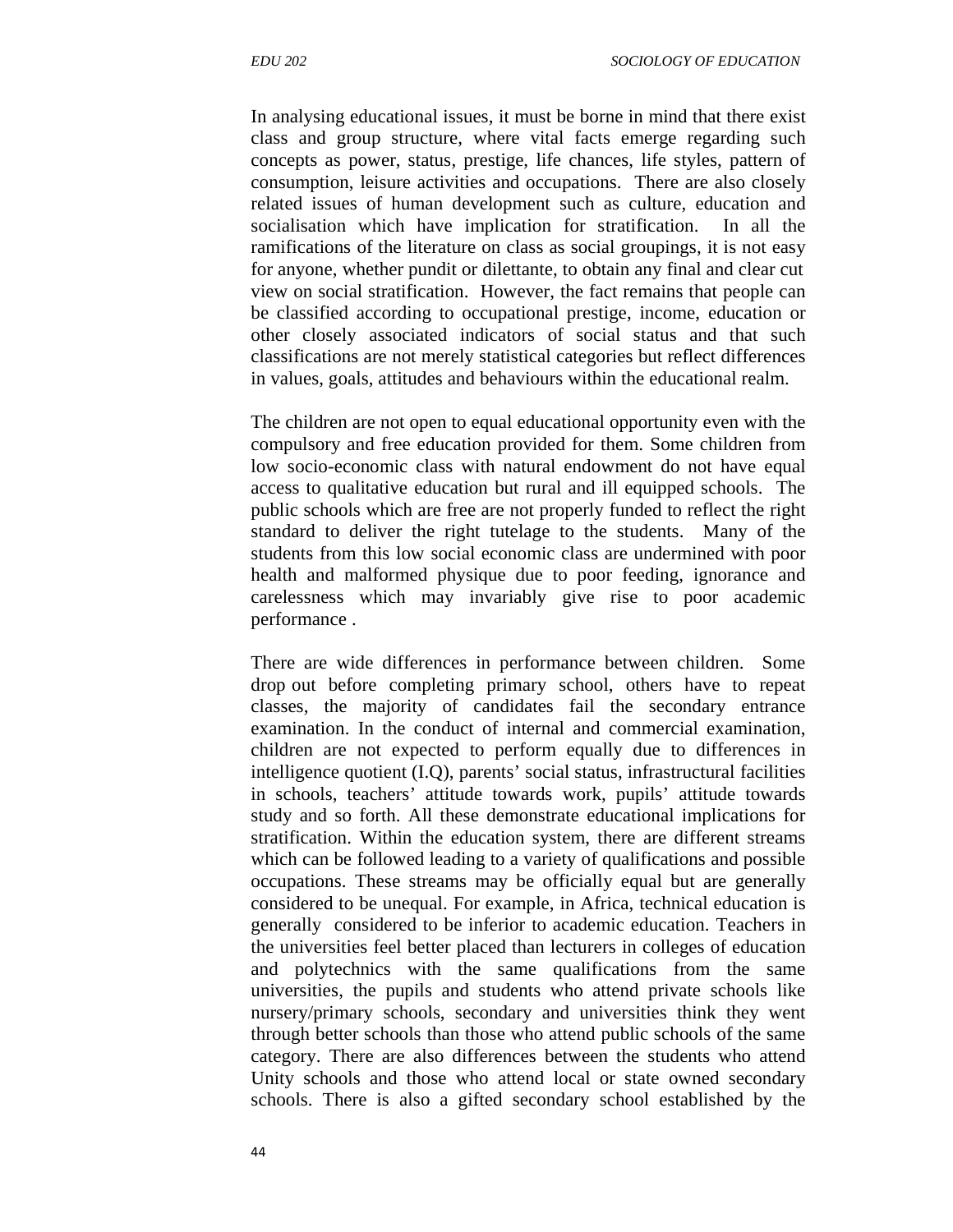In analysing educational issues, it must be borne in mind that there exist class and group structure, where vital facts emerge regarding such concepts as power, status, prestige, life chances, life styles, pattern of consumption, leisure activities and occupations. There are also closely related issues of human development such as culture, education and socialisation which have implication for stratification. In all the ramifications of the literature on class as social groupings, it is not easy for anyone, whether pundit or dilettante, to obtain any final and clear cut view on social stratification. However, the fact remains that people can be classified according to occupational prestige, income, education or other closely associated indicators of social status and that such classifications are not merely statistical categories but reflect differences in values, goals, attitudes and behaviours within the educational realm.

The children are not open to equal educational opportunity even with the compulsory and free education provided for them. Some children from low socio-economic class with natural endowment do not have equal access to qualitative education but rural and ill equipped schools. The public schools which are free are not properly funded to reflect the right standard to deliver the right tutelage to the students. Many of the students from this low social economic class are undermined with poor health and malformed physique due to poor feeding, ignorance and carelessness which may invariably give rise to poor academic performance .

There are wide differences in performance between children. Some drop out before completing primary school, others have to repeat classes, the majority of candidates fail the secondary entrance examination. In the conduct of internal and commercial examination, children are not expected to perform equally due to differences in intelligence quotient (I.Q), parents' social status, infrastructural facilities in schools, teachers' attitude towards work, pupils' attitude towards study and so forth. All these demonstrate educational implications for stratification. Within the education system, there are different streams which can be followed leading to a variety of qualifications and possible occupations. These streams may be officially equal but are generally considered to be unequal. For example, in Africa, technical education is generally considered to be inferior to academic education. Teachers in the universities feel better placed than lecturers in colleges of education and polytechnics with the same qualifications from the same universities, the pupils and students who attend private schools like nursery/primary schools, secondary and universities think they went through better schools than those who attend public schools of the same category. There are also differences between the students who attend Unity schools and those who attend local or state owned secondary schools. There is also a gifted secondary school established by the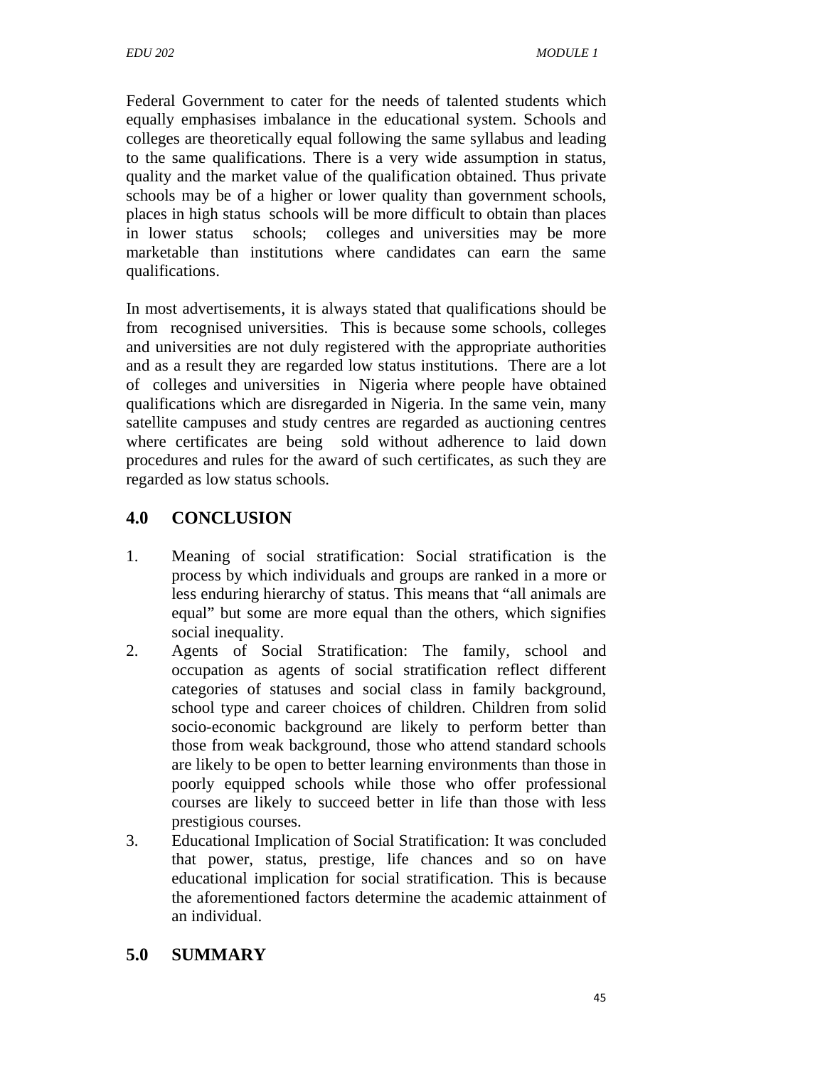Federal Government to cater for the needs of talented students which equally emphasises imbalance in the educational system. Schools and colleges are theoretically equal following the same syllabus and leading to the same qualifications. There is a very wide assumption in status, quality and the market value of the qualification obtained. Thus private schools may be of a higher or lower quality than government schools, places in high status schools will be more difficult to obtain than places in lower status schools; colleges and universities may be more marketable than institutions where candidates can earn the same qualifications.

In most advertisements, it is always stated that qualifications should be from recognised universities. This is because some schools, colleges and universities are not duly registered with the appropriate authorities and as a result they are regarded low status institutions. There are a lot of colleges and universities in Nigeria where people have obtained qualifications which are disregarded in Nigeria. In the same vein, many satellite campuses and study centres are regarded as auctioning centres where certificates are being sold without adherence to laid down procedures and rules for the award of such certificates, as such they are regarded as low status schools.

## 4.0 CONCLUSION

1. Meaning of social stratification: Social stratification is the process by which individuals and groups are ranked in a more or less enduring hierarchy of status. This means that "all animals are equal" but some are more equal than the others, which signifies social inequality.
2. Agents of Social Stratification: The family, school and occupation as agents of social stratification reflect different categories of statuses and social class in family background, school type and career choices of children. Children from solid socio-economic background are likely to perform better than those from weak background, those who attend standard schools are likely to be open to better learning environments than those in poorly equipped schools while those who offer professional courses are likely to succeed better in life than those with less prestigious courses.
3. Educational Implication of Social Stratification: It was concluded that power, status, prestige, life chances and so on have educational implication for social stratification. This is because the aforementioned factors determine the academic attainment of an individual.

## 5.0 SUMMARY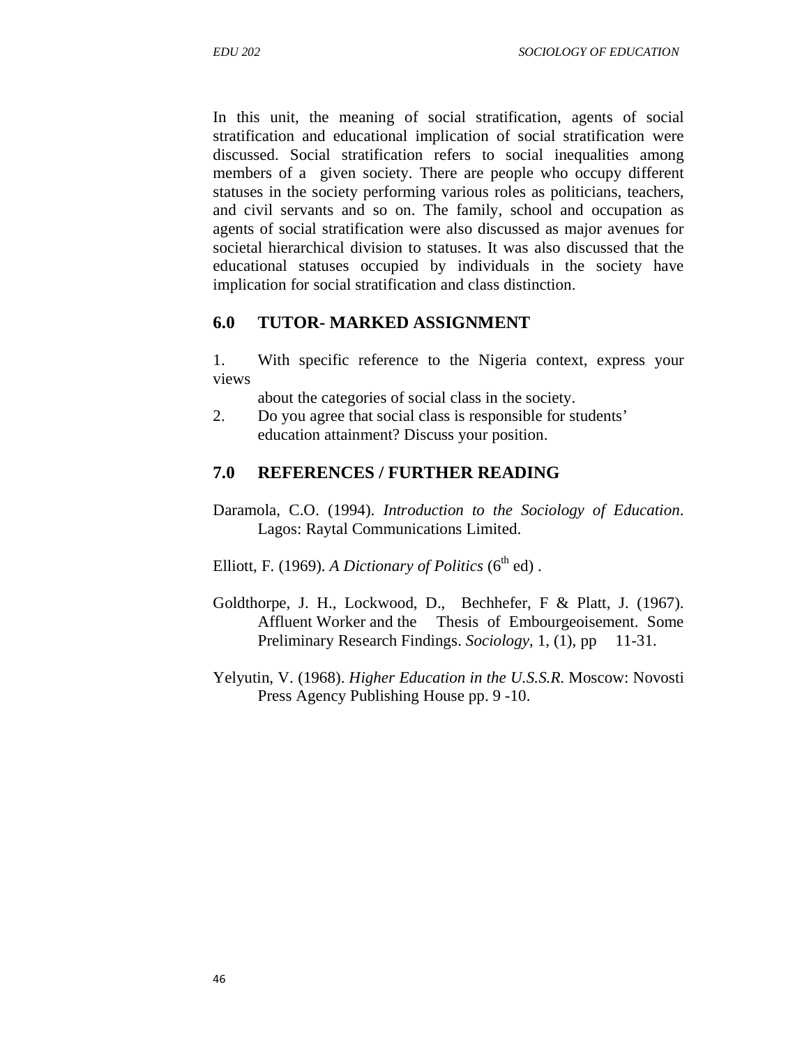In this unit, the meaning of social stratification, agents of social stratification and educational implication of social stratification were discussed. Social stratification refers to social inequalities among members of a given society. There are people who occupy different statuses in the society performing various roles as politicians, teachers, and civil servants and so on. The family, school and occupation as agents of social stratification were also discussed as major avenues for societal hierarchical division to statuses. It was also discussed that the educational statuses occupied by individuals in the society have implication for social stratification and class distinction.

## 6.0 TUTOR- MARKED ASSIGNMENT

1. With specific reference to the Nigeria context, express your views about the categories of social class in the society.
2. Do you agree that social class is responsible for students' education attainment? Discuss your position.

## 7.0 REFERENCES / FURTHER READING

Daramola, C.O. (1994). *Introduction to the Sociology of Education*. Lagos: Raytal Communications Limited.

Elliott, F. (1969). *A Dictionary of Politics* (6th ed) .

Goldthorpe, J. H., Lockwood, D., Bechhefer, F & Platt, J. (1967). Affluent Worker and the Thesis of Embourgeoisement. Some Preliminary Research Findings. *Sociology*, 1, (1), pp 11-31.

Yelyutin, V. (1968). *Higher Education in the U.S.S.R.* Moscow: Novosti Press Agency Publishing House pp. 9 -10.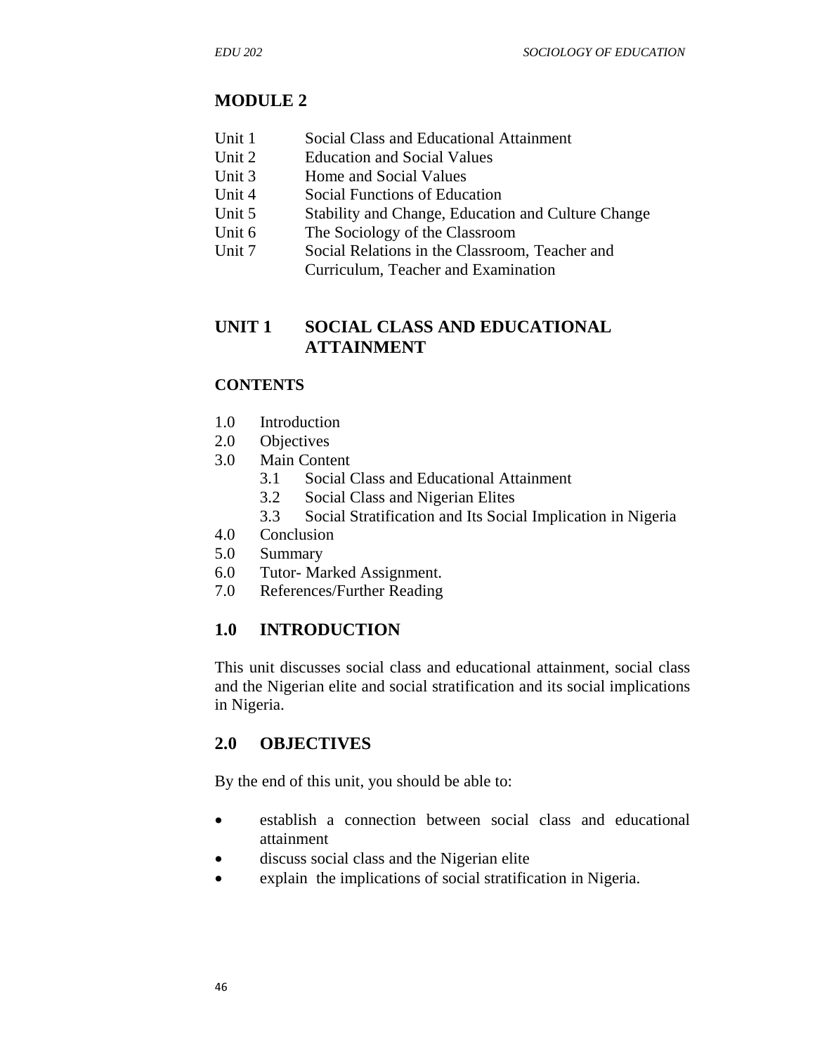# MODULE 2

| | |
|---|---|
| Unit 1 | Social Class and Educational Attainment |
| Unit 2 | Education and Social Values |
| Unit 3 | Home and Social Values |
| Unit 4 | Social Functions of Education |
| Unit 5 | Stability and Change, Education and Culture Change |
| Unit 6 | The Sociology of the Classroom |
| Unit 7 | Social Relations in the Classroom, Teacher and Curriculum, Teacher and Examination |

## UNIT 1 SOCIAL CLASS AND EDUCATIONAL ATTAINMENT

### CONTENTS

1.0 Introduction
2.0 Objectives
3.0 Main Content
  3.1 Social Class and Educational Attainment
  3.2 Social Class and Nigerian Elites
  3.3 Social Stratification and Its Social Implication in Nigeria
4.0 Conclusion
5.0 Summary
6.0 Tutor- Marked Assignment.
7.0 References/Further Reading

## 1.0 INTRODUCTION

This unit discusses social class and educational attainment, social class and the Nigerian elite and social stratification and its social implications in Nigeria.

## 2.0 OBJECTIVES

By the end of this unit, you should be able to:

- establish a connection between social class and educational attainment
- discuss social class and the Nigerian elite
- explain the implications of social stratification in Nigeria.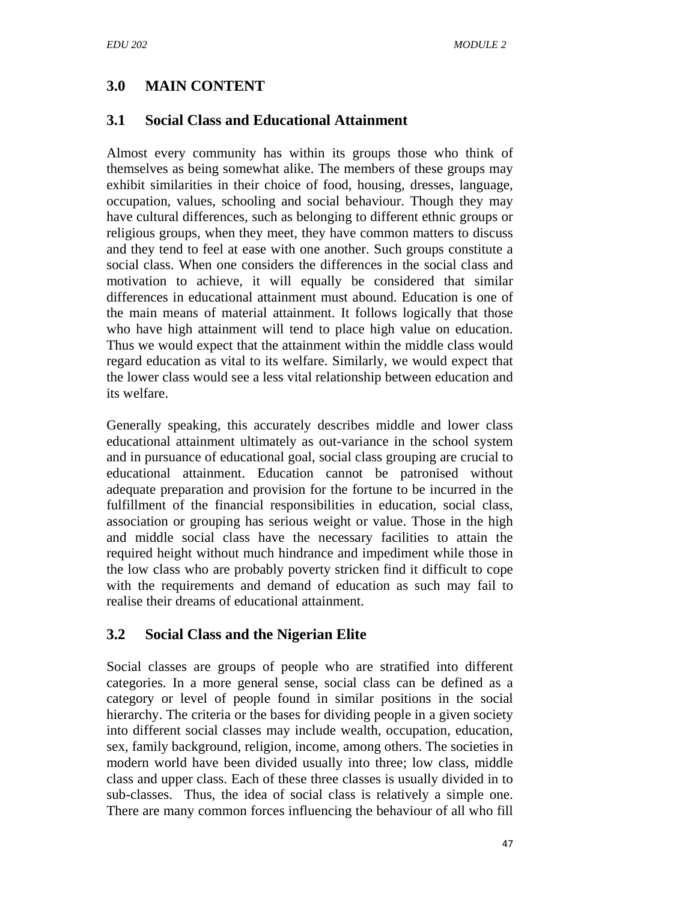## 3.0 MAIN CONTENT

### 3.1 Social Class and Educational Attainment

Almost every community has within its groups those who think of themselves as being somewhat alike. The members of these groups may exhibit similarities in their choice of food, housing, dresses, language, occupation, values, schooling and social behaviour. Though they may have cultural differences, such as belonging to different ethnic groups or religious groups, when they meet, they have common matters to discuss and they tend to feel at ease with one another. Such groups constitute a social class. When one considers the differences in the social class and motivation to achieve, it will equally be considered that similar differences in educational attainment must abound. Education is one of the main means of material attainment. It follows logically that those who have high attainment will tend to place high value on education. Thus we would expect that the attainment within the middle class would regard education as vital to its welfare. Similarly, we would expect that the lower class would see a less vital relationship between education and its welfare.

Generally speaking, this accurately describes middle and lower class educational attainment ultimately as out-variance in the school system and in pursuance of educational goal, social class grouping are crucial to educational attainment. Education cannot be patronised without adequate preparation and provision for the fortune to be incurred in the fulfillment of the financial responsibilities in education, social class, association or grouping has serious weight or value. Those in the high and middle social class have the necessary facilities to attain the required height without much hindrance and impediment while those in the low class who are probably poverty stricken find it difficult to cope with the requirements and demand of education as such may fail to realise their dreams of educational attainment.

### 3.2 Social Class and the Nigerian Elite

Social classes are groups of people who are stratified into different categories. In a more general sense, social class can be defined as a category or level of people found in similar positions in the social hierarchy. The criteria or the bases for dividing people in a given society into different social classes may include wealth, occupation, education, sex, family background, religion, income, among others. The societies in modern world have been divided usually into three; low class, middle class and upper class. Each of these three classes is usually divided in to sub-classes. Thus, the idea of social class is relatively a simple one. There are many common forces influencing the behaviour of all who fill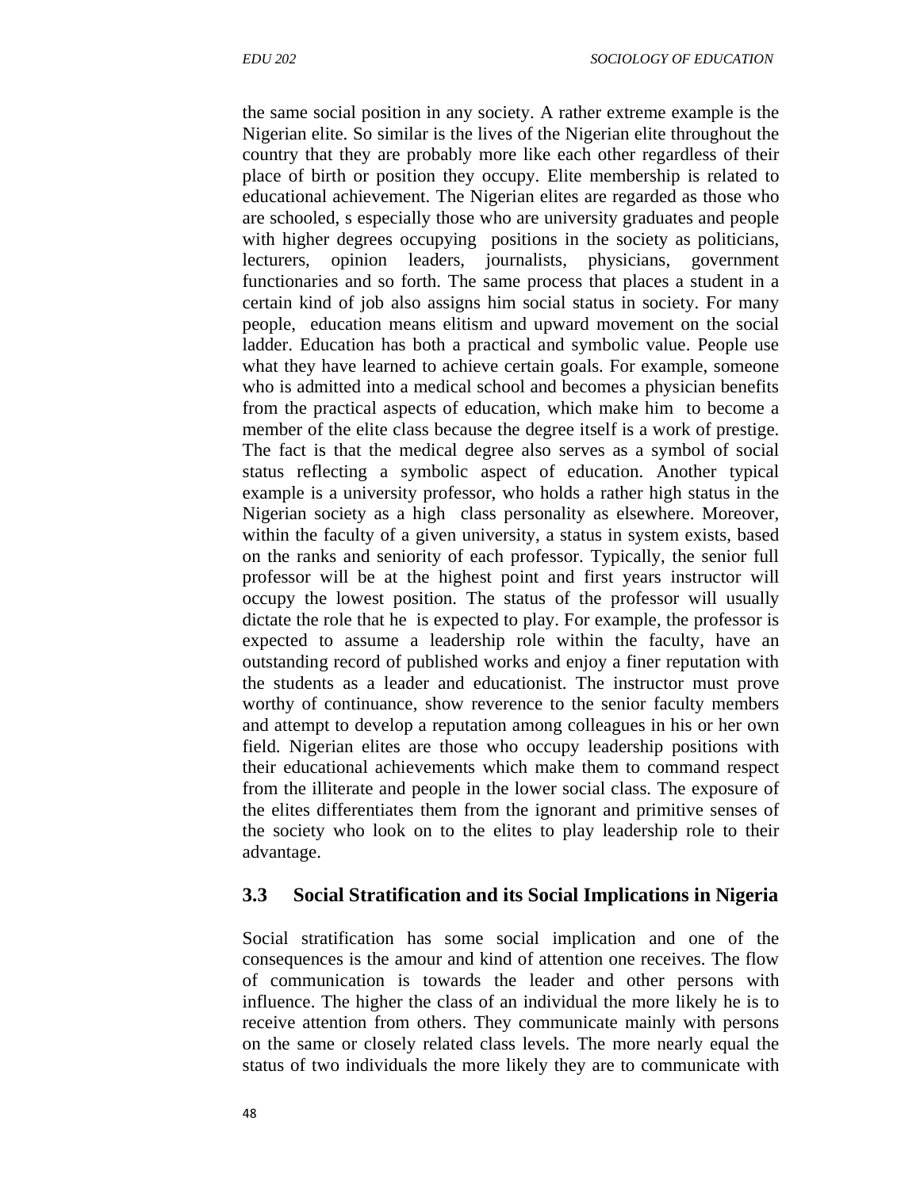the same social position in any society. A rather extreme example is the Nigerian elite. So similar is the lives of the Nigerian elite throughout the country that they are probably more like each other regardless of their place of birth or position they occupy. Elite membership is related to educational achievement. The Nigerian elites are regarded as those who are schooled, s especially those who are university graduates and people with higher degrees occupying positions in the society as politicians, lecturers, opinion leaders, journalists, physicians, government functionaries and so forth. The same process that places a student in a certain kind of job also assigns him social status in society. For many people, education means elitism and upward movement on the social ladder. Education has both a practical and symbolic value. People use what they have learned to achieve certain goals. For example, someone who is admitted into a medical school and becomes a physician benefits from the practical aspects of education, which make him to become a member of the elite class because the degree itself is a work of prestige. The fact is that the medical degree also serves as a symbol of social status reflecting a symbolic aspect of education. Another typical example is a university professor, who holds a rather high status in the Nigerian society as a high class personality as elsewhere. Moreover, within the faculty of a given university, a status in system exists, based on the ranks and seniority of each professor. Typically, the senior full professor will be at the highest point and first years instructor will occupy the lowest position. The status of the professor will usually dictate the role that he is expected to play. For example, the professor is expected to assume a leadership role within the faculty, have an outstanding record of published works and enjoy a finer reputation with the students as a leader and educationist. The instructor must prove worthy of continuance, show reverence to the senior faculty members and attempt to develop a reputation among colleagues in his or her own field. Nigerian elites are those who occupy leadership positions with their educational achievements which make them to command respect from the illiterate and people in the lower social class. The exposure of the elites differentiates them from the ignorant and primitive senses of the society who look on to the elites to play leadership role to their advantage.

## 3.3 Social Stratification and its Social Implications in Nigeria

Social stratification has some social implication and one of the consequences is the amour and kind of attention one receives. The flow of communication is towards the leader and other persons with influence. The higher the class of an individual the more likely he is to receive attention from others. They communicate mainly with persons on the same or closely related class levels. The more nearly equal the status of two individuals the more likely they are to communicate with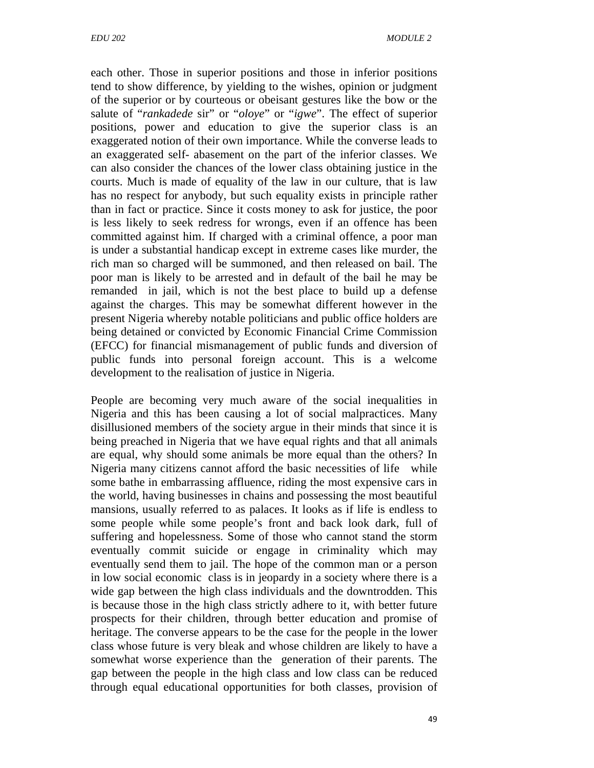each other. Those in superior positions and those in inferior positions tend to show difference, by yielding to the wishes, opinion or judgment of the superior or by courteous or obeisant gestures like the bow or the salute of "*rankadede* sir" or "*oloye*" or "*igwe*". The effect of superior positions, power and education to give the superior class is an exaggerated notion of their own importance. While the converse leads to an exaggerated self- abasement on the part of the inferior classes. We can also consider the chances of the lower class obtaining justice in the courts. Much is made of equality of the law in our culture, that is law has no respect for anybody, but such equality exists in principle rather than in fact or practice. Since it costs money to ask for justice, the poor is less likely to seek redress for wrongs, even if an offence has been committed against him. If charged with a criminal offence, a poor man is under a substantial handicap except in extreme cases like murder, the rich man so charged will be summoned, and then released on bail. The poor man is likely to be arrested and in default of the bail he may be remanded in jail, which is not the best place to build up a defense against the charges. This may be somewhat different however in the present Nigeria whereby notable politicians and public office holders are being detained or convicted by Economic Financial Crime Commission (EFCC) for financial mismanagement of public funds and diversion of public funds into personal foreign account. This is a welcome development to the realisation of justice in Nigeria.

People are becoming very much aware of the social inequalities in Nigeria and this has been causing a lot of social malpractices. Many disillusioned members of the society argue in their minds that since it is being preached in Nigeria that we have equal rights and that all animals are equal, why should some animals be more equal than the others? In Nigeria many citizens cannot afford the basic necessities of life while some bathe in embarrassing affluence, riding the most expensive cars in the world, having businesses in chains and possessing the most beautiful mansions, usually referred to as palaces. It looks as if life is endless to some people while some people's front and back look dark, full of suffering and hopelessness. Some of those who cannot stand the storm eventually commit suicide or engage in criminality which may eventually send them to jail. The hope of the common man or a person in low social economic class is in jeopardy in a society where there is a wide gap between the high class individuals and the downtrodden. This is because those in the high class strictly adhere to it, with better future prospects for their children, through better education and promise of heritage. The converse appears to be the case for the people in the lower class whose future is very bleak and whose children are likely to have a somewhat worse experience than the generation of their parents. The gap between the people in the high class and low class can be reduced through equal educational opportunities for both classes, provision of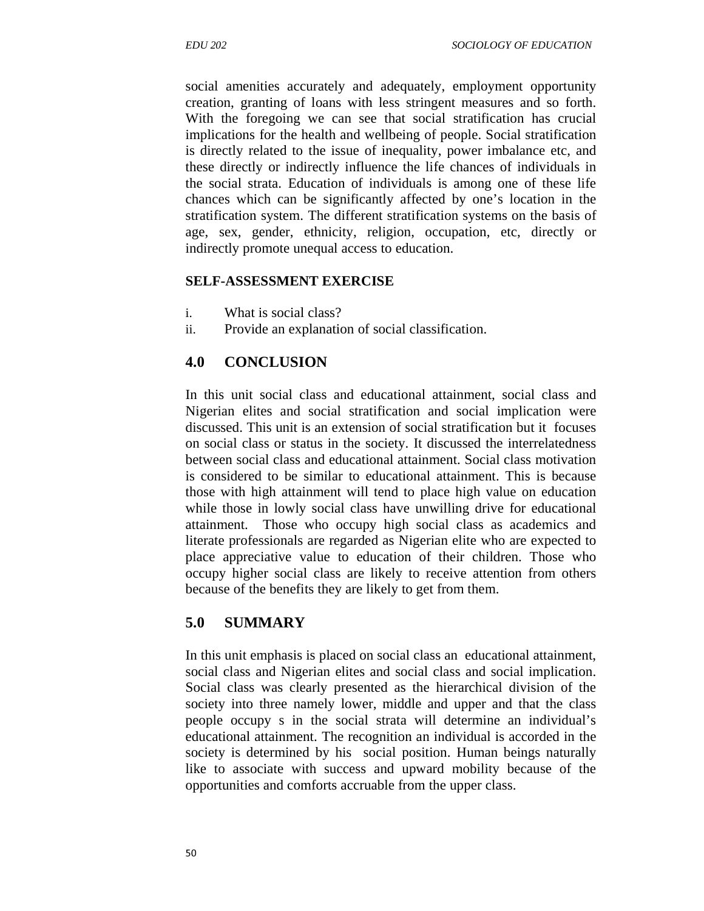social amenities accurately and adequately, employment opportunity creation, granting of loans with less stringent measures and so forth. With the foregoing we can see that social stratification has crucial implications for the health and wellbeing of people. Social stratification is directly related to the issue of inequality, power imbalance etc, and these directly or indirectly influence the life chances of individuals in the social strata. Education of individuals is among one of these life chances which can be significantly affected by one's location in the stratification system. The different stratification systems on the basis of age, sex, gender, ethnicity, religion, occupation, etc, directly or indirectly promote unequal access to education.

**SELF-ASSESSMENT EXERCISE**

i. What is social class?
ii. Provide an explanation of social classification.

## 4.0 CONCLUSION

In this unit social class and educational attainment, social class and Nigerian elites and social stratification and social implication were discussed. This unit is an extension of social stratification but it focuses on social class or status in the society. It discussed the interrelatedness between social class and educational attainment. Social class motivation is considered to be similar to educational attainment. This is because those with high attainment will tend to place high value on education while those in lowly social class have unwilling drive for educational attainment. Those who occupy high social class as academics and literate professionals are regarded as Nigerian elite who are expected to place appreciative value to education of their children. Those who occupy higher social class are likely to receive attention from others because of the benefits they are likely to get from them.

## 5.0 SUMMARY

In this unit emphasis is placed on social class an educational attainment, social class and Nigerian elites and social class and social implication. Social class was clearly presented as the hierarchical division of the society into three namely lower, middle and upper and that the class people occupy s in the social strata will determine an individual's educational attainment. The recognition an individual is accorded in the society is determined by his social position. Human beings naturally like to associate with success and upward mobility because of the opportunities and comforts accruable from the upper class.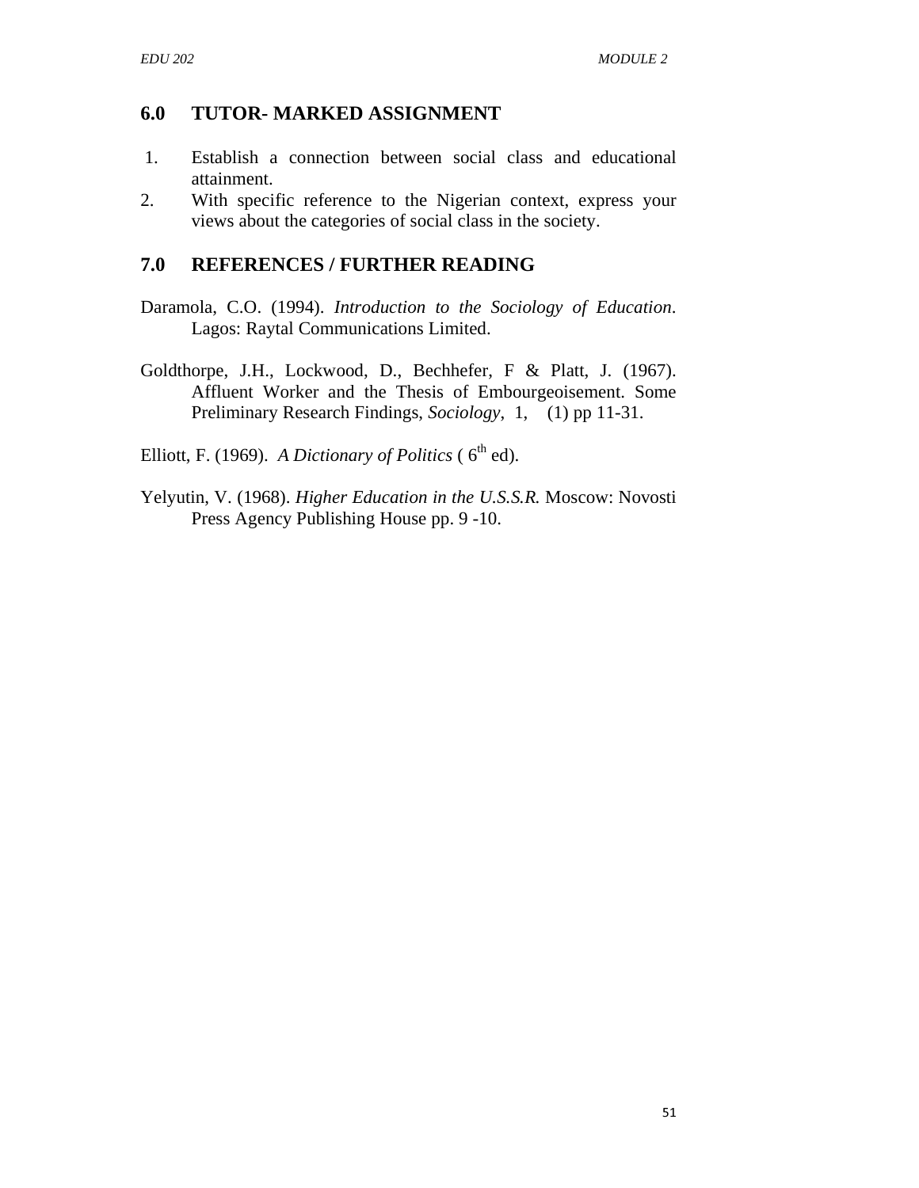## 6.0 TUTOR- MARKED ASSIGNMENT

1. Establish a connection between social class and educational attainment.
2. With specific reference to the Nigerian context, express your views about the categories of social class in the society.

## 7.0 REFERENCES / FURTHER READING

Daramola, C.O. (1994). *Introduction to the Sociology of Education*. Lagos: Raytal Communications Limited.

Goldthorpe, J.H., Lockwood, D., Bechhefer, F & Platt, J. (1967). Affluent Worker and the Thesis of Embourgeoisement. Some Preliminary Research Findings, *Sociology*, 1, (1) pp 11-31.

Elliott, F. (1969). *A Dictionary of Politics* ( 6th ed).

Yelyutin, V. (1968). *Higher Education in the U.S.S.R.* Moscow: Novosti Press Agency Publishing House pp. 9 -10.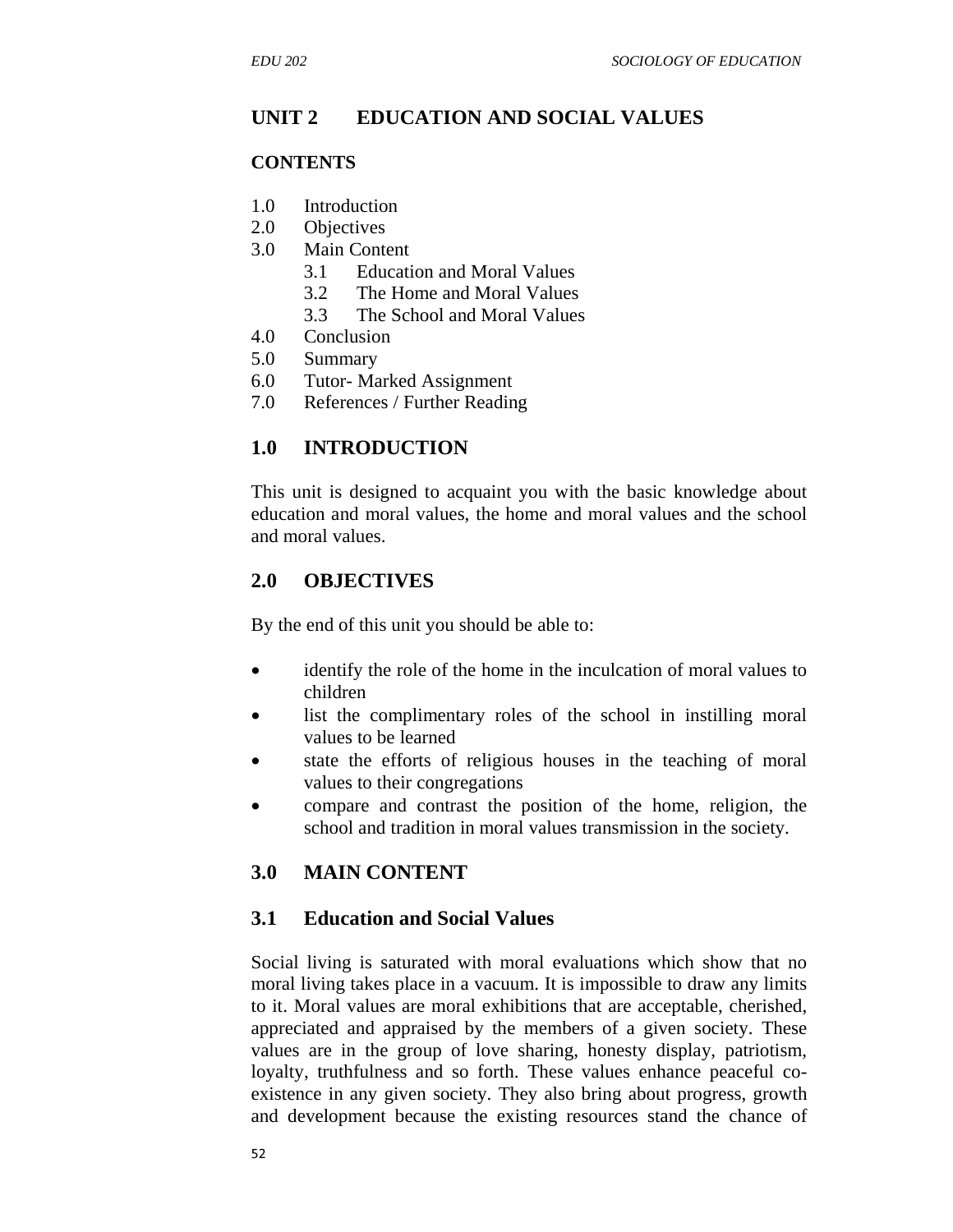## UNIT 2 EDUCATION AND SOCIAL VALUES

### CONTENTS

1.0 Introduction
2.0 Objectives
3.0 Main Content
    3.1 Education and Moral Values
    3.2 The Home and Moral Values
    3.3 The School and Moral Values
4.0 Conclusion
5.0 Summary
6.0 Tutor- Marked Assignment
7.0 References / Further Reading

### 1.0 INTRODUCTION

This unit is designed to acquaint you with the basic knowledge about education and moral values, the home and moral values and the school and moral values.

### 2.0 OBJECTIVES

By the end of this unit you should be able to:

- identify the role of the home in the inculcation of moral values to children
- list the complimentary roles of the school in instilling moral values to be learned
- state the efforts of religious houses in the teaching of moral values to their congregations
- compare and contrast the position of the home, religion, the school and tradition in moral values transmission in the society.

### 3.0 MAIN CONTENT

### 3.1 Education and Social Values

Social living is saturated with moral evaluations which show that no moral living takes place in a vacuum. It is impossible to draw any limits to it. Moral values are moral exhibitions that are acceptable, cherished, appreciated and appraised by the members of a given society. These values are in the group of love sharing, honesty display, patriotism, loyalty, truthfulness and so forth. These values enhance peaceful co-existence in any given society. They also bring about progress, growth and development because the existing resources stand the chance of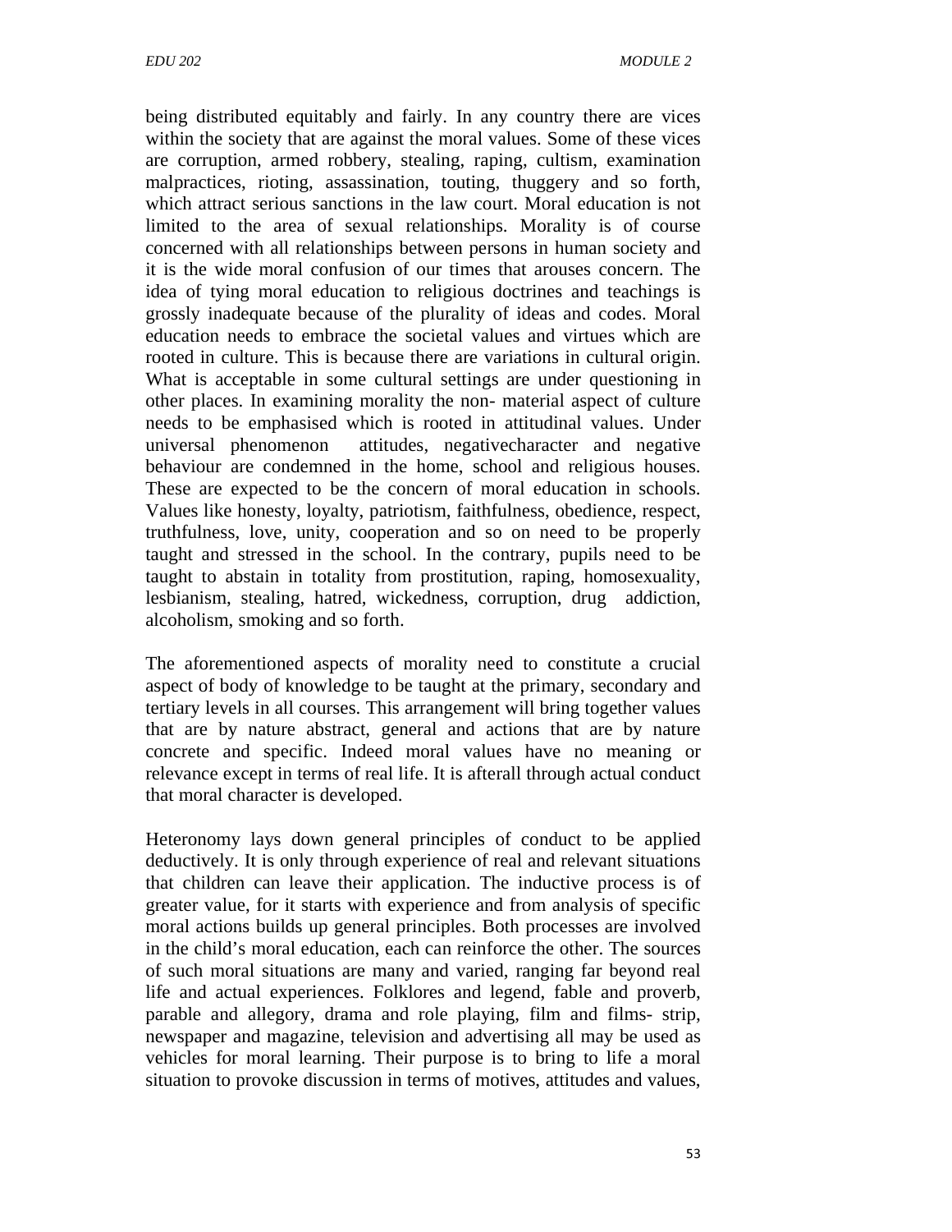being distributed equitably and fairly. In any country there are vices within the society that are against the moral values. Some of these vices are corruption, armed robbery, stealing, raping, cultism, examination malpractices, rioting, assassination, touting, thuggery and so forth, which attract serious sanctions in the law court. Moral education is not limited to the area of sexual relationships. Morality is of course concerned with all relationships between persons in human society and it is the wide moral confusion of our times that arouses concern. The idea of tying moral education to religious doctrines and teachings is grossly inadequate because of the plurality of ideas and codes. Moral education needs to embrace the societal values and virtues which are rooted in culture. This is because there are variations in cultural origin. What is acceptable in some cultural settings are under questioning in other places. In examining morality the non- material aspect of culture needs to be emphasised which is rooted in attitudinal values. Under universal phenomenon attitudes, negativecharacter and negative behaviour are condemned in the home, school and religious houses. These are expected to be the concern of moral education in schools. Values like honesty, loyalty, patriotism, faithfulness, obedience, respect, truthfulness, love, unity, cooperation and so on need to be properly taught and stressed in the school. In the contrary, pupils need to be taught to abstain in totality from prostitution, raping, homosexuality, lesbianism, stealing, hatred, wickedness, corruption, drug addiction, alcoholism, smoking and so forth.

The aforementioned aspects of morality need to constitute a crucial aspect of body of knowledge to be taught at the primary, secondary and tertiary levels in all courses. This arrangement will bring together values that are by nature abstract, general and actions that are by nature concrete and specific. Indeed moral values have no meaning or relevance except in terms of real life. It is afterall through actual conduct that moral character is developed.

Heteronomy lays down general principles of conduct to be applied deductively. It is only through experience of real and relevant situations that children can leave their application. The inductive process is of greater value, for it starts with experience and from analysis of specific moral actions builds up general principles. Both processes are involved in the child's moral education, each can reinforce the other. The sources of such moral situations are many and varied, ranging far beyond real life and actual experiences. Folklores and legend, fable and proverb, parable and allegory, drama and role playing, film and films- strip, newspaper and magazine, television and advertising all may be used as vehicles for moral learning. Their purpose is to bring to life a moral situation to provoke discussion in terms of motives, attitudes and values,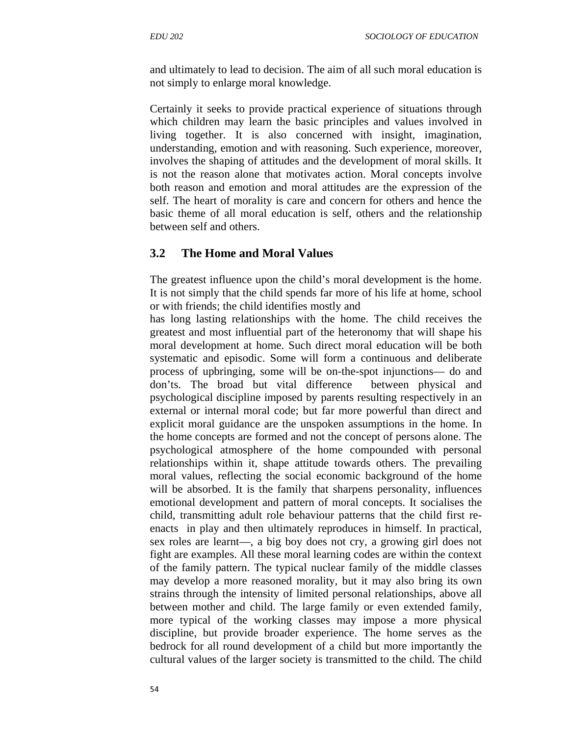and ultimately to lead to decision. The aim of all such moral education is not simply to enlarge moral knowledge.

Certainly it seeks to provide practical experience of situations through which children may learn the basic principles and values involved in living together. It is also concerned with insight, imagination, understanding, emotion and with reasoning. Such experience, moreover, involves the shaping of attitudes and the development of moral skills. It is not the reason alone that motivates action. Moral concepts involve both reason and emotion and moral attitudes are the expression of the self. The heart of morality is care and concern for others and hence the basic theme of all moral education is self, others and the relationship between self and others.

## 3.2 The Home and Moral Values

The greatest influence upon the child's moral development is the home. It is not simply that the child spends far more of his life at home, school or with friends; the child identifies mostly and
has long lasting relationships with the home. The child receives the greatest and most influential part of the heteronomy that will shape his moral development at home. Such direct moral education will be both systematic and episodic. Some will form a continuous and deliberate process of upbringing, some will be on-the-spot injunctions— do and don'ts. The broad but vital difference between physical and psychological discipline imposed by parents resulting respectively in an external or internal moral code; but far more powerful than direct and explicit moral guidance are the unspoken assumptions in the home. In the home concepts are formed and not the concept of persons alone. The psychological atmosphere of the home compounded with personal relationships within it, shape attitude towards others. The prevailing moral values, reflecting the social economic background of the home will be absorbed. It is the family that sharpens personality, influences emotional development and pattern of moral concepts. It socialises the child, transmitting adult role behaviour patterns that the child first re-enacts in play and then ultimately reproduces in himself. In practical, sex roles are learnt—, a big boy does not cry, a growing girl does not fight are examples. All these moral learning codes are within the context of the family pattern. The typical nuclear family of the middle classes may develop a more reasoned morality, but it may also bring its own strains through the intensity of limited personal relationships, above all between mother and child. The large family or even extended family, more typical of the working classes may impose a more physical discipline, but provide broader experience. The home serves as the bedrock for all round development of a child but more importantly the cultural values of the larger society is transmitted to the child. The child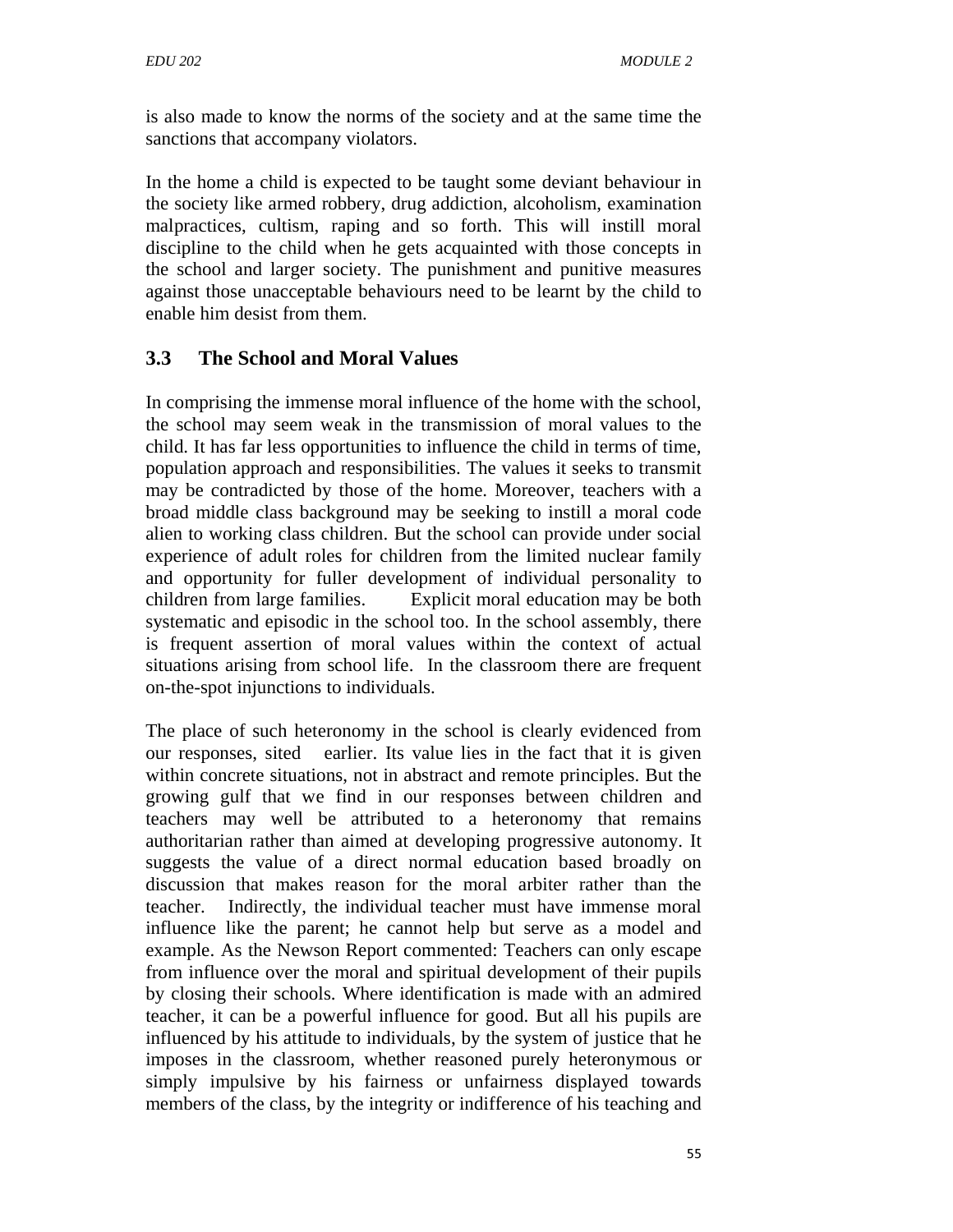is also made to know the norms of the society and at the same time the sanctions that accompany violators.

In the home a child is expected to be taught some deviant behaviour in the society like armed robbery, drug addiction, alcoholism, examination malpractices, cultism, raping and so forth. This will instill moral discipline to the child when he gets acquainted with those concepts in the school and larger society. The punishment and punitive measures against those unacceptable behaviours need to be learnt by the child to enable him desist from them.

### 3.3 The School and Moral Values

In comprising the immense moral influence of the home with the school, the school may seem weak in the transmission of moral values to the child. It has far less opportunities to influence the child in terms of time, population approach and responsibilities. The values it seeks to transmit may be contradicted by those of the home. Moreover, teachers with a broad middle class background may be seeking to instill a moral code alien to working class children. But the school can provide under social experience of adult roles for children from the limited nuclear family and opportunity for fuller development of individual personality to children from large families. Explicit moral education may be both systematic and episodic in the school too. In the school assembly, there is frequent assertion of moral values within the context of actual situations arising from school life. In the classroom there are frequent on-the-spot injunctions to individuals.

The place of such heteronomy in the school is clearly evidenced from our responses, sited earlier. Its value lies in the fact that it is given within concrete situations, not in abstract and remote principles. But the growing gulf that we find in our responses between children and teachers may well be attributed to a heteronomy that remains authoritarian rather than aimed at developing progressive autonomy. It suggests the value of a direct normal education based broadly on discussion that makes reason for the moral arbiter rather than the teacher. Indirectly, the individual teacher must have immense moral influence like the parent; he cannot help but serve as a model and example. As the Newson Report commented: Teachers can only escape from influence over the moral and spiritual development of their pupils by closing their schools. Where identification is made with an admired teacher, it can be a powerful influence for good. But all his pupils are influenced by his attitude to individuals, by the system of justice that he imposes in the classroom, whether reasoned purely heteronymous or simply impulsive by his fairness or unfairness displayed towards members of the class, by the integrity or indifference of his teaching and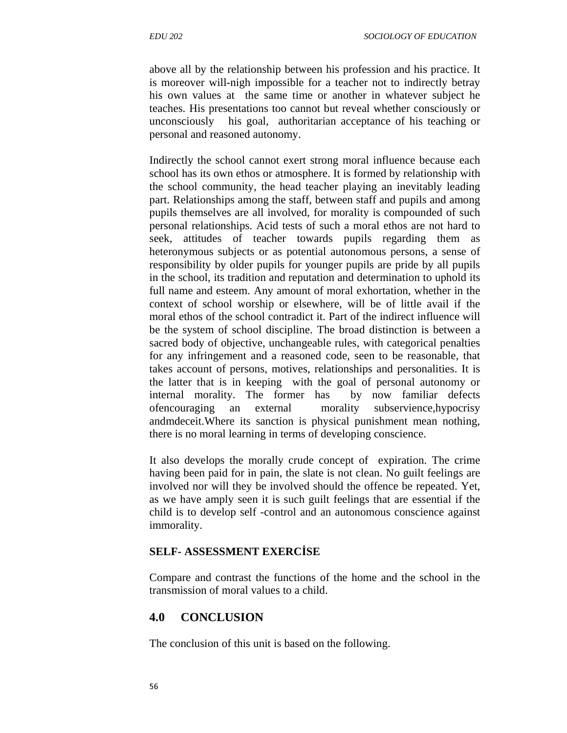above all by the relationship between his profession and his practice. It is moreover will-nigh impossible for a teacher not to indirectly betray his own values at the same time or another in whatever subject he teaches. His presentations too cannot but reveal whether consciously or unconsciously his goal, authoritarian acceptance of his teaching or personal and reasoned autonomy.

Indirectly the school cannot exert strong moral influence because each school has its own ethos or atmosphere. It is formed by relationship with the school community, the head teacher playing an inevitably leading part. Relationships among the staff, between staff and pupils and among pupils themselves are all involved, for morality is compounded of such personal relationships. Acid tests of such a moral ethos are not hard to seek, attitudes of teacher towards pupils regarding them as heteronymous subjects or as potential autonomous persons, a sense of responsibility by older pupils for younger pupils are pride by all pupils in the school, its tradition and reputation and determination to uphold its full name and esteem. Any amount of moral exhortation, whether in the context of school worship or elsewhere, will be of little avail if the moral ethos of the school contradict it. Part of the indirect influence will be the system of school discipline. The broad distinction is between a sacred body of objective, unchangeable rules, with categorical penalties for any infringement and a reasoned code, seen to be reasonable, that takes account of persons, motives, relationships and personalities. It is the latter that is in keeping with the goal of personal autonomy or internal morality. The former has by now familiar defects ofencouraging an external morality subservience,hypocrisy andmdeceit.Where its sanction is physical punishment mean nothing, there is no moral learning in terms of developing conscience.

It also develops the morally crude concept of expiration. The crime having been paid for in pain, the slate is not clean. No guilt feelings are involved nor will they be involved should the offence be repeated. Yet, as we have amply seen it is such guilt feelings that are essential if the child is to develop self -control and an autonomous conscience against immorality.

**SELF- ASSESSMENT EXERCİSE**

Compare and contrast the functions of the home and the school in the transmission of moral values to a child.

## 4.0 CONCLUSION

The conclusion of this unit is based on the following.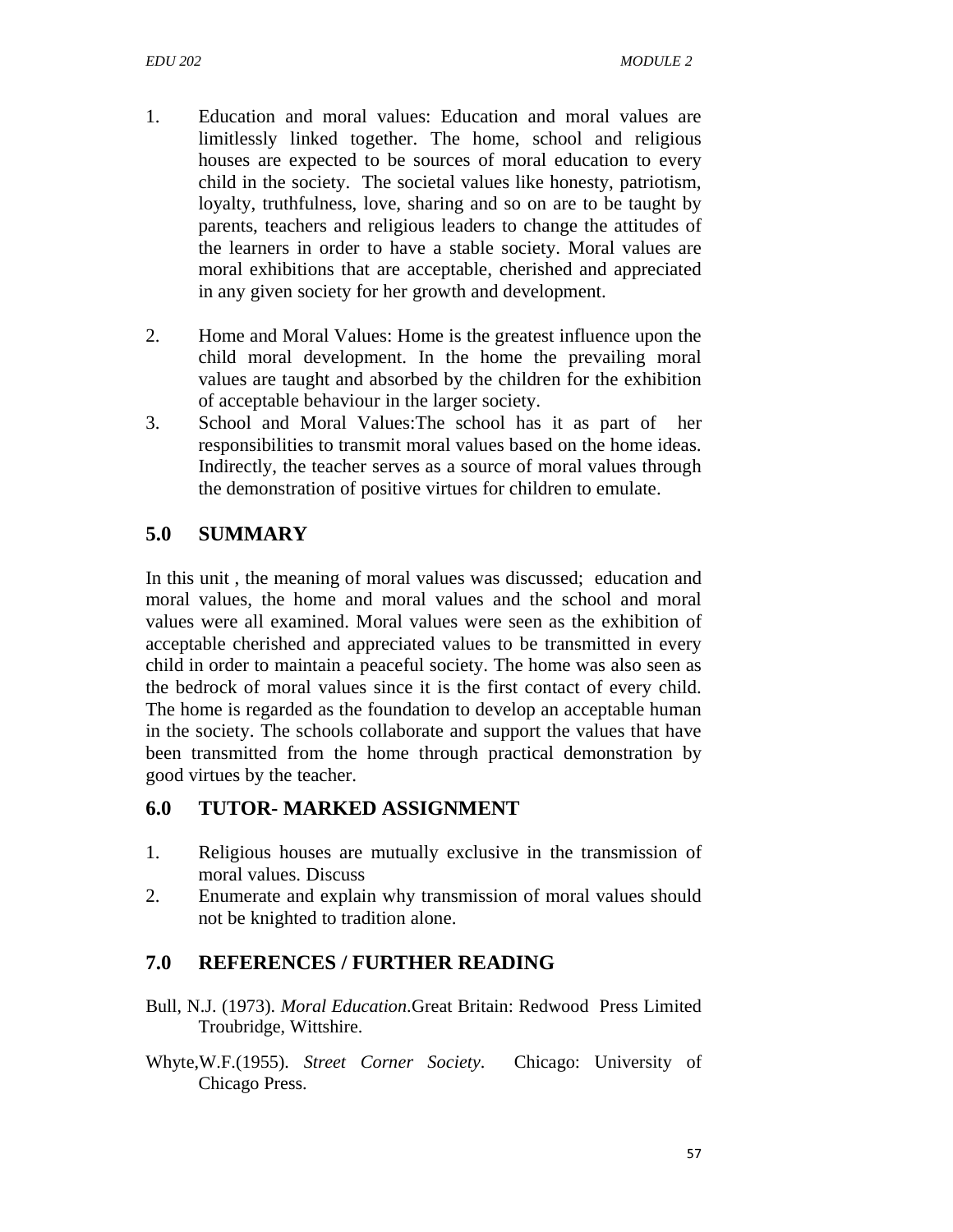1. Education and moral values: Education and moral values are limitlessly linked together. The home, school and religious houses are expected to be sources of moral education to every child in the society. The societal values like honesty, patriotism, loyalty, truthfulness, love, sharing and so on are to be taught by parents, teachers and religious leaders to change the attitudes of the learners in order to have a stable society. Moral values are moral exhibitions that are acceptable, cherished and appreciated in any given society for her growth and development.

2. Home and Moral Values: Home is the greatest influence upon the child moral development. In the home the prevailing moral values are taught and absorbed by the children for the exhibition of acceptable behaviour in the larger society.
3. School and Moral Values:The school has it as part of her responsibilities to transmit moral values based on the home ideas. Indirectly, the teacher serves as a source of moral values through the demonstration of positive virtues for children to emulate.

## 5.0 SUMMARY

In this unit , the meaning of moral values was discussed; education and moral values, the home and moral values and the school and moral values were all examined. Moral values were seen as the exhibition of acceptable cherished and appreciated values to be transmitted in every child in order to maintain a peaceful society. The home was also seen as the bedrock of moral values since it is the first contact of every child. The home is regarded as the foundation to develop an acceptable human in the society. The schools collaborate and support the values that have been transmitted from the home through practical demonstration by good virtues by the teacher.

## 6.0 TUTOR- MARKED ASSIGNMENT

1. Religious houses are mutually exclusive in the transmission of moral values. Discuss
2. Enumerate and explain why transmission of moral values should not be knighted to tradition alone.

## 7.0 REFERENCES / FURTHER READING

Bull, N.J. (1973). *Moral Education*.Great Britain: Redwood Press Limited Troubridge, Wittshire.

Whyte,W.F.(1955). *Street Corner Society*. Chicago: University of Chicago Press.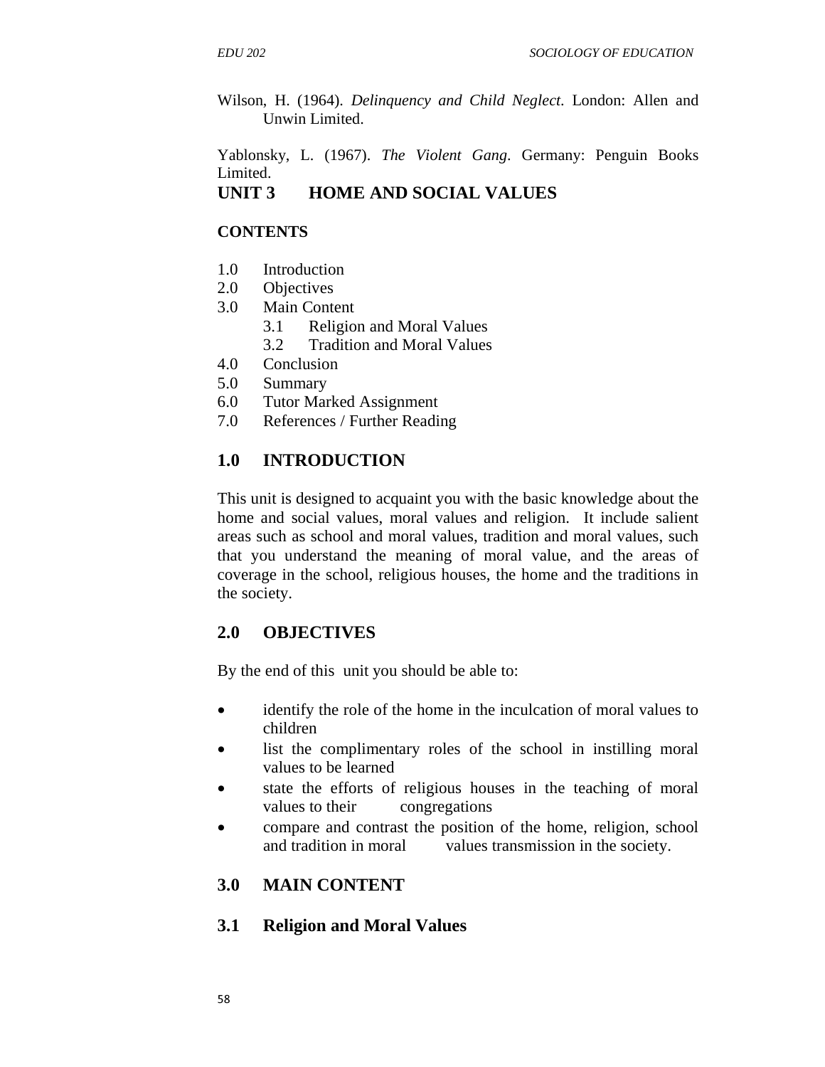Wilson, H. (1964). *Delinquency and Child Neglect.* London: Allen and Unwin Limited.

Yablonsky, L. (1967). *The Violent Gang.* Germany: Penguin Books Limited.

## UNIT 3 HOME AND SOCIAL VALUES

**CONTENTS**

1.0 Introduction
2.0 Objectives
3.0 Main Content
 3.1 Religion and Moral Values
 3.2 Tradition and Moral Values
4.0 Conclusion
5.0 Summary
6.0 Tutor Marked Assignment
7.0 References / Further Reading

### 1.0 INTRODUCTION

This unit is designed to acquaint you with the basic knowledge about the home and social values, moral values and religion. It include salient areas such as school and moral values, tradition and moral values, such that you understand the meaning of moral value, and the areas of coverage in the school, religious houses, the home and the traditions in the society.

### 2.0 OBJECTIVES

By the end of this unit you should be able to:

- identify the role of the home in the inculcation of moral values to children
- list the complimentary roles of the school in instilling moral values to be learned
- state the efforts of religious houses in the teaching of moral values to their congregations
- compare and contrast the position of the home, religion, school and tradition in moral values transmission in the society.

### 3.0 MAIN CONTENT

### 3.1 Religion and Moral Values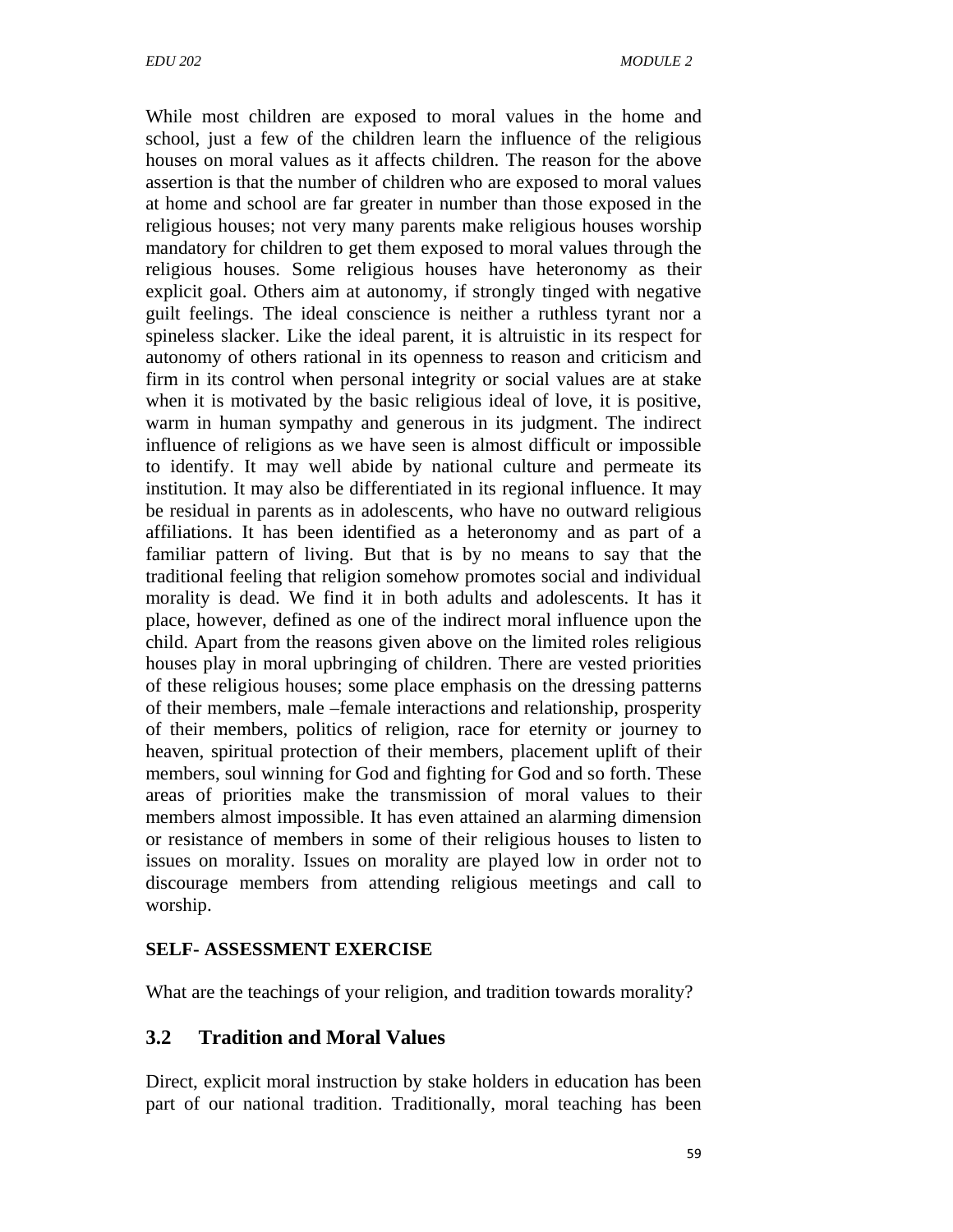While most children are exposed to moral values in the home and school, just a few of the children learn the influence of the religious houses on moral values as it affects children. The reason for the above assertion is that the number of children who are exposed to moral values at home and school are far greater in number than those exposed in the religious houses; not very many parents make religious houses worship mandatory for children to get them exposed to moral values through the religious houses. Some religious houses have heteronomy as their explicit goal. Others aim at autonomy, if strongly tinged with negative guilt feelings. The ideal conscience is neither a ruthless tyrant nor a spineless slacker. Like the ideal parent, it is altruistic in its respect for autonomy of others rational in its openness to reason and criticism and firm in its control when personal integrity or social values are at stake when it is motivated by the basic religious ideal of love, it is positive, warm in human sympathy and generous in its judgment. The indirect influence of religions as we have seen is almost difficult or impossible to identify. It may well abide by national culture and permeate its institution. It may also be differentiated in its regional influence. It may be residual in parents as in adolescents, who have no outward religious affiliations. It has been identified as a heteronomy and as part of a familiar pattern of living. But that is by no means to say that the traditional feeling that religion somehow promotes social and individual morality is dead. We find it in both adults and adolescents. It has it place, however, defined as one of the indirect moral influence upon the child. Apart from the reasons given above on the limited roles religious houses play in moral upbringing of children. There are vested priorities of these religious houses; some place emphasis on the dressing patterns of their members, male –female interactions and relationship, prosperity of their members, politics of religion, race for eternity or journey to heaven, spiritual protection of their members, placement uplift of their members, soul winning for God and fighting for God and so forth. These areas of priorities make the transmission of moral values to their members almost impossible. It has even attained an alarming dimension or resistance of members in some of their religious houses to listen to issues on morality. Issues on morality are played low in order not to discourage members from attending religious meetings and call to worship.

**SELF- ASSESSMENT EXERCISE**

What are the teachings of your religion, and tradition towards morality?

## 3.2 Tradition and Moral Values

Direct, explicit moral instruction by stake holders in education has been part of our national tradition. Traditionally, moral teaching has been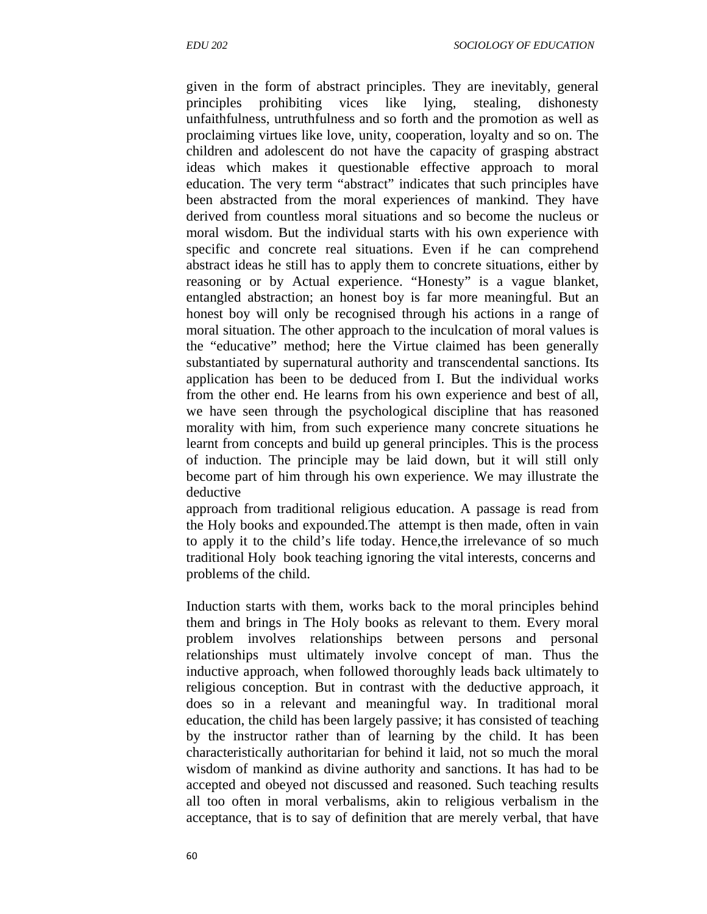given in the form of abstract principles. They are inevitably, general principles prohibiting vices like lying, stealing, dishonesty unfaithfulness, untruthfulness and so forth and the promotion as well as proclaiming virtues like love, unity, cooperation, loyalty and so on. The children and adolescent do not have the capacity of grasping abstract ideas which makes it questionable effective approach to moral education. The very term "abstract" indicates that such principles have been abstracted from the moral experiences of mankind. They have derived from countless moral situations and so become the nucleus or moral wisdom. But the individual starts with his own experience with specific and concrete real situations. Even if he can comprehend abstract ideas he still has to apply them to concrete situations, either by reasoning or by Actual experience. "Honesty" is a vague blanket, entangled abstraction; an honest boy is far more meaningful. But an honest boy will only be recognised through his actions in a range of moral situation. The other approach to the inculcation of moral values is the "educative" method; here the Virtue claimed has been generally substantiated by supernatural authority and transcendental sanctions. Its application has been to be deduced from I. But the individual works from the other end. He learns from his own experience and best of all, we have seen through the psychological discipline that has reasoned morality with him, from such experience many concrete situations he learnt from concepts and build up general principles. This is the process of induction. The principle may be laid down, but it will still only become part of him through his own experience. We may illustrate the deductive approach from traditional religious education. A passage is read from the Holy books and expounded.The attempt is then made, often in vain to apply it to the child's life today. Hence,the irrelevance of so much traditional Holy book teaching ignoring the vital interests, concerns and problems of the child.

Induction starts with them, works back to the moral principles behind them and brings in The Holy books as relevant to them. Every moral problem involves relationships between persons and personal relationships must ultimately involve concept of man. Thus the inductive approach, when followed thoroughly leads back ultimately to religious conception. But in contrast with the deductive approach, it does so in a relevant and meaningful way. In traditional moral education, the child has been largely passive; it has consisted of teaching by the instructor rather than of learning by the child. It has been characteristically authoritarian for behind it laid, not so much the moral wisdom of mankind as divine authority and sanctions. It has had to be accepted and obeyed not discussed and reasoned. Such teaching results all too often in moral verbalisms, akin to religious verbalism in the acceptance, that is to say of definition that are merely verbal, that have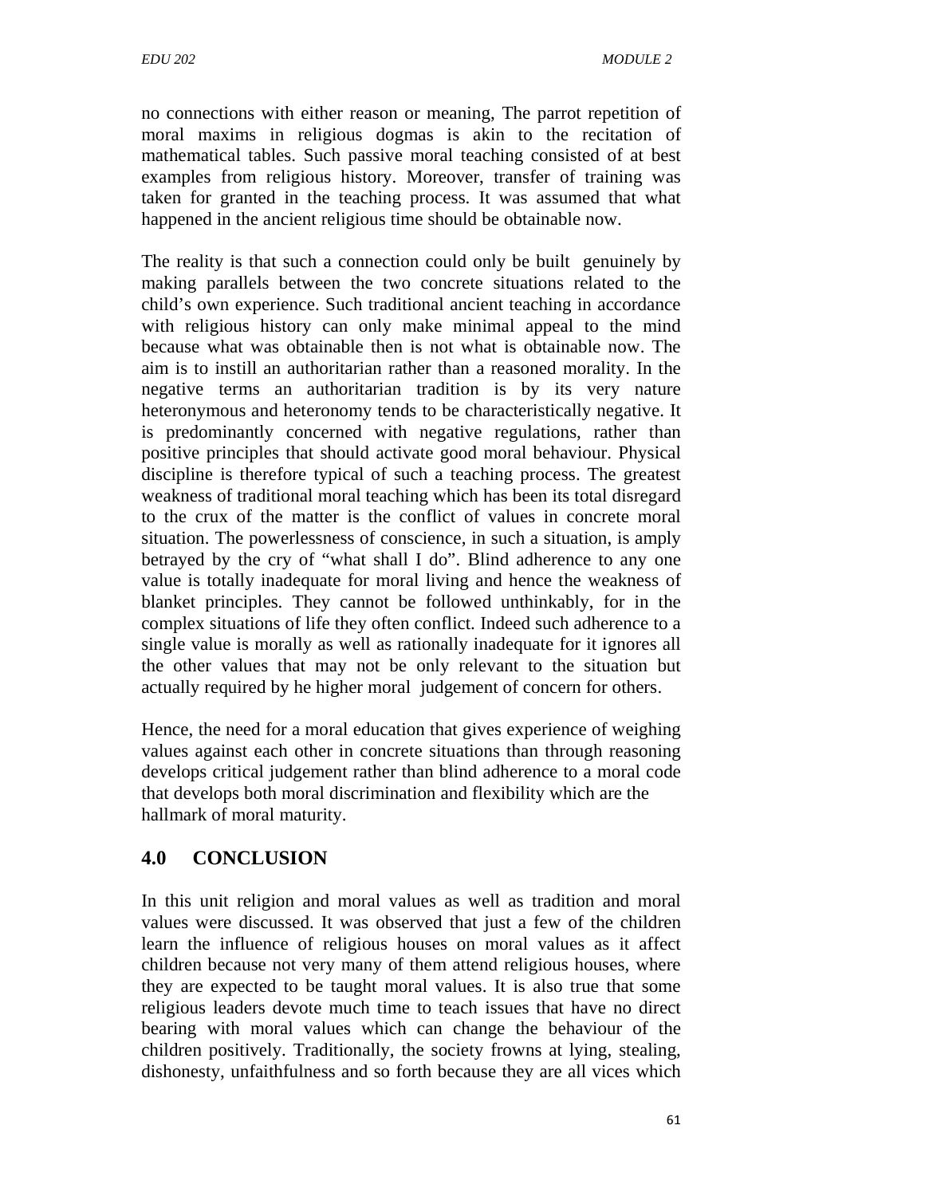no connections with either reason or meaning, The parrot repetition of moral maxims in religious dogmas is akin to the recitation of mathematical tables. Such passive moral teaching consisted of at best examples from religious history. Moreover, transfer of training was taken for granted in the teaching process. It was assumed that what happened in the ancient religious time should be obtainable now.

The reality is that such a connection could only be built genuinely by making parallels between the two concrete situations related to the child's own experience. Such traditional ancient teaching in accordance with religious history can only make minimal appeal to the mind because what was obtainable then is not what is obtainable now. The aim is to instill an authoritarian rather than a reasoned morality. In the negative terms an authoritarian tradition is by its very nature heteronymous and heteronomy tends to be characteristically negative. It is predominantly concerned with negative regulations, rather than positive principles that should activate good moral behaviour. Physical discipline is therefore typical of such a teaching process. The greatest weakness of traditional moral teaching which has been its total disregard to the crux of the matter is the conflict of values in concrete moral situation. The powerlessness of conscience, in such a situation, is amply betrayed by the cry of "what shall I do". Blind adherence to any one value is totally inadequate for moral living and hence the weakness of blanket principles. They cannot be followed unthinkably, for in the complex situations of life they often conflict. Indeed such adherence to a single value is morally as well as rationally inadequate for it ignores all the other values that may not be only relevant to the situation but actually required by he higher moral judgement of concern for others.

Hence, the need for a moral education that gives experience of weighing values against each other in concrete situations than through reasoning develops critical judgement rather than blind adherence to a moral code that develops both moral discrimination and flexibility which are the hallmark of moral maturity.

## 4.0 CONCLUSION

In this unit religion and moral values as well as tradition and moral values were discussed. It was observed that just a few of the children learn the influence of religious houses on moral values as it affect children because not very many of them attend religious houses, where they are expected to be taught moral values. It is also true that some religious leaders devote much time to teach issues that have no direct bearing with moral values which can change the behaviour of the children positively. Traditionally, the society frowns at lying, stealing, dishonesty, unfaithfulness and so forth because they are all vices which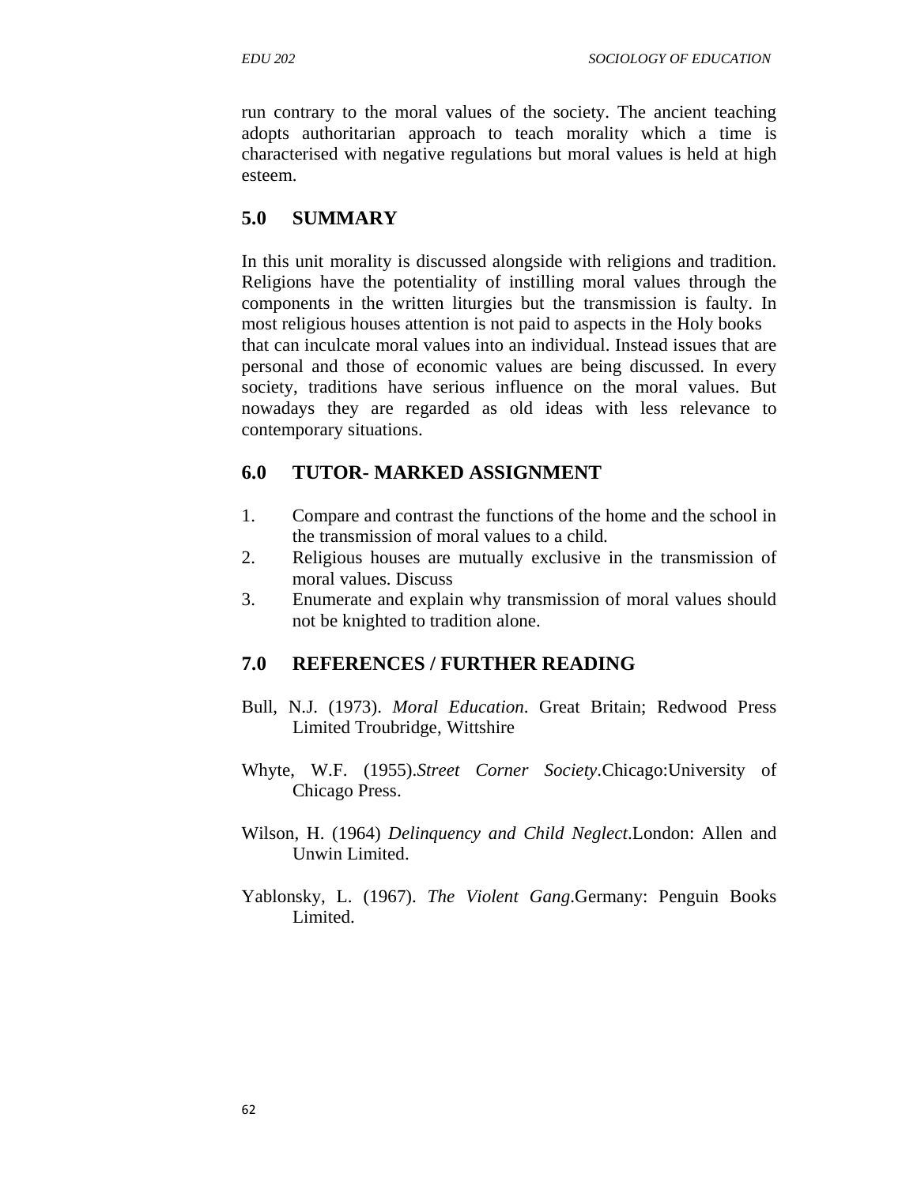run contrary to the moral values of the society. The ancient teaching adopts authoritarian approach to teach morality which a time is characterised with negative regulations but moral values is held at high esteem.

## 5.0 SUMMARY

In this unit morality is discussed alongside with religions and tradition. Religions have the potentiality of instilling moral values through the components in the written liturgies but the transmission is faulty. In most religious houses attention is not paid to aspects in the Holy books that can inculcate moral values into an individual. Instead issues that are personal and those of economic values are being discussed. In every society, traditions have serious influence on the moral values. But nowadays they are regarded as old ideas with less relevance to contemporary situations.

## 6.0 TUTOR- MARKED ASSIGNMENT

1. Compare and contrast the functions of the home and the school in the transmission of moral values to a child.
2. Religious houses are mutually exclusive in the transmission of moral values. Discuss
3. Enumerate and explain why transmission of moral values should not be knighted to tradition alone.

## 7.0 REFERENCES / FURTHER READING

Bull, N.J. (1973). *Moral Education*. Great Britain; Redwood Press Limited Troubridge, Wittshire

Whyte, W.F. (1955).*Street Corner Society*.Chicago:University of Chicago Press.

Wilson, H. (1964) *Delinquency and Child Neglect*.London: Allen and Unwin Limited.

Yablonsky, L. (1967). *The Violent Gang*.Germany: Penguin Books Limited.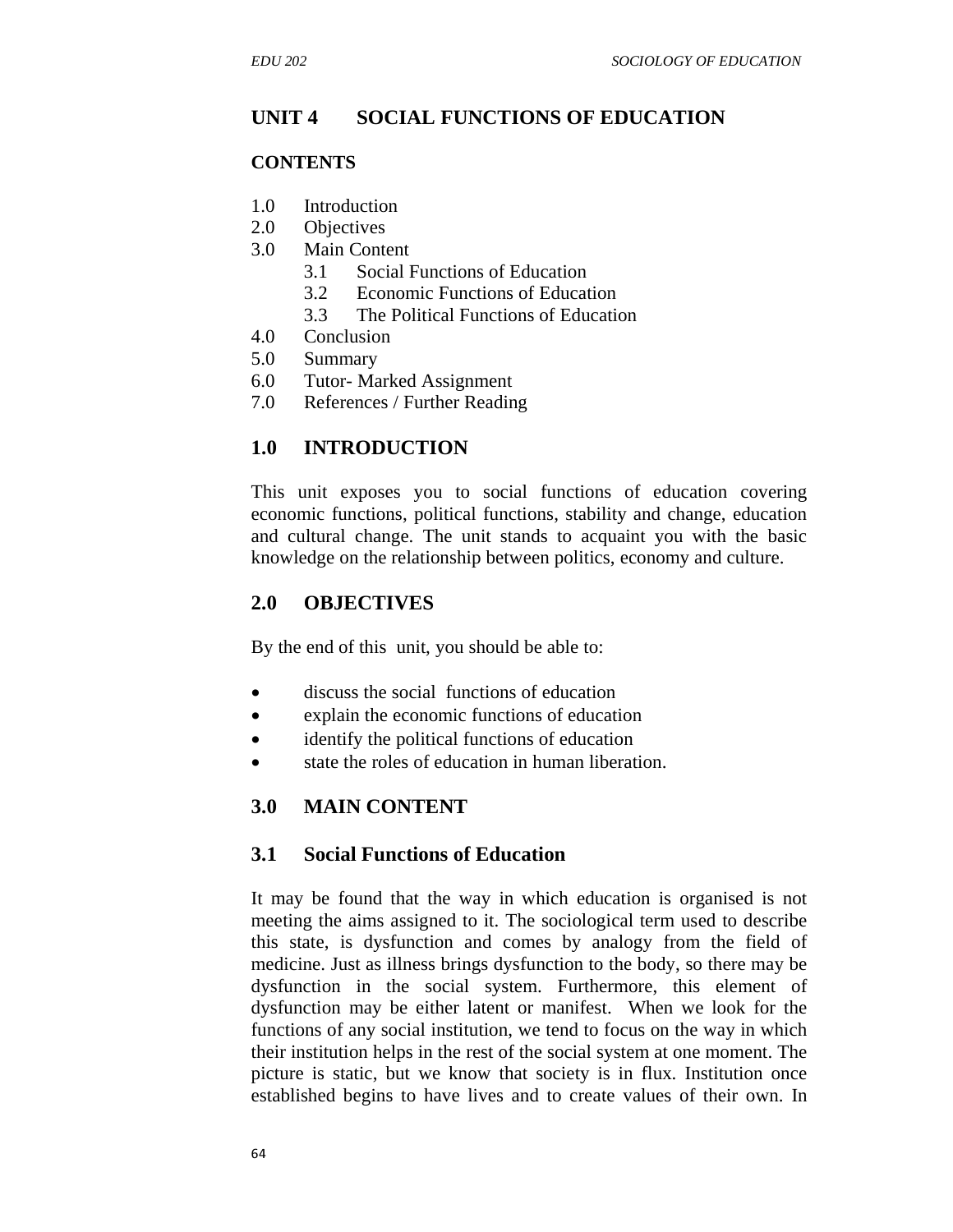## UNIT 4 SOCIAL FUNCTIONS OF EDUCATION

**CONTENTS**

1.0 Introduction
2.0 Objectives
3.0 Main Content
    3.1 Social Functions of Education
    3.2 Economic Functions of Education
    3.3 The Political Functions of Education
4.0 Conclusion
5.0 Summary
6.0 Tutor- Marked Assignment
7.0 References / Further Reading

## 1.0 INTRODUCTION

This unit exposes you to social functions of education covering economic functions, political functions, stability and change, education and cultural change. The unit stands to acquaint you with the basic knowledge on the relationship between politics, economy and culture.

## 2.0 OBJECTIVES

By the end of this unit, you should be able to:

- discuss the social functions of education
- explain the economic functions of education
- identify the political functions of education
- state the roles of education in human liberation.

## 3.0 MAIN CONTENT

### 3.1 Social Functions of Education

It may be found that the way in which education is organised is not meeting the aims assigned to it. The sociological term used to describe this state, is dysfunction and comes by analogy from the field of medicine. Just as illness brings dysfunction to the body, so there may be dysfunction in the social system. Furthermore, this element of dysfunction may be either latent or manifest. When we look for the functions of any social institution, we tend to focus on the way in which their institution helps in the rest of the social system at one moment. The picture is static, but we know that society is in flux. Institution once established begins to have lives and to create values of their own. In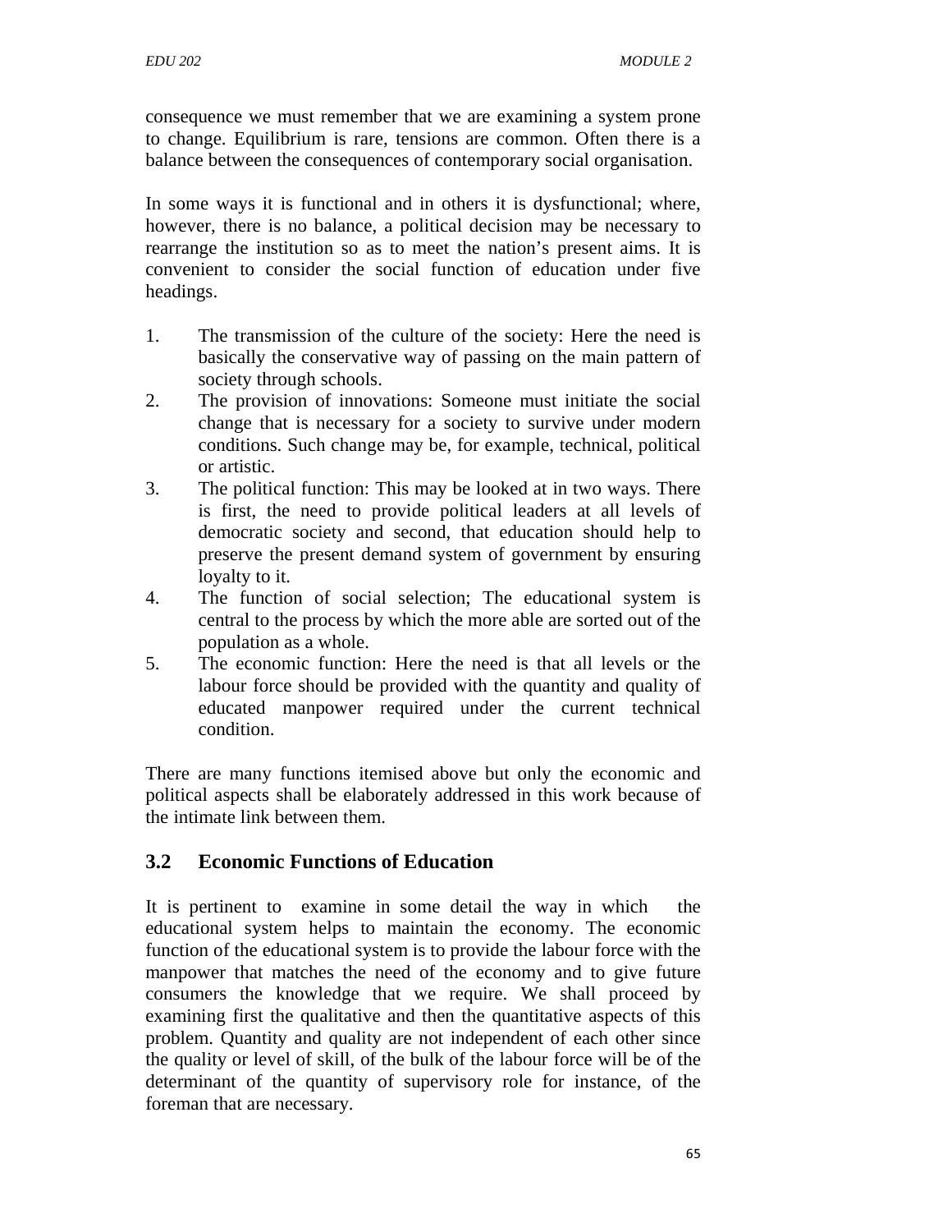consequence we must remember that we are examining a system prone to change. Equilibrium is rare, tensions are common. Often there is a balance between the consequences of contemporary social organisation.

In some ways it is functional and in others it is dysfunctional; where, however, there is no balance, a political decision may be necessary to rearrange the institution so as to meet the nation's present aims. It is convenient to consider the social function of education under five headings.

1. The transmission of the culture of the society: Here the need is basically the conservative way of passing on the main pattern of society through schools.
2. The provision of innovations: Someone must initiate the social change that is necessary for a society to survive under modern conditions. Such change may be, for example, technical, political or artistic.
3. The political function: This may be looked at in two ways. There is first, the need to provide political leaders at all levels of democratic society and second, that education should help to preserve the present demand system of government by ensuring loyalty to it.
4. The function of social selection; The educational system is central to the process by which the more able are sorted out of the population as a whole.
5. The economic function: Here the need is that all levels or the labour force should be provided with the quantity and quality of educated manpower required under the current technical condition.

There are many functions itemised above but only the economic and political aspects shall be elaborately addressed in this work because of the intimate link between them.

## 3.2 Economic Functions of Education

It is pertinent to examine in some detail the way in which the educational system helps to maintain the economy. The economic function of the educational system is to provide the labour force with the manpower that matches the need of the economy and to give future consumers the knowledge that we require. We shall proceed by examining first the qualitative and then the quantitative aspects of this problem. Quantity and quality are not independent of each other since the quality or level of skill, of the bulk of the labour force will be of the determinant of the quantity of supervisory role for instance, of the foreman that are necessary.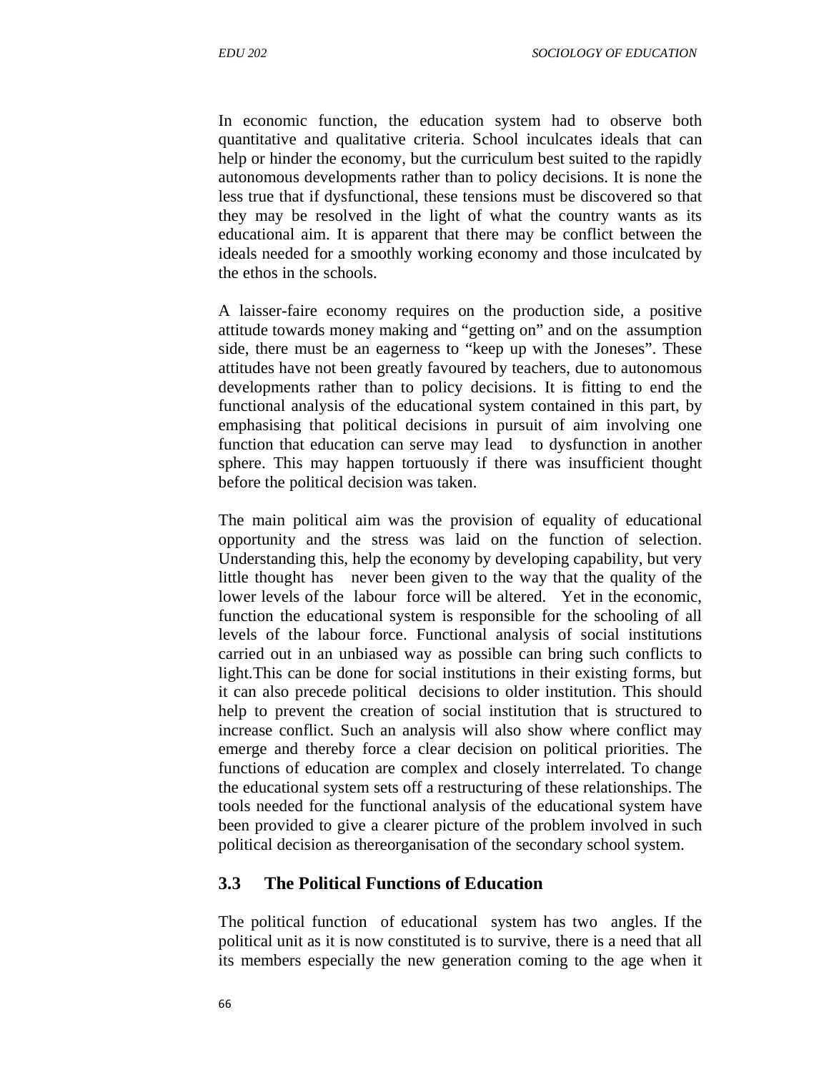In economic function, the education system had to observe both quantitative and qualitative criteria. School inculcates ideals that can help or hinder the economy, but the curriculum best suited to the rapidly autonomous developments rather than to policy decisions. It is none the less true that if dysfunctional, these tensions must be discovered so that they may be resolved in the light of what the country wants as its educational aim. It is apparent that there may be conflict between the ideals needed for a smoothly working economy and those inculcated by the ethos in the schools.

A laisser-faire economy requires on the production side, a positive attitude towards money making and "getting on" and on the assumption side, there must be an eagerness to "keep up with the Joneses". These attitudes have not been greatly favoured by teachers, due to autonomous developments rather than to policy decisions. It is fitting to end the functional analysis of the educational system contained in this part, by emphasising that political decisions in pursuit of aim involving one function that education can serve may lead to dysfunction in another sphere. This may happen tortuously if there was insufficient thought before the political decision was taken.

The main political aim was the provision of equality of educational opportunity and the stress was laid on the function of selection. Understanding this, help the economy by developing capability, but very little thought has never been given to the way that the quality of the lower levels of the labour force will be altered. Yet in the economic, function the educational system is responsible for the schooling of all levels of the labour force. Functional analysis of social institutions carried out in an unbiased way as possible can bring such conflicts to light.This can be done for social institutions in their existing forms, but it can also precede political decisions to older institution. This should help to prevent the creation of social institution that is structured to increase conflict. Such an analysis will also show where conflict may emerge and thereby force a clear decision on political priorities. The functions of education are complex and closely interrelated. To change the educational system sets off a restructuring of these relationships. The tools needed for the functional analysis of the educational system have been provided to give a clearer picture of the problem involved in such political decision as thereorganisation of the secondary school system.

## 3.3 The Political Functions of Education

The political function of educational system has two angles. If the political unit as it is now constituted is to survive, there is a need that all its members especially the new generation coming to the age when it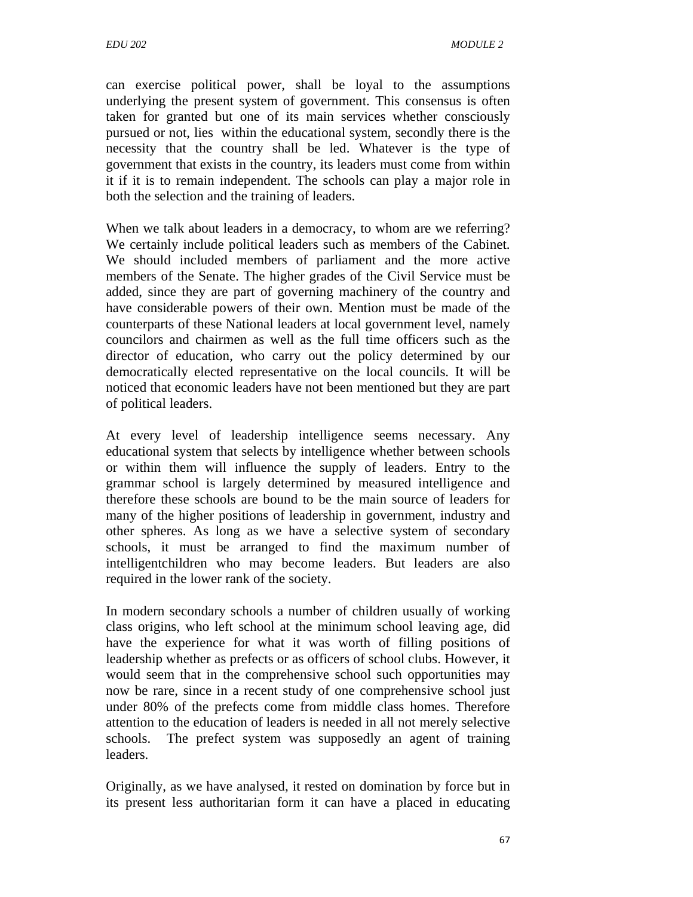can exercise political power, shall be loyal to the assumptions underlying the present system of government. This consensus is often taken for granted but one of its main services whether consciously pursued or not, lies within the educational system, secondly there is the necessity that the country shall be led. Whatever is the type of government that exists in the country, its leaders must come from within it if it is to remain independent. The schools can play a major role in both the selection and the training of leaders.

When we talk about leaders in a democracy, to whom are we referring? We certainly include political leaders such as members of the Cabinet. We should included members of parliament and the more active members of the Senate. The higher grades of the Civil Service must be added, since they are part of governing machinery of the country and have considerable powers of their own. Mention must be made of the counterparts of these National leaders at local government level, namely councilors and chairmen as well as the full time officers such as the director of education, who carry out the policy determined by our democratically elected representative on the local councils. It will be noticed that economic leaders have not been mentioned but they are part of political leaders.

At every level of leadership intelligence seems necessary. Any educational system that selects by intelligence whether between schools or within them will influence the supply of leaders. Entry to the grammar school is largely determined by measured intelligence and therefore these schools are bound to be the main source of leaders for many of the higher positions of leadership in government, industry and other spheres. As long as we have a selective system of secondary schools, it must be arranged to find the maximum number of intelligentchildren who may become leaders. But leaders are also required in the lower rank of the society.

In modern secondary schools a number of children usually of working class origins, who left school at the minimum school leaving age, did have the experience for what it was worth of filling positions of leadership whether as prefects or as officers of school clubs. However, it would seem that in the comprehensive school such opportunities may now be rare, since in a recent study of one comprehensive school just under 80% of the prefects come from middle class homes. Therefore attention to the education of leaders is needed in all not merely selective schools. The prefect system was supposedly an agent of training leaders.

Originally, as we have analysed, it rested on domination by force but in its present less authoritarian form it can have a placed in educating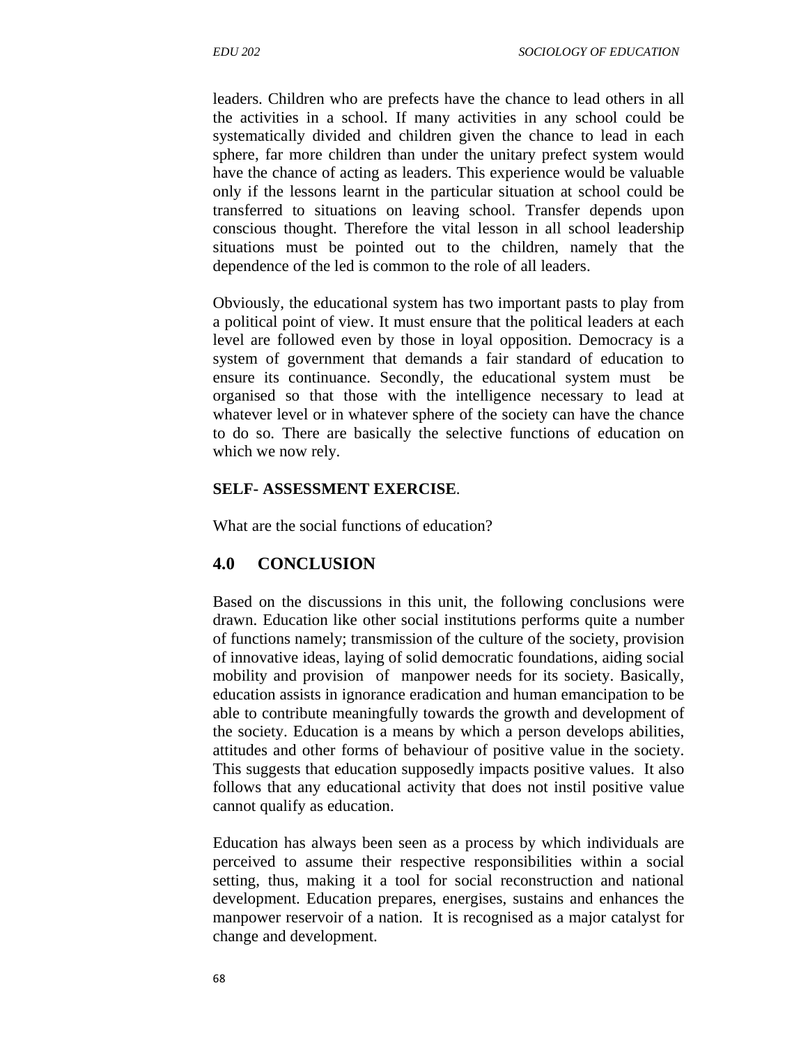leaders. Children who are prefects have the chance to lead others in all the activities in a school. If many activities in any school could be systematically divided and children given the chance to lead in each sphere, far more children than under the unitary prefect system would have the chance of acting as leaders. This experience would be valuable only if the lessons learnt in the particular situation at school could be transferred to situations on leaving school. Transfer depends upon conscious thought. Therefore the vital lesson in all school leadership situations must be pointed out to the children, namely that the dependence of the led is common to the role of all leaders.

Obviously, the educational system has two important pasts to play from a political point of view. It must ensure that the political leaders at each level are followed even by those in loyal opposition. Democracy is a system of government that demands a fair standard of education to ensure its continuance. Secondly, the educational system must be organised so that those with the intelligence necessary to lead at whatever level or in whatever sphere of the society can have the chance to do so. There are basically the selective functions of education on which we now rely.

**SELF- ASSESSMENT EXERCISE**.

What are the social functions of education?

## 4.0 CONCLUSION

Based on the discussions in this unit, the following conclusions were drawn. Education like other social institutions performs quite a number of functions namely; transmission of the culture of the society, provision of innovative ideas, laying of solid democratic foundations, aiding social mobility and provision of manpower needs for its society. Basically, education assists in ignorance eradication and human emancipation to be able to contribute meaningfully towards the growth and development of the society. Education is a means by which a person develops abilities, attitudes and other forms of behaviour of positive value in the society. This suggests that education supposedly impacts positive values. It also follows that any educational activity that does not instil positive value cannot qualify as education.

Education has always been seen as a process by which individuals are perceived to assume their respective responsibilities within a social setting, thus, making it a tool for social reconstruction and national development. Education prepares, energises, sustains and enhances the manpower reservoir of a nation. It is recognised as a major catalyst for change and development.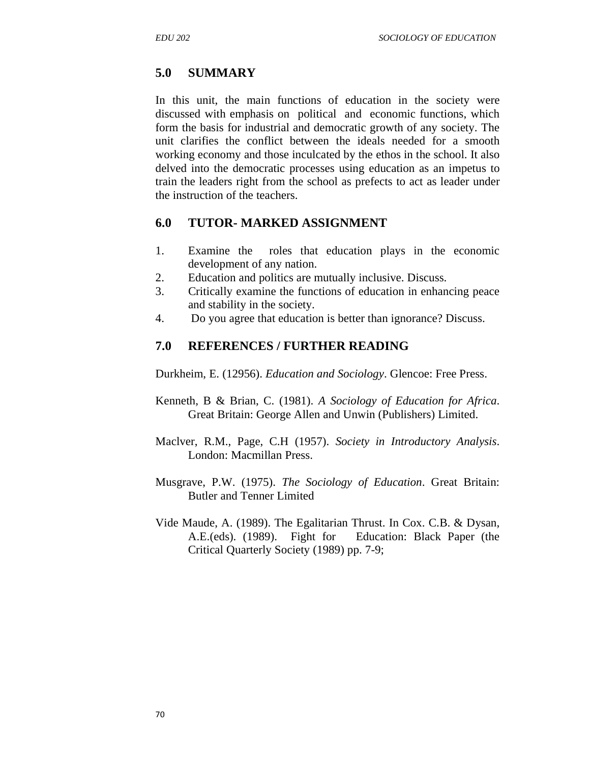## 5.0 SUMMARY

In this unit, the main functions of education in the society were discussed with emphasis on political and economic functions, which form the basis for industrial and democratic growth of any society. The unit clarifies the conflict between the ideals needed for a smooth working economy and those inculcated by the ethos in the school. It also delved into the democratic processes using education as an impetus to train the leaders right from the school as prefects to act as leader under the instruction of the teachers.

## 6.0 TUTOR- MARKED ASSIGNMENT

1. Examine the roles that education plays in the economic development of any nation.
2. Education and politics are mutually inclusive. Discuss.
3. Critically examine the functions of education in enhancing peace and stability in the society.
4. Do you agree that education is better than ignorance? Discuss.

## 7.0 REFERENCES / FURTHER READING

Durkheim, E. (12956). *Education and Sociology*. Glencoe: Free Press.

Kenneth, B & Brian, C. (1981). *A Sociology of Education for Africa*. Great Britain: George Allen and Unwin (Publishers) Limited.

Maclver, R.M., Page, C.H (1957). *Society in Introductory Analysis*. London: Macmillan Press.

Musgrave, P.W. (1975). *The Sociology of Education*. Great Britain: Butler and Tenner Limited

Vide Maude, A. (1989). The Egalitarian Thrust. In Cox. C.B. & Dysan, A.E.(eds). (1989). Fight for Education: Black Paper (the Critical Quarterly Society (1989) pp. 7-9;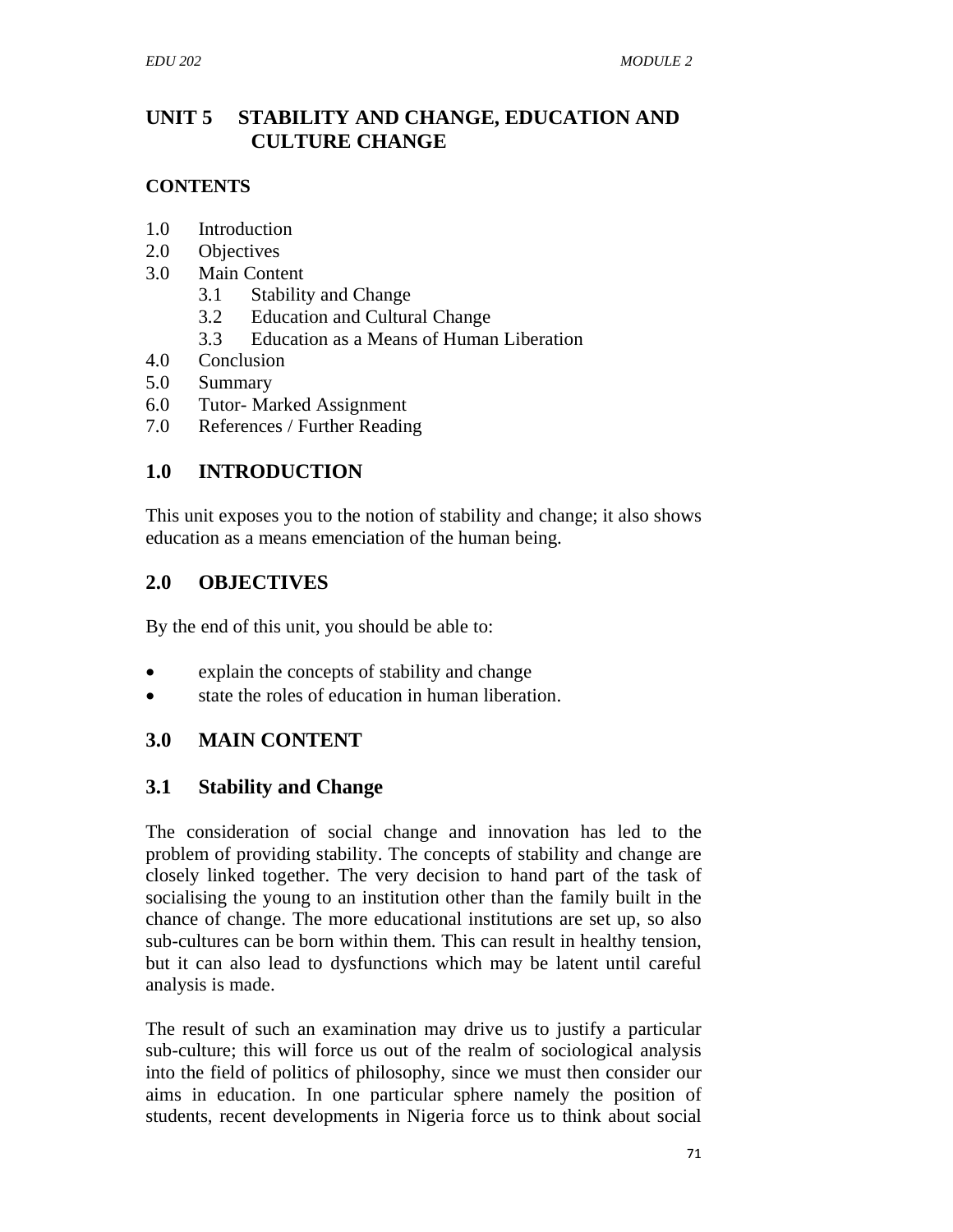# UNIT 5 STABILITY AND CHANGE, EDUCATION AND CULTURE CHANGE

**CONTENTS**

1.0 Introduction
2.0 Objectives
3.0 Main Content
    3.1 Stability and Change
    3.2 Education and Cultural Change
    3.3 Education as a Means of Human Liberation
4.0 Conclusion
5.0 Summary
6.0 Tutor- Marked Assignment
7.0 References / Further Reading

## 1.0 INTRODUCTION

This unit exposes you to the notion of stability and change; it also shows education as a means emenciation of the human being.

## 2.0 OBJECTIVES

By the end of this unit, you should be able to:

- explain the concepts of stability and change
- state the roles of education in human liberation.

## 3.0 MAIN CONTENT

### 3.1 Stability and Change

The consideration of social change and innovation has led to the problem of providing stability. The concepts of stability and change are closely linked together. The very decision to hand part of the task of socialising the young to an institution other than the family built in the chance of change. The more educational institutions are set up, so also sub-cultures can be born within them. This can result in healthy tension, but it can also lead to dysfunctions which may be latent until careful analysis is made.

The result of such an examination may drive us to justify a particular sub-culture; this will force us out of the realm of sociological analysis into the field of politics of philosophy, since we must then consider our aims in education. In one particular sphere namely the position of students, recent developments in Nigeria force us to think about social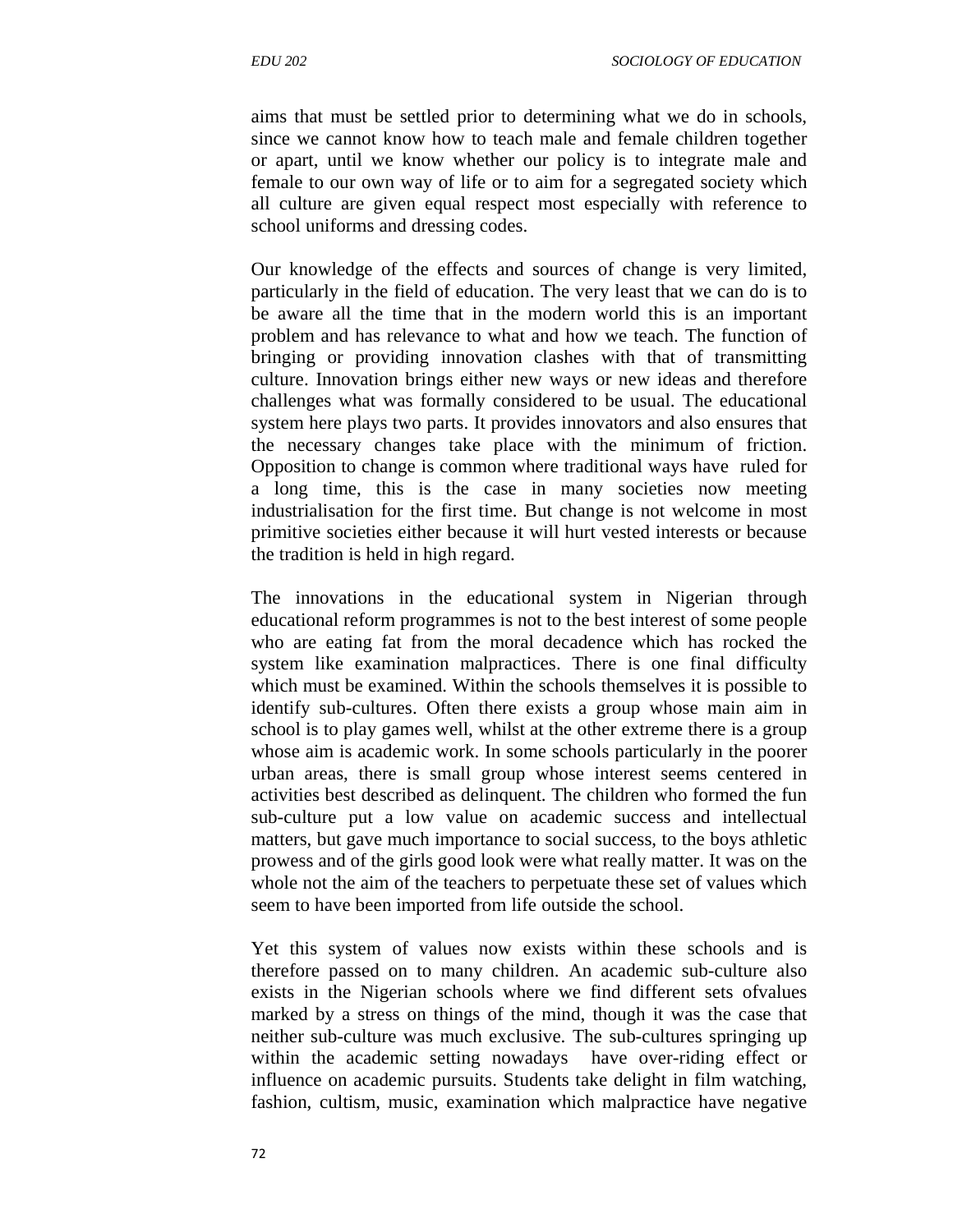aims that must be settled prior to determining what we do in schools, since we cannot know how to teach male and female children together or apart, until we know whether our policy is to integrate male and female to our own way of life or to aim for a segregated society which all culture are given equal respect most especially with reference to school uniforms and dressing codes.

Our knowledge of the effects and sources of change is very limited, particularly in the field of education. The very least that we can do is to be aware all the time that in the modern world this is an important problem and has relevance to what and how we teach. The function of bringing or providing innovation clashes with that of transmitting culture. Innovation brings either new ways or new ideas and therefore challenges what was formally considered to be usual. The educational system here plays two parts. It provides innovators and also ensures that the necessary changes take place with the minimum of friction. Opposition to change is common where traditional ways have ruled for a long time, this is the case in many societies now meeting industrialisation for the first time. But change is not welcome in most primitive societies either because it will hurt vested interests or because the tradition is held in high regard.

The innovations in the educational system in Nigerian through educational reform programmes is not to the best interest of some people who are eating fat from the moral decadence which has rocked the system like examination malpractices. There is one final difficulty which must be examined. Within the schools themselves it is possible to identify sub-cultures. Often there exists a group whose main aim in school is to play games well, whilst at the other extreme there is a group whose aim is academic work. In some schools particularly in the poorer urban areas, there is small group whose interest seems centered in activities best described as delinquent. The children who formed the fun sub-culture put a low value on academic success and intellectual matters, but gave much importance to social success, to the boys athletic prowess and of the girls good look were what really matter. It was on the whole not the aim of the teachers to perpetuate these set of values which seem to have been imported from life outside the school.

Yet this system of values now exists within these schools and is therefore passed on to many children. An academic sub-culture also exists in the Nigerian schools where we find different sets ofvalues marked by a stress on things of the mind, though it was the case that neither sub-culture was much exclusive. The sub-cultures springing up within the academic setting nowadays have over-riding effect or influence on academic pursuits. Students take delight in film watching, fashion, cultism, music, examination which malpractice have negative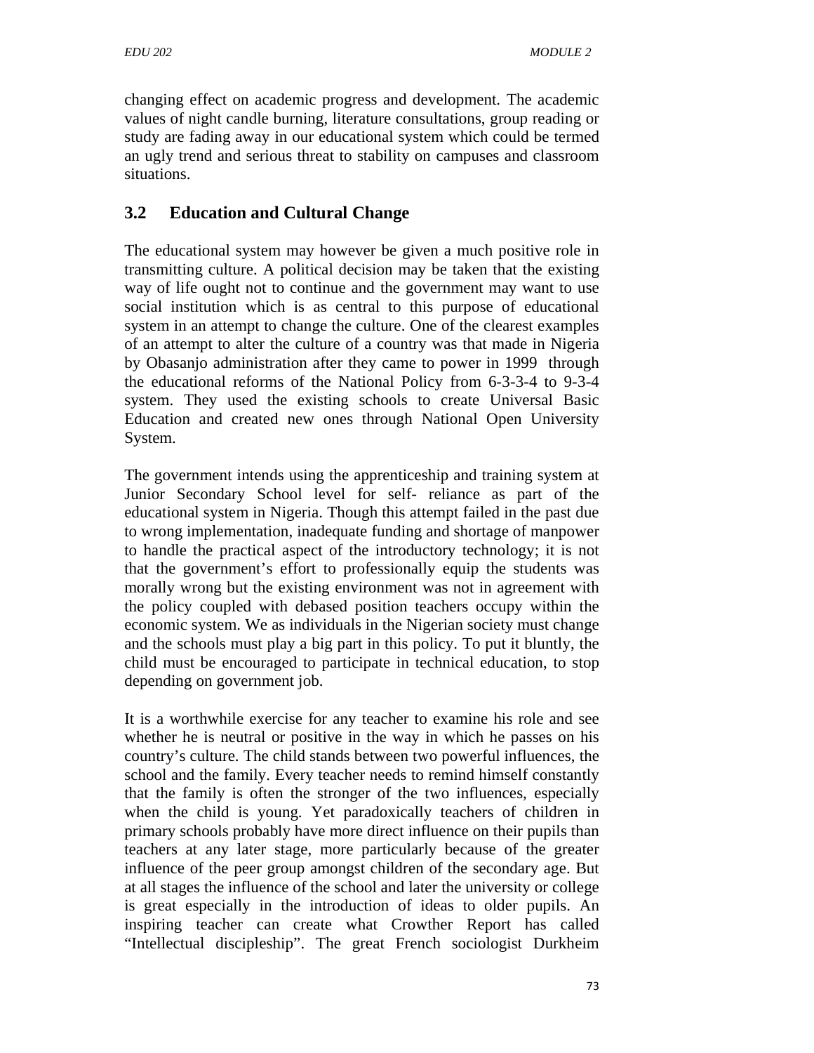changing effect on academic progress and development. The academic values of night candle burning, literature consultations, group reading or study are fading away in our educational system which could be termed an ugly trend and serious threat to stability on campuses and classroom situations.

## 3.2 Education and Cultural Change

The educational system may however be given a much positive role in transmitting culture. A political decision may be taken that the existing way of life ought not to continue and the government may want to use social institution which is as central to this purpose of educational system in an attempt to change the culture. One of the clearest examples of an attempt to alter the culture of a country was that made in Nigeria by Obasanjo administration after they came to power in 1999 through the educational reforms of the National Policy from 6-3-3-4 to 9-3-4 system. They used the existing schools to create Universal Basic Education and created new ones through National Open University System.

The government intends using the apprenticeship and training system at Junior Secondary School level for self- reliance as part of the educational system in Nigeria. Though this attempt failed in the past due to wrong implementation, inadequate funding and shortage of manpower to handle the practical aspect of the introductory technology; it is not that the government's effort to professionally equip the students was morally wrong but the existing environment was not in agreement with the policy coupled with debased position teachers occupy within the economic system. We as individuals in the Nigerian society must change and the schools must play a big part in this policy. To put it bluntly, the child must be encouraged to participate in technical education, to stop depending on government job.

It is a worthwhile exercise for any teacher to examine his role and see whether he is neutral or positive in the way in which he passes on his country's culture. The child stands between two powerful influences, the school and the family. Every teacher needs to remind himself constantly that the family is often the stronger of the two influences, especially when the child is young. Yet paradoxically teachers of children in primary schools probably have more direct influence on their pupils than teachers at any later stage, more particularly because of the greater influence of the peer group amongst children of the secondary age. But at all stages the influence of the school and later the university or college is great especially in the introduction of ideas to older pupils. An inspiring teacher can create what Crowther Report has called "Intellectual discipleship". The great French sociologist Durkheim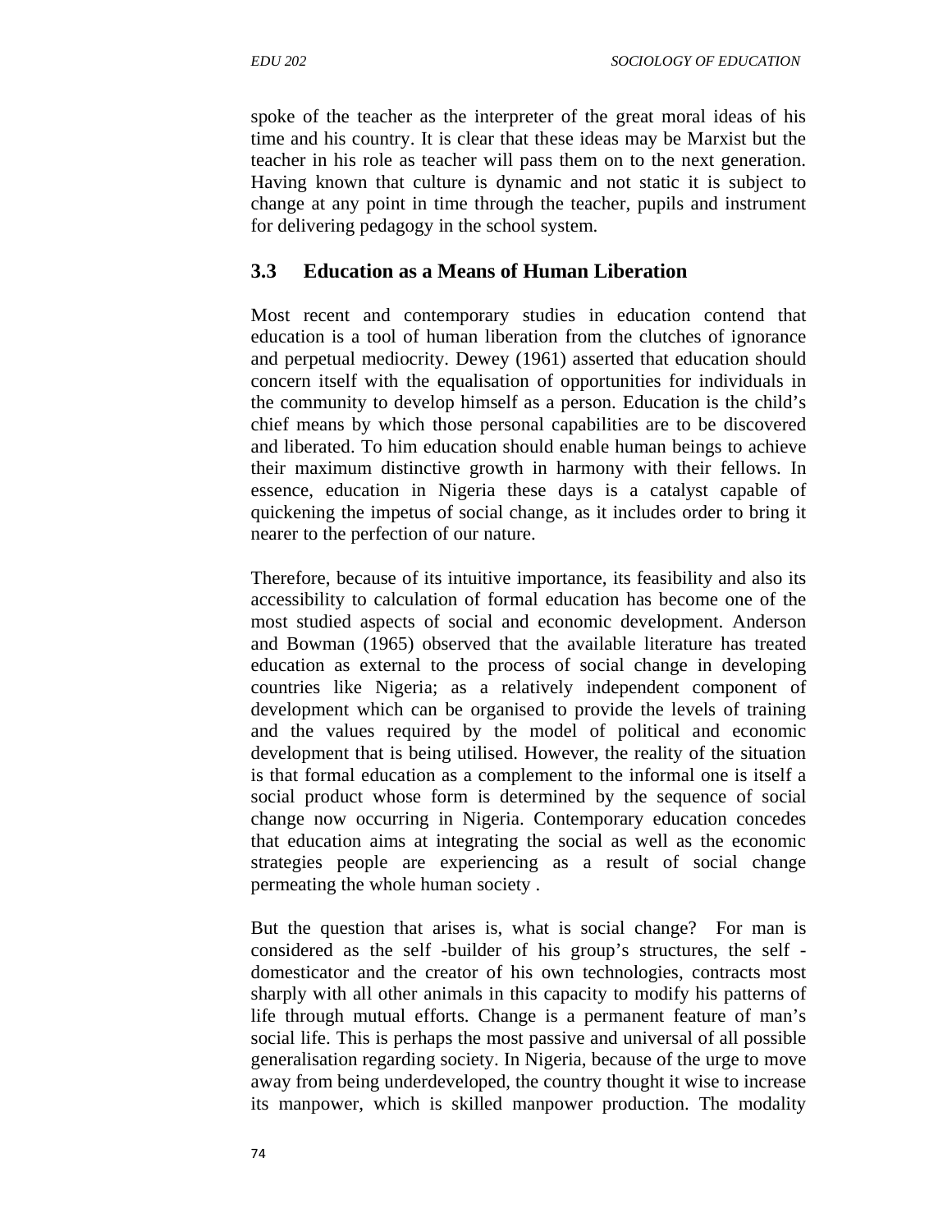spoke of the teacher as the interpreter of the great moral ideas of his time and his country. It is clear that these ideas may be Marxist but the teacher in his role as teacher will pass them on to the next generation. Having known that culture is dynamic and not static it is subject to change at any point in time through the teacher, pupils and instrument for delivering pedagogy in the school system.

## 3.3 Education as a Means of Human Liberation

Most recent and contemporary studies in education contend that education is a tool of human liberation from the clutches of ignorance and perpetual mediocrity. Dewey (1961) asserted that education should concern itself with the equalisation of opportunities for individuals in the community to develop himself as a person. Education is the child's chief means by which those personal capabilities are to be discovered and liberated. To him education should enable human beings to achieve their maximum distinctive growth in harmony with their fellows. In essence, education in Nigeria these days is a catalyst capable of quickening the impetus of social change, as it includes order to bring it nearer to the perfection of our nature.

Therefore, because of its intuitive importance, its feasibility and also its accessibility to calculation of formal education has become one of the most studied aspects of social and economic development. Anderson and Bowman (1965) observed that the available literature has treated education as external to the process of social change in developing countries like Nigeria; as a relatively independent component of development which can be organised to provide the levels of training and the values required by the model of political and economic development that is being utilised. However, the reality of the situation is that formal education as a complement to the informal one is itself a social product whose form is determined by the sequence of social change now occurring in Nigeria. Contemporary education concedes that education aims at integrating the social as well as the economic strategies people are experiencing as a result of social change permeating the whole human society .

But the question that arises is, what is social change? For man is considered as the self -builder of his group's structures, the self -domesticator and the creator of his own technologies, contracts most sharply with all other animals in this capacity to modify his patterns of life through mutual efforts. Change is a permanent feature of man's social life. This is perhaps the most passive and universal of all possible generalisation regarding society. In Nigeria, because of the urge to move away from being underdeveloped, the country thought it wise to increase its manpower, which is skilled manpower production. The modality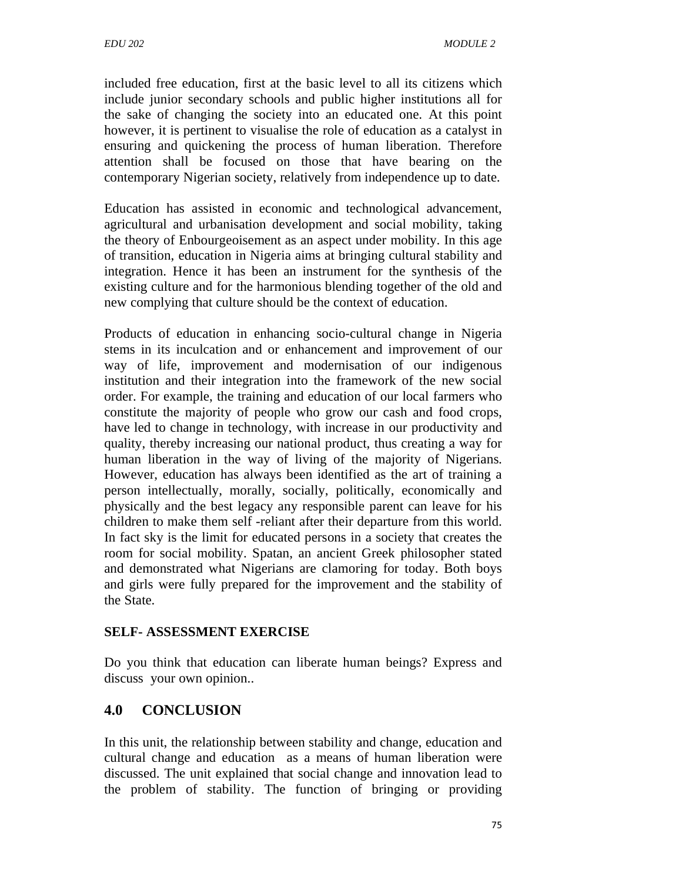included free education, first at the basic level to all its citizens which include junior secondary schools and public higher institutions all for the sake of changing the society into an educated one. At this point however, it is pertinent to visualise the role of education as a catalyst in ensuring and quickening the process of human liberation. Therefore attention shall be focused on those that have bearing on the contemporary Nigerian society, relatively from independence up to date.

Education has assisted in economic and technological advancement, agricultural and urbanisation development and social mobility, taking the theory of Enbourgeoisement as an aspect under mobility. In this age of transition, education in Nigeria aims at bringing cultural stability and integration. Hence it has been an instrument for the synthesis of the existing culture and for the harmonious blending together of the old and new complying that culture should be the context of education.

Products of education in enhancing socio-cultural change in Nigeria stems in its inculcation and or enhancement and improvement of our way of life, improvement and modernisation of our indigenous institution and their integration into the framework of the new social order. For example, the training and education of our local farmers who constitute the majority of people who grow our cash and food crops, have led to change in technology, with increase in our productivity and quality, thereby increasing our national product, thus creating a way for human liberation in the way of living of the majority of Nigerians. However, education has always been identified as the art of training a person intellectually, morally, socially, politically, economically and physically and the best legacy any responsible parent can leave for his children to make them self -reliant after their departure from this world. In fact sky is the limit for educated persons in a society that creates the room for social mobility. Spatan, an ancient Greek philosopher stated and demonstrated what Nigerians are clamoring for today. Both boys and girls were fully prepared for the improvement and the stability of the State.

**SELF- ASSESSMENT EXERCISE**

Do you think that education can liberate human beings? Express and discuss your own opinion..

## 4.0 CONCLUSION

In this unit, the relationship between stability and change, education and cultural change and education as a means of human liberation were discussed. The unit explained that social change and innovation lead to the problem of stability. The function of bringing or providing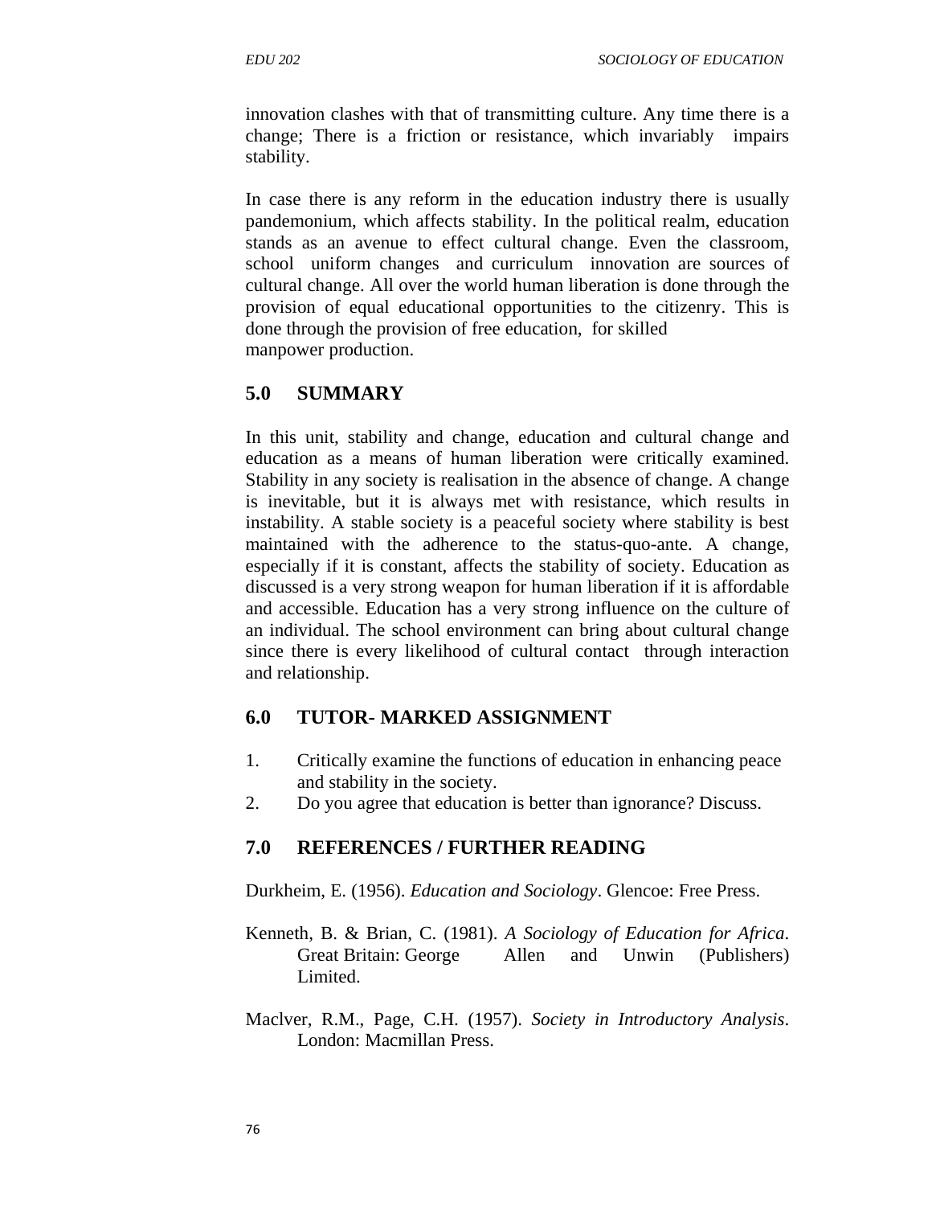innovation clashes with that of transmitting culture. Any time there is a change; There is a friction or resistance, which invariably impairs stability.

In case there is any reform in the education industry there is usually pandemonium, which affects stability. In the political realm, education stands as an avenue to effect cultural change. Even the classroom, school uniform changes and curriculum innovation are sources of cultural change. All over the world human liberation is done through the provision of equal educational opportunities to the citizenry. This is done through the provision of free education, for skilled manpower production.

## 5.0 SUMMARY

In this unit, stability and change, education and cultural change and education as a means of human liberation were critically examined. Stability in any society is realisation in the absence of change. A change is inevitable, but it is always met with resistance, which results in instability. A stable society is a peaceful society where stability is best maintained with the adherence to the status-quo-ante. A change, especially if it is constant, affects the stability of society. Education as discussed is a very strong weapon for human liberation if it is affordable and accessible. Education has a very strong influence on the culture of an individual. The school environment can bring about cultural change since there is every likelihood of cultural contact through interaction and relationship.

## 6.0 TUTOR- MARKED ASSIGNMENT

1. Critically examine the functions of education in enhancing peace and stability in the society.
2. Do you agree that education is better than ignorance? Discuss.

## 7.0 REFERENCES / FURTHER READING

Durkheim, E. (1956). *Education and Sociology*. Glencoe: Free Press.

Kenneth, B. & Brian, C. (1981). *A Sociology of Education for Africa*. Great Britain: George Allen and Unwin (Publishers) Limited.

Maclver, R.M., Page, C.H. (1957). *Society in Introductory Analysis*. London: Macmillan Press.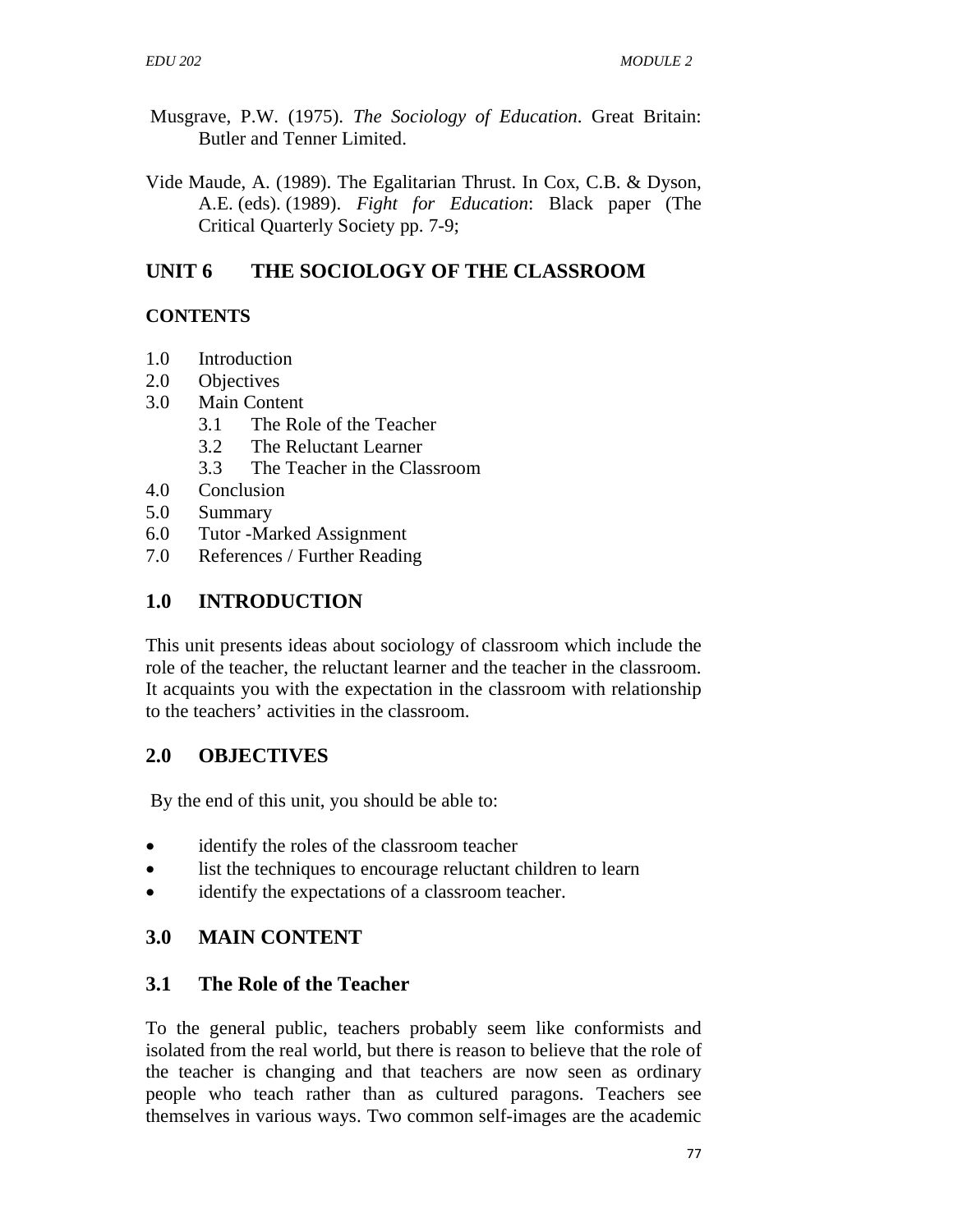Musgrave, P.W. (1975). *The Sociology of Education*. Great Britain: Butler and Tenner Limited.

Vide Maude, A. (1989). The Egalitarian Thrust. In Cox, C.B. & Dyson, A.E. (eds). (1989). *Fight for Education*: Black paper (The Critical Quarterly Society pp. 7-9;

# UNIT 6 THE SOCIOLOGY OF THE CLASSROOM

**CONTENTS**

- 1.0 Introduction
- 2.0 Objectives
- 3.0 Main Content
  - 3.1 The Role of the Teacher
  - 3.2 The Reluctant Learner
  - 3.3 The Teacher in the Classroom
- 4.0 Conclusion
- 5.0 Summary
- 6.0 Tutor -Marked Assignment
- 7.0 References / Further Reading

## 1.0 INTRODUCTION

This unit presents ideas about sociology of classroom which include the role of the teacher, the reluctant learner and the teacher in the classroom. It acquaints you with the expectation in the classroom with relationship to the teachers' activities in the classroom.

## 2.0 OBJECTIVES

By the end of this unit, you should be able to:

- identify the roles of the classroom teacher
- list the techniques to encourage reluctant children to learn
- identify the expectations of a classroom teacher.

## 3.0 MAIN CONTENT

### 3.1 The Role of the Teacher

To the general public, teachers probably seem like conformists and isolated from the real world, but there is reason to believe that the role of the teacher is changing and that teachers are now seen as ordinary people who teach rather than as cultured paragons. Teachers see themselves in various ways. Two common self-images are the academic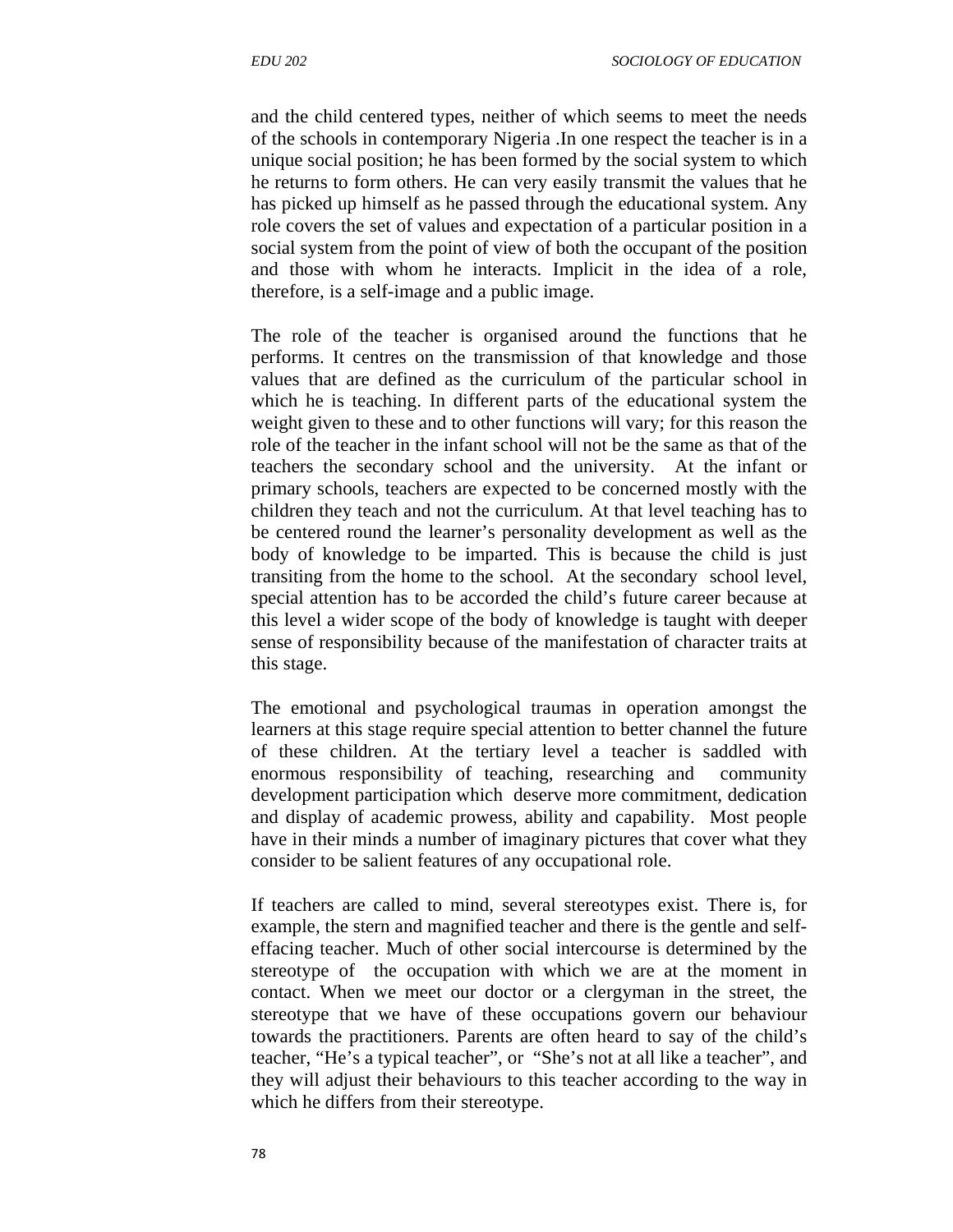and the child centered types, neither of which seems to meet the needs of the schools in contemporary Nigeria .In one respect the teacher is in a unique social position; he has been formed by the social system to which he returns to form others. He can very easily transmit the values that he has picked up himself as he passed through the educational system. Any role covers the set of values and expectation of a particular position in a social system from the point of view of both the occupant of the position and those with whom he interacts. Implicit in the idea of a role, therefore, is a self-image and a public image.

The role of the teacher is organised around the functions that he performs. It centres on the transmission of that knowledge and those values that are defined as the curriculum of the particular school in which he is teaching. In different parts of the educational system the weight given to these and to other functions will vary; for this reason the role of the teacher in the infant school will not be the same as that of the teachers the secondary school and the university. At the infant or primary schools, teachers are expected to be concerned mostly with the children they teach and not the curriculum. At that level teaching has to be centered round the learner's personality development as well as the body of knowledge to be imparted. This is because the child is just transiting from the home to the school. At the secondary school level, special attention has to be accorded the child's future career because at this level a wider scope of the body of knowledge is taught with deeper sense of responsibility because of the manifestation of character traits at this stage.

The emotional and psychological traumas in operation amongst the learners at this stage require special attention to better channel the future of these children. At the tertiary level a teacher is saddled with enormous responsibility of teaching, researching and community development participation which deserve more commitment, dedication and display of academic prowess, ability and capability. Most people have in their minds a number of imaginary pictures that cover what they consider to be salient features of any occupational role.

If teachers are called to mind, several stereotypes exist. There is, for example, the stern and magnified teacher and there is the gentle and self-effacing teacher. Much of other social intercourse is determined by the stereotype of the occupation with which we are at the moment in contact. When we meet our doctor or a clergyman in the street, the stereotype that we have of these occupations govern our behaviour towards the practitioners. Parents are often heard to say of the child's teacher, "He's a typical teacher", or "She's not at all like a teacher", and they will adjust their behaviours to this teacher according to the way in which he differs from their stereotype.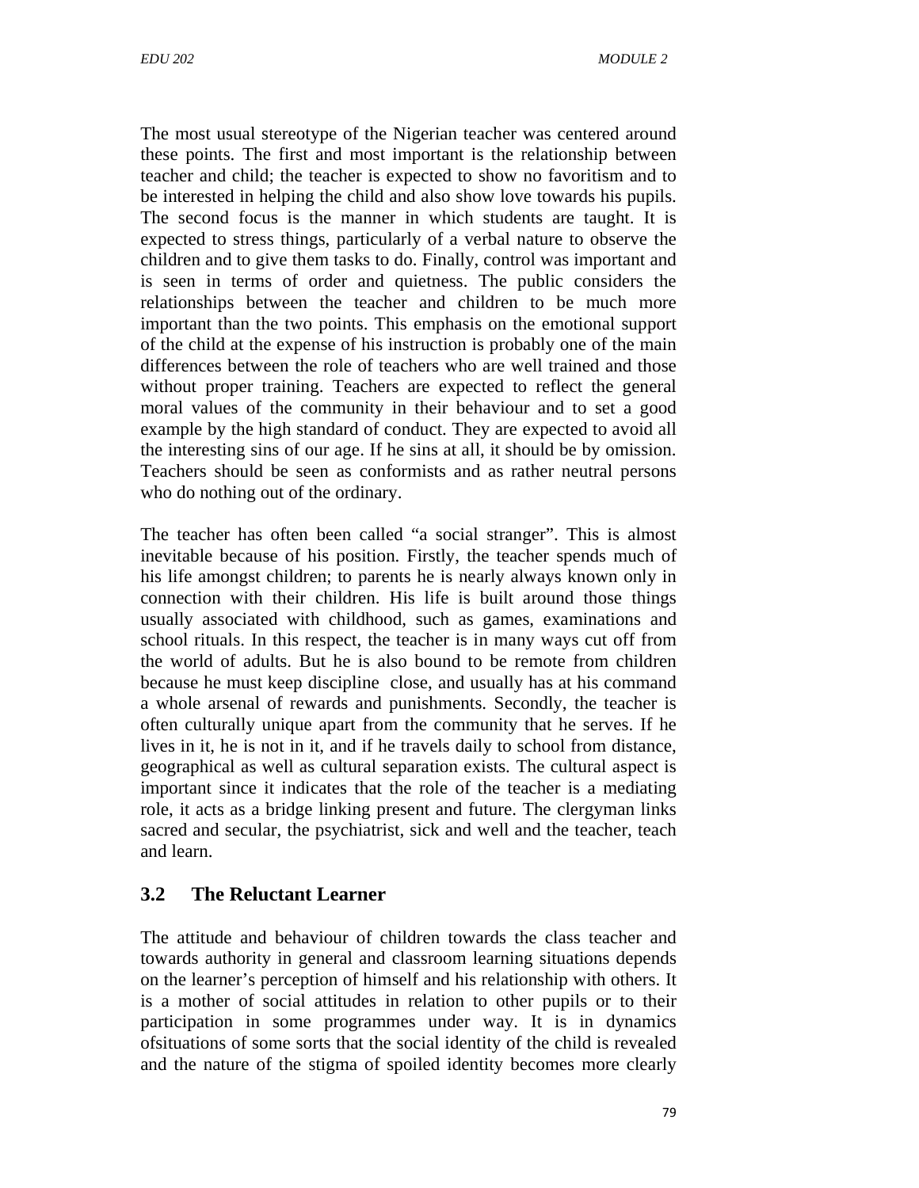The most usual stereotype of the Nigerian teacher was centered around these points. The first and most important is the relationship between teacher and child; the teacher is expected to show no favoritism and to be interested in helping the child and also show love towards his pupils. The second focus is the manner in which students are taught. It is expected to stress things, particularly of a verbal nature to observe the children and to give them tasks to do. Finally, control was important and is seen in terms of order and quietness. The public considers the relationships between the teacher and children to be much more important than the two points. This emphasis on the emotional support of the child at the expense of his instruction is probably one of the main differences between the role of teachers who are well trained and those without proper training. Teachers are expected to reflect the general moral values of the community in their behaviour and to set a good example by the high standard of conduct. They are expected to avoid all the interesting sins of our age. If he sins at all, it should be by omission. Teachers should be seen as conformists and as rather neutral persons who do nothing out of the ordinary.

The teacher has often been called "a social stranger". This is almost inevitable because of his position. Firstly, the teacher spends much of his life amongst children; to parents he is nearly always known only in connection with their children. His life is built around those things usually associated with childhood, such as games, examinations and school rituals. In this respect, the teacher is in many ways cut off from the world of adults. But he is also bound to be remote from children because he must keep discipline close, and usually has at his command a whole arsenal of rewards and punishments. Secondly, the teacher is often culturally unique apart from the community that he serves. If he lives in it, he is not in it, and if he travels daily to school from distance, geographical as well as cultural separation exists. The cultural aspect is important since it indicates that the role of the teacher is a mediating role, it acts as a bridge linking present and future. The clergyman links sacred and secular, the psychiatrist, sick and well and the teacher, teach and learn.

## 3.2 The Reluctant Learner

The attitude and behaviour of children towards the class teacher and towards authority in general and classroom learning situations depends on the learner's perception of himself and his relationship with others. It is a mother of social attitudes in relation to other pupils or to their participation in some programmes under way. It is in dynamics ofsituations of some sorts that the social identity of the child is revealed and the nature of the stigma of spoiled identity becomes more clearly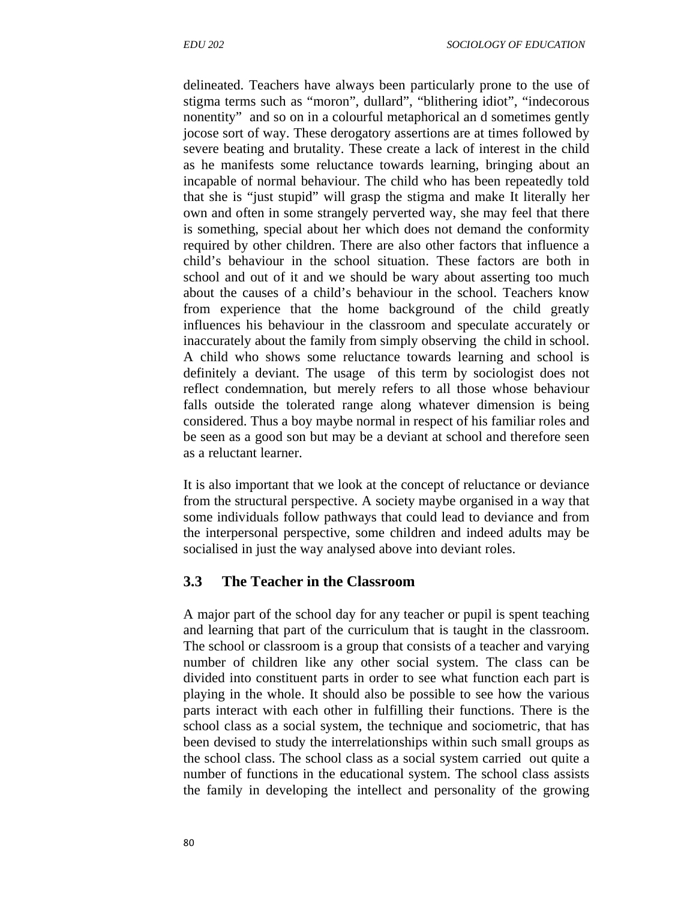delineated. Teachers have always been particularly prone to the use of stigma terms such as "moron", dullard", "blithering idiot", "indecorous nonentity" and so on in a colourful metaphorical an d sometimes gently jocose sort of way. These derogatory assertions are at times followed by severe beating and brutality. These create a lack of interest in the child as he manifests some reluctance towards learning, bringing about an incapable of normal behaviour. The child who has been repeatedly told that she is "just stupid" will grasp the stigma and make It literally her own and often in some strangely perverted way, she may feel that there is something, special about her which does not demand the conformity required by other children. There are also other factors that influence a child's behaviour in the school situation. These factors are both in school and out of it and we should be wary about asserting too much about the causes of a child's behaviour in the school. Teachers know from experience that the home background of the child greatly influences his behaviour in the classroom and speculate accurately or inaccurately about the family from simply observing the child in school. A child who shows some reluctance towards learning and school is definitely a deviant. The usage of this term by sociologist does not reflect condemnation, but merely refers to all those whose behaviour falls outside the tolerated range along whatever dimension is being considered. Thus a boy maybe normal in respect of his familiar roles and be seen as a good son but may be a deviant at school and therefore seen as a reluctant learner.

It is also important that we look at the concept of reluctance or deviance from the structural perspective. A society maybe organised in a way that some individuals follow pathways that could lead to deviance and from the interpersonal perspective, some children and indeed adults may be socialised in just the way analysed above into deviant roles.

## 3.3 The Teacher in the Classroom

A major part of the school day for any teacher or pupil is spent teaching and learning that part of the curriculum that is taught in the classroom. The school or classroom is a group that consists of a teacher and varying number of children like any other social system. The class can be divided into constituent parts in order to see what function each part is playing in the whole. It should also be possible to see how the various parts interact with each other in fulfilling their functions. There is the school class as a social system, the technique and sociometric, that has been devised to study the interrelationships within such small groups as the school class. The school class as a social system carried out quite a number of functions in the educational system. The school class assists the family in developing the intellect and personality of the growing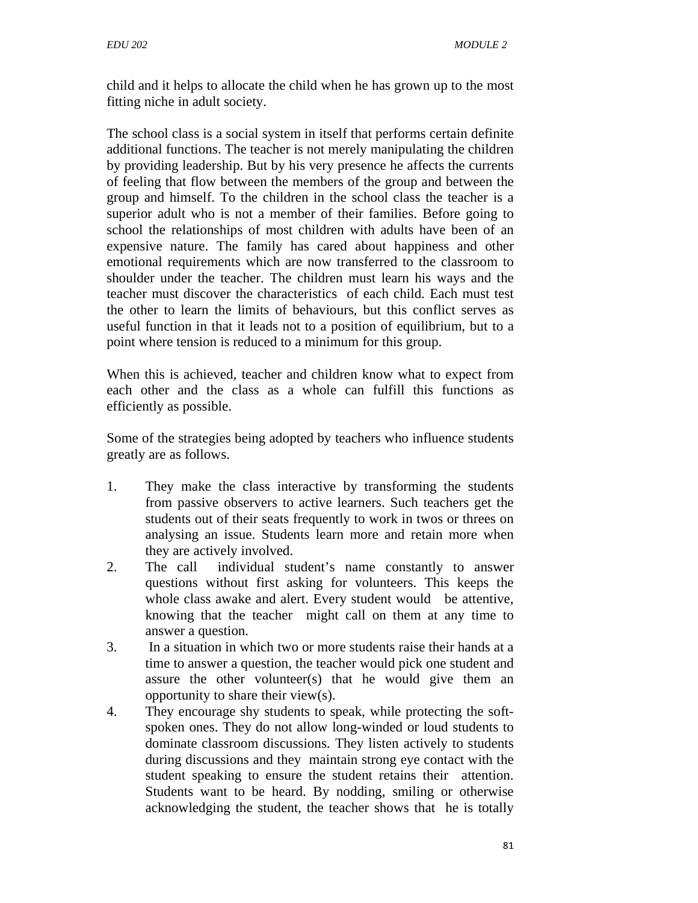child and it helps to allocate the child when he has grown up to the most fitting niche in adult society.

The school class is a social system in itself that performs certain definite additional functions. The teacher is not merely manipulating the children by providing leadership. But by his very presence he affects the currents of feeling that flow between the members of the group and between the group and himself. To the children in the school class the teacher is a superior adult who is not a member of their families. Before going to school the relationships of most children with adults have been of an expensive nature. The family has cared about happiness and other emotional requirements which are now transferred to the classroom to shoulder under the teacher. The children must learn his ways and the teacher must discover the characteristics of each child. Each must test the other to learn the limits of behaviours, but this conflict serves as useful function in that it leads not to a position of equilibrium, but to a point where tension is reduced to a minimum for this group.

When this is achieved, teacher and children know what to expect from each other and the class as a whole can fulfill this functions as efficiently as possible.

Some of the strategies being adopted by teachers who influence students greatly are as follows.

1. They make the class interactive by transforming the students from passive observers to active learners. Such teachers get the students out of their seats frequently to work in twos or threes on analysing an issue. Students learn more and retain more when they are actively involved.
2. The call individual student's name constantly to answer questions without first asking for volunteers. This keeps the whole class awake and alert. Every student would be attentive, knowing that the teacher might call on them at any time to answer a question.
3. In a situation in which two or more students raise their hands at a time to answer a question, the teacher would pick one student and assure the other volunteer(s) that he would give them an opportunity to share their view(s).
4. They encourage shy students to speak, while protecting the soft-spoken ones. They do not allow long-winded or loud students to dominate classroom discussions. They listen actively to students during discussions and they maintain strong eye contact with the student speaking to ensure the student retains their attention. Students want to be heard. By nodding, smiling or otherwise acknowledging the student, the teacher shows that he is totally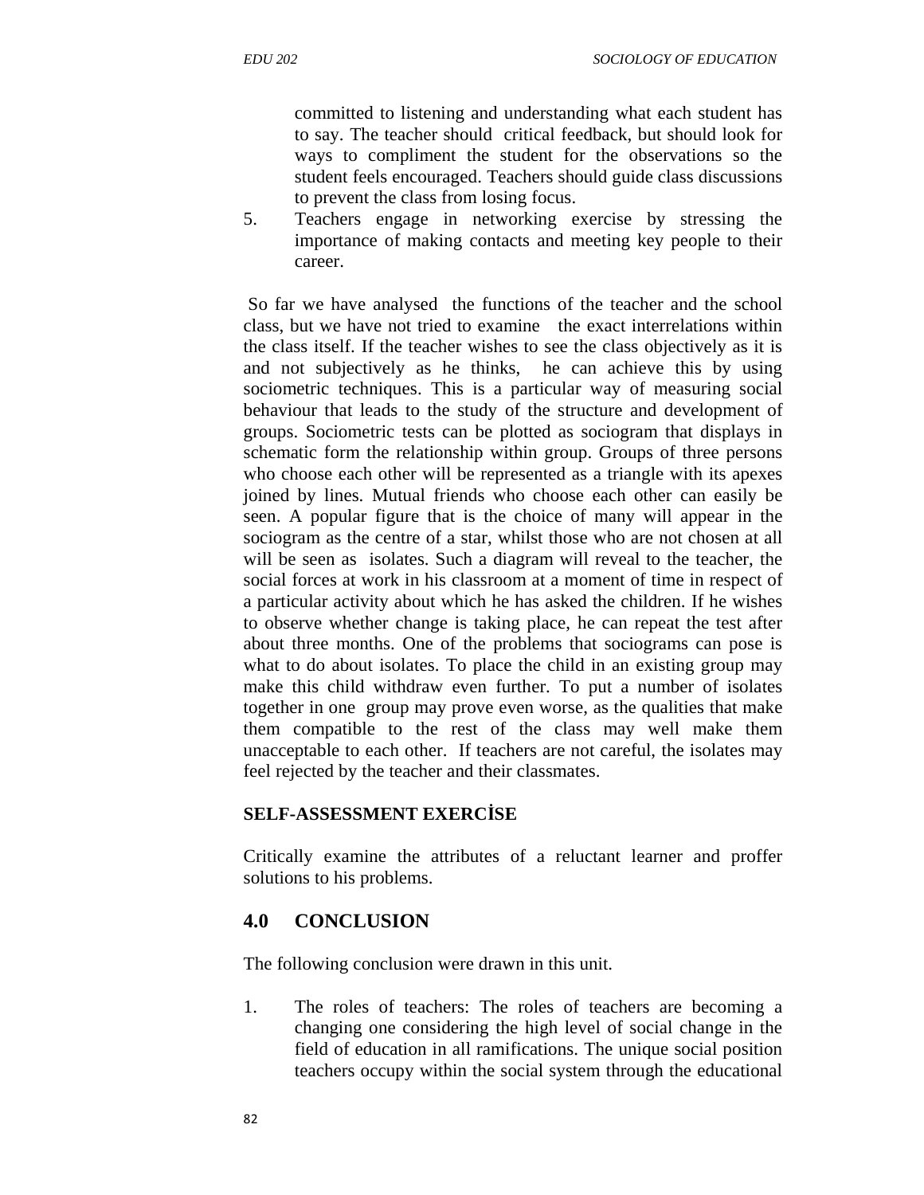committed to listening and understanding what each student has to say. The teacher should critical feedback, but should look for ways to compliment the student for the observations so the student feels encouraged. Teachers should guide class discussions to prevent the class from losing focus.

5. Teachers engage in networking exercise by stressing the importance of making contacts and meeting key people to their career.

So far we have analysed the functions of the teacher and the school class, but we have not tried to examine the exact interrelations within the class itself. If the teacher wishes to see the class objectively as it is and not subjectively as he thinks, he can achieve this by using sociometric techniques. This is a particular way of measuring social behaviour that leads to the study of the structure and development of groups. Sociometric tests can be plotted as sociogram that displays in schematic form the relationship within group. Groups of three persons who choose each other will be represented as a triangle with its apexes joined by lines. Mutual friends who choose each other can easily be seen. A popular figure that is the choice of many will appear in the sociogram as the centre of a star, whilst those who are not chosen at all will be seen as isolates. Such a diagram will reveal to the teacher, the social forces at work in his classroom at a moment of time in respect of a particular activity about which he has asked the children. If he wishes to observe whether change is taking place, he can repeat the test after about three months. One of the problems that sociograms can pose is what to do about isolates. To place the child in an existing group may make this child withdraw even further. To put a number of isolates together in one group may prove even worse, as the qualities that make them compatible to the rest of the class may well make them unacceptable to each other. If teachers are not careful, the isolates may feel rejected by the teacher and their classmates.

**SELF-ASSESSMENT EXERCİSE**

Critically examine the attributes of a reluctant learner and proffer solutions to his problems.

## 4.0 CONCLUSION

The following conclusion were drawn in this unit.

1. The roles of teachers: The roles of teachers are becoming a changing one considering the high level of social change in the field of education in all ramifications. The unique social position teachers occupy within the social system through the educational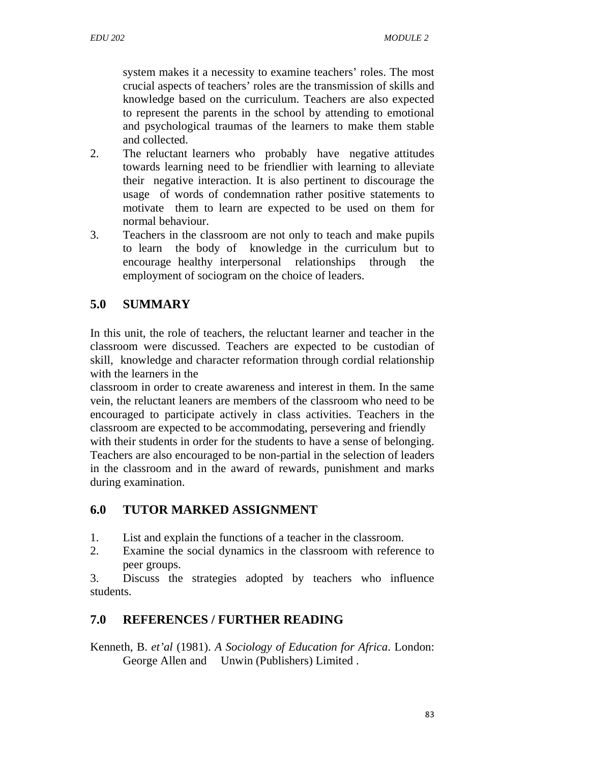system makes it a necessity to examine teachers' roles. The most crucial aspects of teachers' roles are the transmission of skills and knowledge based on the curriculum. Teachers are also expected to represent the parents in the school by attending to emotional and psychological traumas of the learners to make them stable and collected.

2. The reluctant learners who probably have negative attitudes towards learning need to be friendlier with learning to alleviate their negative interaction. It is also pertinent to discourage the usage of words of condemnation rather positive statements to motivate them to learn are expected to be used on them for normal behaviour.
3. Teachers in the classroom are not only to teach and make pupils to learn the body of knowledge in the curriculum but to encourage healthy interpersonal relationships through the employment of sociogram on the choice of leaders.

## 5.0 SUMMARY

In this unit, the role of teachers, the reluctant learner and teacher in the classroom were discussed. Teachers are expected to be custodian of skill, knowledge and character reformation through cordial relationship with the learners in the classroom in order to create awareness and interest in them. In the same vein, the reluctant leaners are members of the classroom who need to be encouraged to participate actively in class activities. Teachers in the classroom are expected to be accommodating, persevering and friendly with their students in order for the students to have a sense of belonging. Teachers are also encouraged to be non-partial in the selection of leaders in the classroom and in the award of rewards, punishment and marks during examination.

## 6.0 TUTOR MARKED ASSIGNMENT

1. List and explain the functions of a teacher in the classroom.
2. Examine the social dynamics in the classroom with reference to peer groups.
3. Discuss the strategies adopted by teachers who influence students.

## 7.0 REFERENCES / FURTHER READING

Kenneth, B. *et'al* (1981). *A Sociology of Education for Africa*. London: George Allen and Unwin (Publishers) Limited .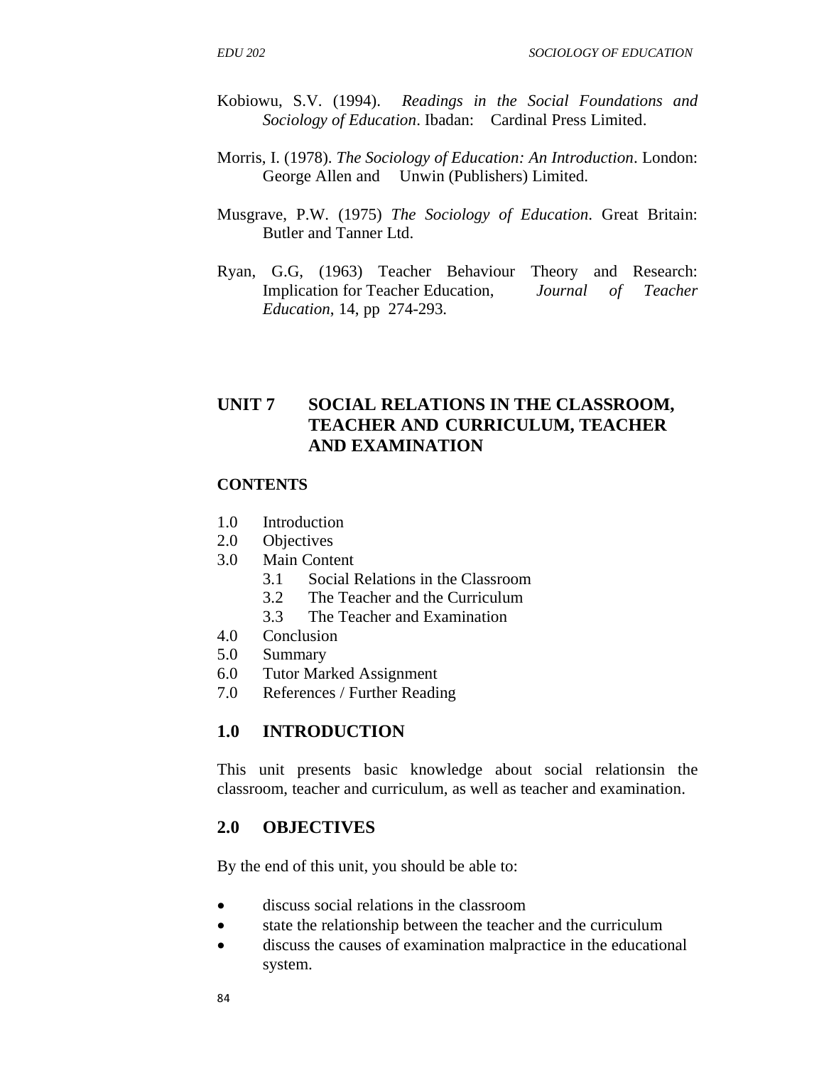Kobiowu, S.V. (1994). *Readings in the Social Foundations and Sociology of Education*. Ibadan: Cardinal Press Limited.

Morris, I. (1978). *The Sociology of Education: An Introduction*. London: George Allen and Unwin (Publishers) Limited.

Musgrave, P.W. (1975) *The Sociology of Education*. Great Britain: Butler and Tanner Ltd.

Ryan, G.G, (1963) Teacher Behaviour Theory and Research: Implication for Teacher Education, *Journal of Teacher Education*, 14, pp 274-293.

## UNIT 7 SOCIAL RELATIONS IN THE CLASSROOM, TEACHER AND CURRICULUM, TEACHER AND EXAMINATION

**CONTENTS**

1.0 Introduction
2.0 Objectives
3.0 Main Content
 3.1 Social Relations in the Classroom
 3.2 The Teacher and the Curriculum
 3.3 The Teacher and Examination
4.0 Conclusion
5.0 Summary
6.0 Tutor Marked Assignment
7.0 References / Further Reading

### 1.0 INTRODUCTION

This unit presents basic knowledge about social relationsin the classroom, teacher and curriculum, as well as teacher and examination.

### 2.0 OBJECTIVES

By the end of this unit, you should be able to:

- discuss social relations in the classroom
- state the relationship between the teacher and the curriculum
- discuss the causes of examination malpractice in the educational system.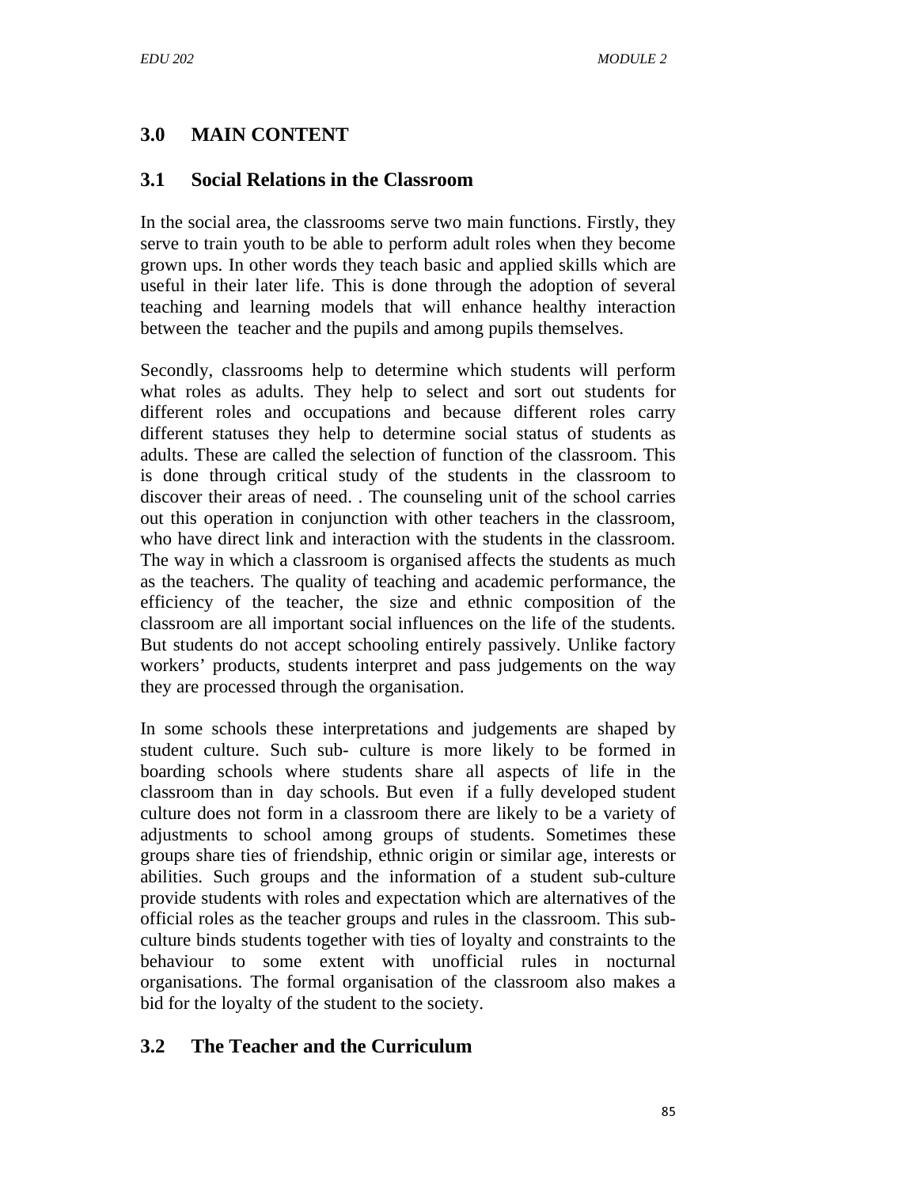## 3.0 MAIN CONTENT

### 3.1 Social Relations in the Classroom

In the social area, the classrooms serve two main functions. Firstly, they serve to train youth to be able to perform adult roles when they become grown ups. In other words they teach basic and applied skills which are useful in their later life. This is done through the adoption of several teaching and learning models that will enhance healthy interaction between the teacher and the pupils and among pupils themselves.

Secondly, classrooms help to determine which students will perform what roles as adults. They help to select and sort out students for different roles and occupations and because different roles carry different statuses they help to determine social status of students as adults. These are called the selection of function of the classroom. This is done through critical study of the students in the classroom to discover their areas of need. . The counseling unit of the school carries out this operation in conjunction with other teachers in the classroom, who have direct link and interaction with the students in the classroom. The way in which a classroom is organised affects the students as much as the teachers. The quality of teaching and academic performance, the efficiency of the teacher, the size and ethnic composition of the classroom are all important social influences on the life of the students. But students do not accept schooling entirely passively. Unlike factory workers' products, students interpret and pass judgements on the way they are processed through the organisation.

In some schools these interpretations and judgements are shaped by student culture. Such sub- culture is more likely to be formed in boarding schools where students share all aspects of life in the classroom than in day schools. But even if a fully developed student culture does not form in a classroom there are likely to be a variety of adjustments to school among groups of students. Sometimes these groups share ties of friendship, ethnic origin or similar age, interests or abilities. Such groups and the information of a student sub-culture provide students with roles and expectation which are alternatives of the official roles as the teacher groups and rules in the classroom. This sub-culture binds students together with ties of loyalty and constraints to the behaviour to some extent with unofficial rules in nocturnal organisations. The formal organisation of the classroom also makes a bid for the loyalty of the student to the society.

### 3.2 The Teacher and the Curriculum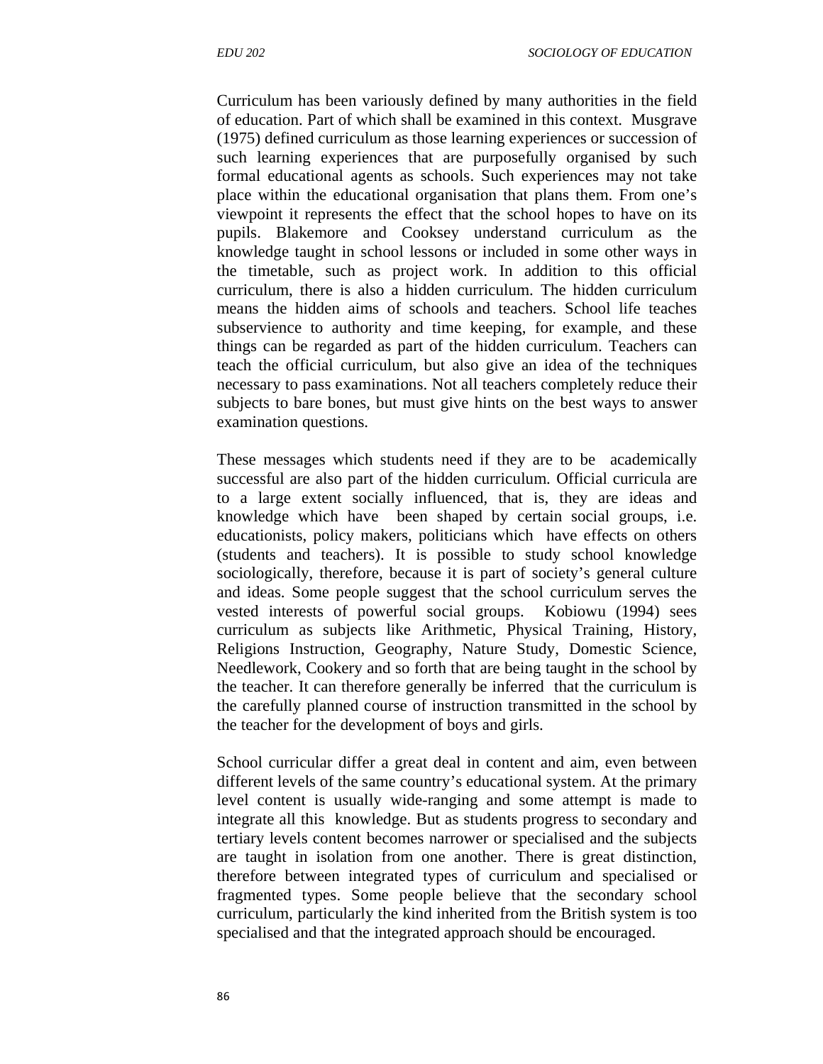Curriculum has been variously defined by many authorities in the field of education. Part of which shall be examined in this context. Musgrave (1975) defined curriculum as those learning experiences or succession of such learning experiences that are purposefully organised by such formal educational agents as schools. Such experiences may not take place within the educational organisation that plans them. From one's viewpoint it represents the effect that the school hopes to have on its pupils. Blakemore and Cooksey understand curriculum as the knowledge taught in school lessons or included in some other ways in the timetable, such as project work. In addition to this official curriculum, there is also a hidden curriculum. The hidden curriculum means the hidden aims of schools and teachers. School life teaches subservience to authority and time keeping, for example, and these things can be regarded as part of the hidden curriculum. Teachers can teach the official curriculum, but also give an idea of the techniques necessary to pass examinations. Not all teachers completely reduce their subjects to bare bones, but must give hints on the best ways to answer examination questions.

These messages which students need if they are to be academically successful are also part of the hidden curriculum. Official curricula are to a large extent socially influenced, that is, they are ideas and knowledge which have been shaped by certain social groups, i.e. educationists, policy makers, politicians which have effects on others (students and teachers). It is possible to study school knowledge sociologically, therefore, because it is part of society's general culture and ideas. Some people suggest that the school curriculum serves the vested interests of powerful social groups. Kobiowu (1994) sees curriculum as subjects like Arithmetic, Physical Training, History, Religions Instruction, Geography, Nature Study, Domestic Science, Needlework, Cookery and so forth that are being taught in the school by the teacher. It can therefore generally be inferred that the curriculum is the carefully planned course of instruction transmitted in the school by the teacher for the development of boys and girls.

School curricular differ a great deal in content and aim, even between different levels of the same country's educational system. At the primary level content is usually wide-ranging and some attempt is made to integrate all this knowledge. But as students progress to secondary and tertiary levels content becomes narrower or specialised and the subjects are taught in isolation from one another. There is great distinction, therefore between integrated types of curriculum and specialised or fragmented types. Some people believe that the secondary school curriculum, particularly the kind inherited from the British system is too specialised and that the integrated approach should be encouraged.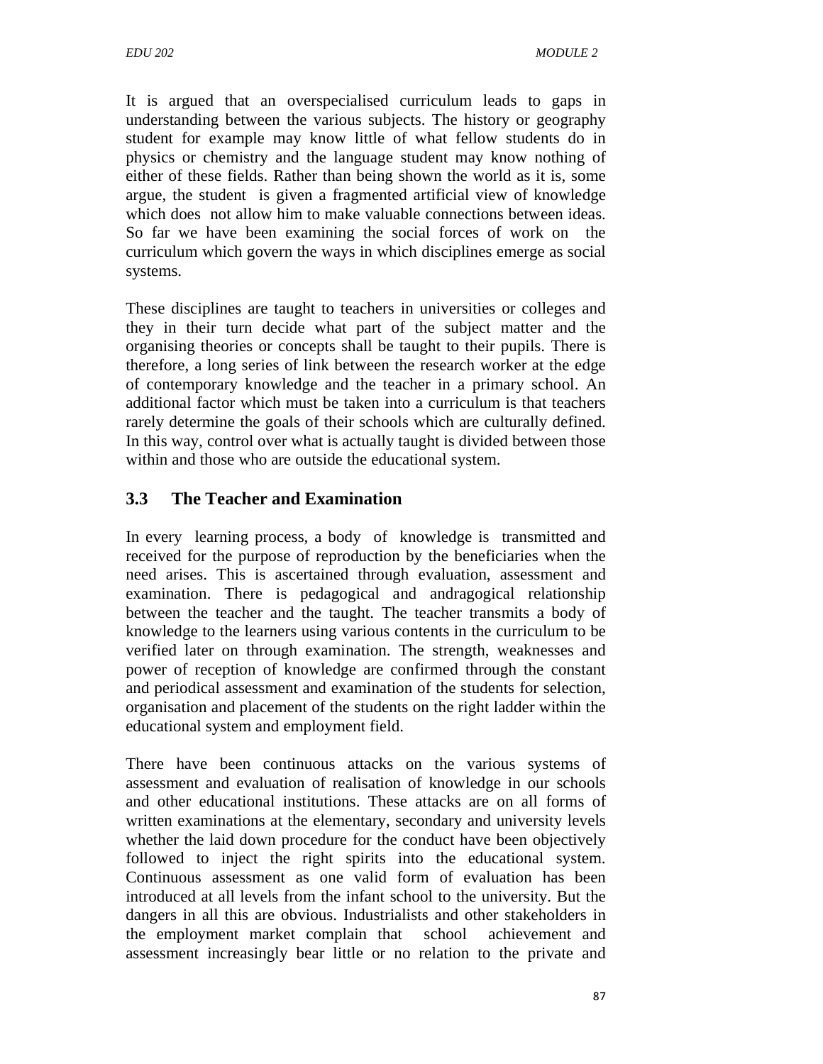It is argued that an overspecialised curriculum leads to gaps in understanding between the various subjects. The history or geography student for example may know little of what fellow students do in physics or chemistry and the language student may know nothing of either of these fields. Rather than being shown the world as it is, some argue, the student is given a fragmented artificial view of knowledge which does not allow him to make valuable connections between ideas. So far we have been examining the social forces of work on the curriculum which govern the ways in which disciplines emerge as social systems.

These disciplines are taught to teachers in universities or colleges and they in their turn decide what part of the subject matter and the organising theories or concepts shall be taught to their pupils. There is therefore, a long series of link between the research worker at the edge of contemporary knowledge and the teacher in a primary school. An additional factor which must be taken into a curriculum is that teachers rarely determine the goals of their schools which are culturally defined. In this way, control over what is actually taught is divided between those within and those who are outside the educational system.

## 3.3 The Teacher and Examination

In every learning process, a body of knowledge is transmitted and received for the purpose of reproduction by the beneficiaries when the need arises. This is ascertained through evaluation, assessment and examination. There is pedagogical and andragogical relationship between the teacher and the taught. The teacher transmits a body of knowledge to the learners using various contents in the curriculum to be verified later on through examination. The strength, weaknesses and power of reception of knowledge are confirmed through the constant and periodical assessment and examination of the students for selection, organisation and placement of the students on the right ladder within the educational system and employment field.

There have been continuous attacks on the various systems of assessment and evaluation of realisation of knowledge in our schools and other educational institutions. These attacks are on all forms of written examinations at the elementary, secondary and university levels whether the laid down procedure for the conduct have been objectively followed to inject the right spirits into the educational system. Continuous assessment as one valid form of evaluation has been introduced at all levels from the infant school to the university. But the dangers in all this are obvious. Industrialists and other stakeholders in the employment market complain that school achievement and assessment increasingly bear little or no relation to the private and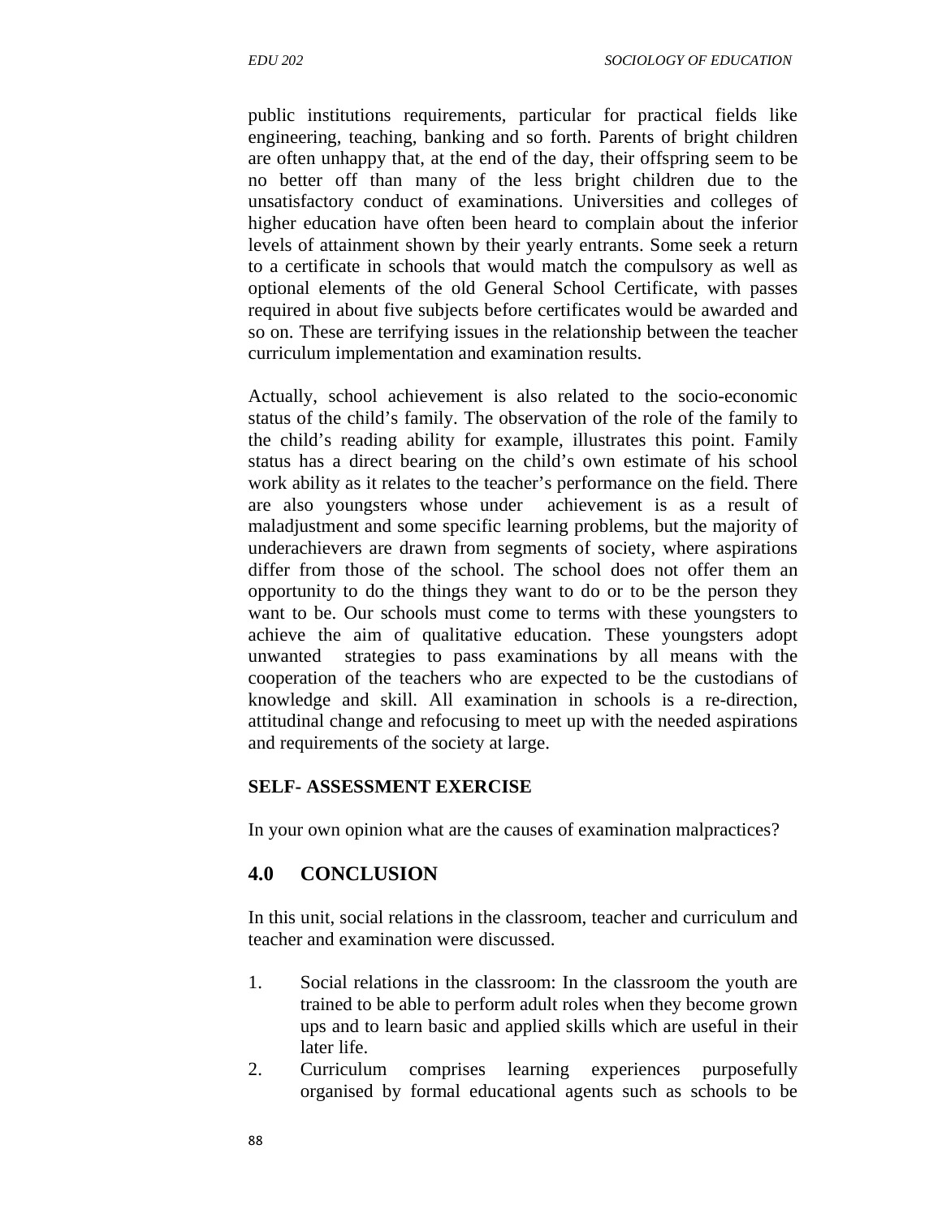public institutions requirements, particular for practical fields like engineering, teaching, banking and so forth. Parents of bright children are often unhappy that, at the end of the day, their offspring seem to be no better off than many of the less bright children due to the unsatisfactory conduct of examinations. Universities and colleges of higher education have often been heard to complain about the inferior levels of attainment shown by their yearly entrants. Some seek a return to a certificate in schools that would match the compulsory as well as optional elements of the old General School Certificate, with passes required in about five subjects before certificates would be awarded and so on. These are terrifying issues in the relationship between the teacher curriculum implementation and examination results.

Actually, school achievement is also related to the socio-economic status of the child's family. The observation of the role of the family to the child's reading ability for example, illustrates this point. Family status has a direct bearing on the child's own estimate of his school work ability as it relates to the teacher's performance on the field. There are also youngsters whose under achievement is as a result of maladjustment and some specific learning problems, but the majority of underachievers are drawn from segments of society, where aspirations differ from those of the school. The school does not offer them an opportunity to do the things they want to do or to be the person they want to be. Our schools must come to terms with these youngsters to achieve the aim of qualitative education. These youngsters adopt unwanted strategies to pass examinations by all means with the cooperation of the teachers who are expected to be the custodians of knowledge and skill. All examination in schools is a re-direction, attitudinal change and refocusing to meet up with the needed aspirations and requirements of the society at large.

**SELF- ASSESSMENT EXERCISE**

In your own opinion what are the causes of examination malpractices?

## 4.0 CONCLUSION

In this unit, social relations in the classroom, teacher and curriculum and teacher and examination were discussed.

1. Social relations in the classroom: In the classroom the youth are trained to be able to perform adult roles when they become grown ups and to learn basic and applied skills which are useful in their later life.
2. Curriculum comprises learning experiences purposefully organised by formal educational agents such as schools to be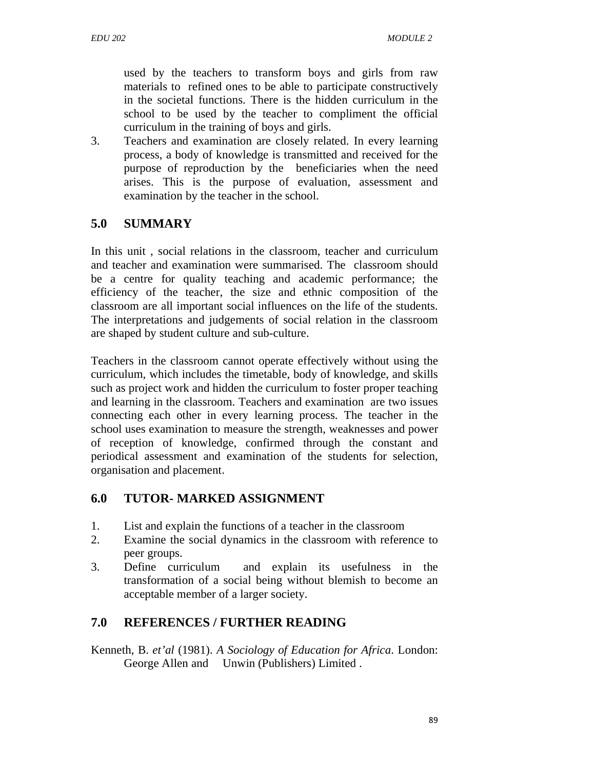used by the teachers to transform boys and girls from raw materials to refined ones to be able to participate constructively in the societal functions. There is the hidden curriculum in the school to be used by the teacher to compliment the official curriculum in the training of boys and girls.

3. Teachers and examination are closely related. In every learning process, a body of knowledge is transmitted and received for the purpose of reproduction by the beneficiaries when the need arises. This is the purpose of evaluation, assessment and examination by the teacher in the school.

## 5.0 SUMMARY

In this unit , social relations in the classroom, teacher and curriculum and teacher and examination were summarised. The classroom should be a centre for quality teaching and academic performance; the efficiency of the teacher, the size and ethnic composition of the classroom are all important social influences on the life of the students. The interpretations and judgements of social relation in the classroom are shaped by student culture and sub-culture.

Teachers in the classroom cannot operate effectively without using the curriculum, which includes the timetable, body of knowledge, and skills such as project work and hidden the curriculum to foster proper teaching and learning in the classroom. Teachers and examination are two issues connecting each other in every learning process. The teacher in the school uses examination to measure the strength, weaknesses and power of reception of knowledge, confirmed through the constant and periodical assessment and examination of the students for selection, organisation and placement.

## 6.0 TUTOR- MARKED ASSIGNMENT

1. List and explain the functions of a teacher in the classroom
2. Examine the social dynamics in the classroom with reference to peer groups.
3. Define curriculum and explain its usefulness in the transformation of a social being without blemish to become an acceptable member of a larger society.

## 7.0 REFERENCES / FURTHER READING

Kenneth, B. *et'al* (1981). *A Sociology of Education for Africa*. London: George Allen and Unwin (Publishers) Limited .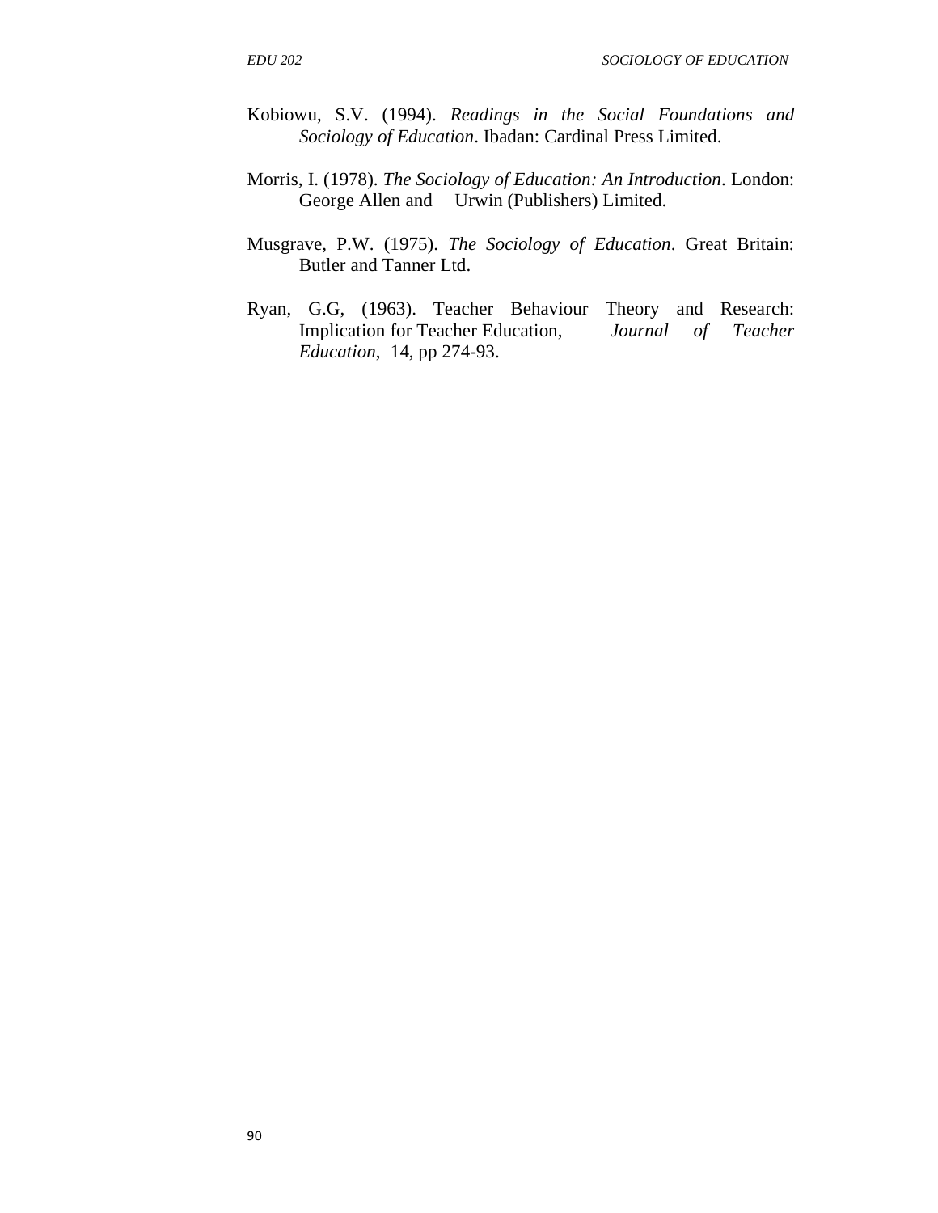Kobiowu, S.V. (1994). *Readings in the Social Foundations and Sociology of Education*. Ibadan: Cardinal Press Limited.

Morris, I. (1978). *The Sociology of Education: An Introduction*. London: George Allen and Urwin (Publishers) Limited.

Musgrave, P.W. (1975). *The Sociology of Education*. Great Britain: Butler and Tanner Ltd.

Ryan, G.G, (1963). Teacher Behaviour Theory and Research: Implication for Teacher Education, *Journal of Teacher Education*, 14, pp 274-93.